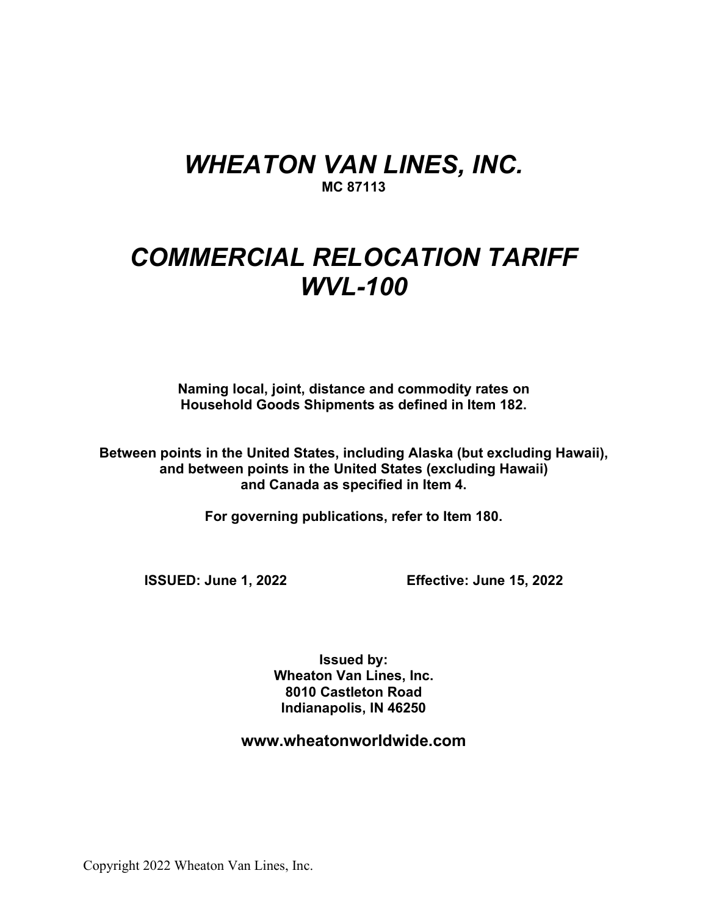# *WHEATON VAN LINES, INC.*

**MC 87113**

# *COMMERCIAL RELOCATION TARIFF WVL-100*

**Naming local, joint, distance and commodity rates on Household Goods Shipments as defined in Item 182.**

**Between points in the United States, including Alaska (but excluding Hawaii), and between points in the United States (excluding Hawaii) and Canada as specified in Item 4.**

**For governing publications, refer to Item 180.**

**ISSUED: June 1, 2022** **Effective: June 15, 2022**

**Issued by:**
**Wheaton Van Lines, Inc.**
**8010 Castleton Road**
**Indianapolis, IN 46250**

**www.wheatonworldwide.com**

Copyright 2022 Wheaton Van Lines, Inc.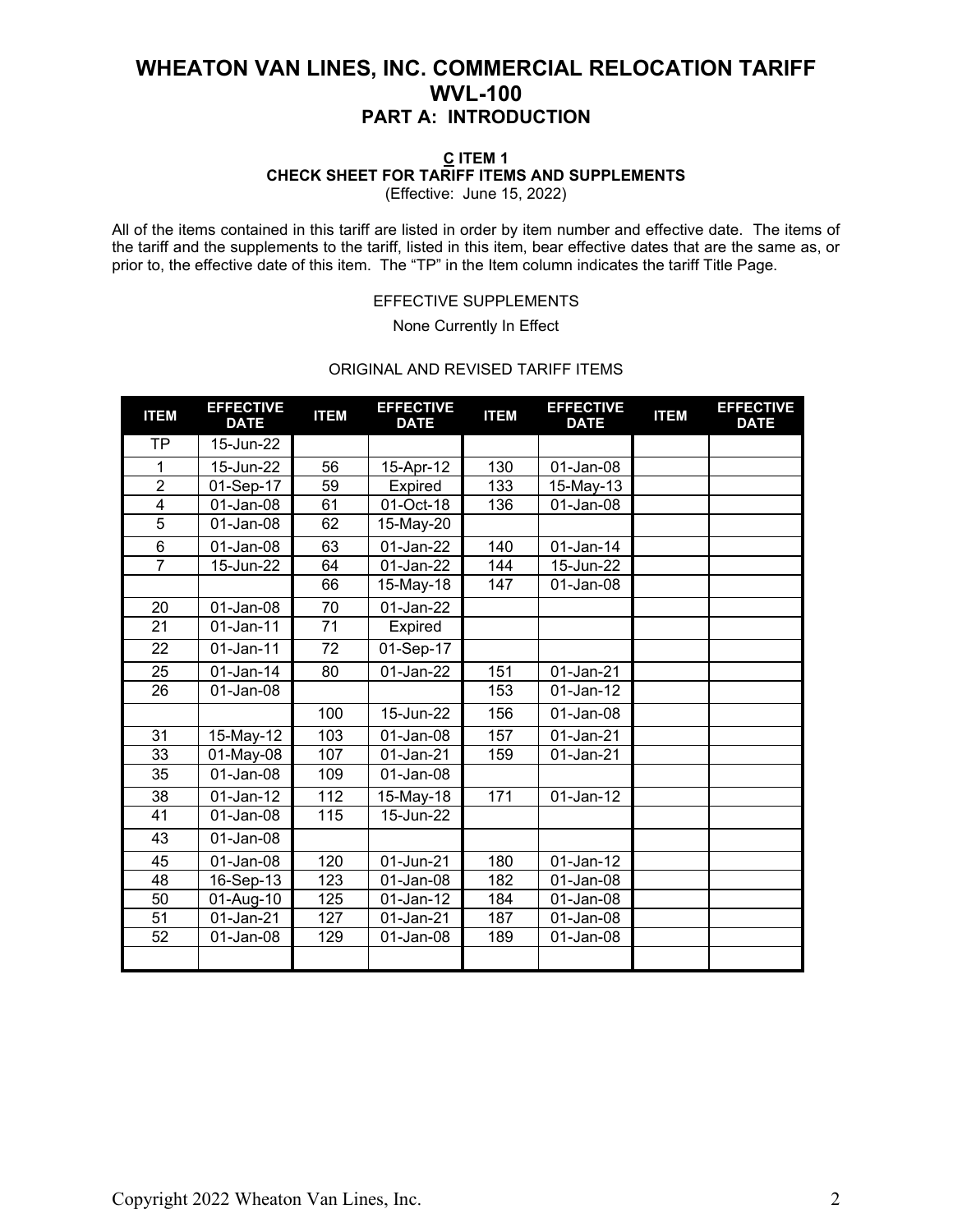# WHEATON VAN LINES, INC. COMMERCIAL RELOCATION TARIFF WVL-100

## PART A: INTRODUCTION

### C ITEM 1
### CHECK SHEET FOR TARIFF ITEMS AND SUPPLEMENTS

(Effective: June 15, 2022)

All of the items contained in this tariff are listed in order by item number and effective date. The items of the tariff and the supplements to the tariff, listed in this item, bear effective dates that are the same as, or prior to, the effective date of this item. The "TP" in the Item column indicates the tariff Title Page.

EFFECTIVE SUPPLEMENTS

None Currently In Effect

ORIGINAL AND REVISED TARIFF ITEMS

| ITEM | EFFECTIVE DATE | ITEM | EFFECTIVE DATE | ITEM | EFFECTIVE DATE | ITEM | EFFECTIVE DATE |
|---|---|---|---|---|---|---|---|
| TP | 15-Jun-22 | | | | | | |
| 1 | 15-Jun-22 | 56 | 15-Apr-12 | 130 | 01-Jan-08 | | |
| 2 | 01-Sep-17 | 59 | Expired | 133 | 15-May-13 | | |
| 4 | 01-Jan-08 | 61 | 01-Oct-18 | 136 | 01-Jan-08 | | |
| 5 | 01-Jan-08 | 62 | 15-May-20 | | | | |
| 6 | 01-Jan-08 | 63 | 01-Jan-22 | 140 | 01-Jan-14 | | |
| 7 | 15-Jun-22 | 64 | 01-Jan-22 | 144 | 15-Jun-22 | | |
| | | 66 | 15-May-18 | 147 | 01-Jan-08 | | |
| 20 | 01-Jan-08 | 70 | 01-Jan-22 | | | | |
| 21 | 01-Jan-11 | 71 | Expired | | | | |
| 22 | 01-Jan-11 | 72 | 01-Sep-17 | | | | |
| 25 | 01-Jan-14 | 80 | 01-Jan-22 | 151 | 01-Jan-21 | | |
| 26 | 01-Jan-08 | | | 153 | 01-Jan-12 | | |
| | | 100 | 15-Jun-22 | 156 | 01-Jan-08 | | |
| 31 | 15-May-12 | 103 | 01-Jan-08 | 157 | 01-Jan-21 | | |
| 33 | 01-May-08 | 107 | 01-Jan-21 | 159 | 01-Jan-21 | | |
| 35 | 01-Jan-08 | 109 | 01-Jan-08 | | | | |
| 38 | 01-Jan-12 | 112 | 15-May-18 | 171 | 01-Jan-12 | | |
| 41 | 01-Jan-08 | 115 | 15-Jun-22 | | | | |
| 43 | 01-Jan-08 | | | | | | |
| 45 | 01-Jan-08 | 120 | 01-Jun-21 | 180 | 01-Jan-12 | | |
| 48 | 16-Sep-13 | 123 | 01-Jan-08 | 182 | 01-Jan-08 | | |
| 50 | 01-Aug-10 | 125 | 01-Jan-12 | 184 | 01-Jan-08 | | |
| 51 | 01-Jan-21 | 127 | 01-Jan-21 | 187 | 01-Jan-08 | | |
| 52 | 01-Jan-08 | 129 | 01-Jan-08 | 189 | 01-Jan-08 | | |
| | | | | | | | |

Copyright 2022 Wheaton Van Lines, Inc.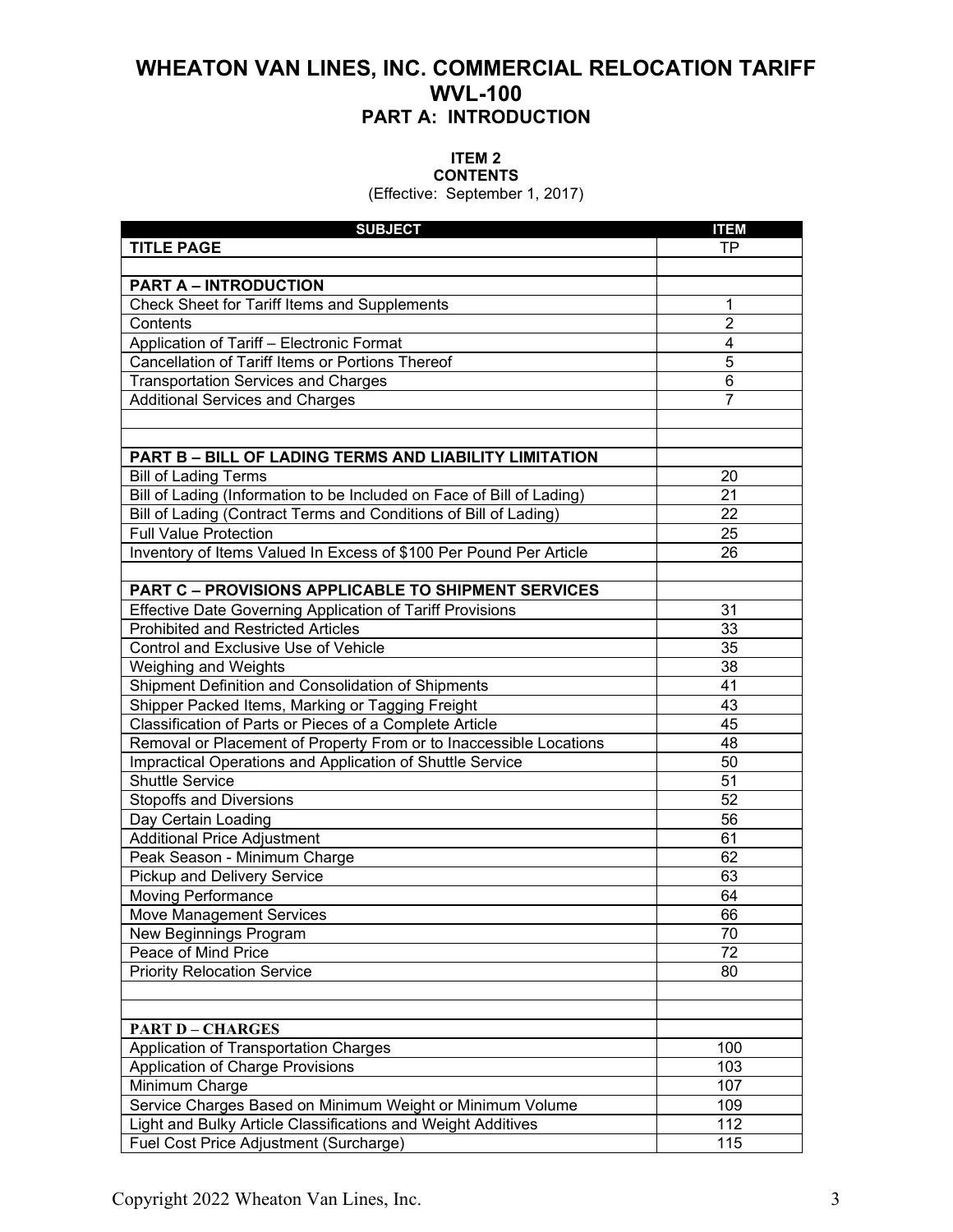# WHEATON VAN LINES, INC. COMMERCIAL RELOCATION TARIFF WVL-100

## PART A: INTRODUCTION

### ITEM 2
### CONTENTS

(Effective: September 1, 2017)

| SUBJECT | ITEM |
|---|---|
| **TITLE PAGE** | TP |
| | |
| **PART A – INTRODUCTION** | |
| Check Sheet for Tariff Items and Supplements | 1 |
| Contents | 2 |
| Application of Tariff – Electronic Format | 4 |
| Cancellation of Tariff Items or Portions Thereof | 5 |
| Transportation Services and Charges | 6 |
| Additional Services and Charges | 7 |
| | |
| | |
| **PART B – BILL OF LADING TERMS AND LIABILITY LIMITATION** | |
| Bill of Lading Terms | 20 |
| Bill of Lading (Information to be Included on Face of Bill of Lading) | 21 |
| Bill of Lading (Contract Terms and Conditions of Bill of Lading) | 22 |
| Full Value Protection | 25 |
| Inventory of Items Valued In Excess of $100 Per Pound Per Article | 26 |
| | |
| **PART C – PROVISIONS APPLICABLE TO SHIPMENT SERVICES** | |
| Effective Date Governing Application of Tariff Provisions | 31 |
| Prohibited and Restricted Articles | 33 |
| Control and Exclusive Use of Vehicle | 35 |
| Weighing and Weights | 38 |
| Shipment Definition and Consolidation of Shipments | 41 |
| Shipper Packed Items, Marking or Tagging Freight | 43 |
| Classification of Parts or Pieces of a Complete Article | 45 |
| Removal or Placement of Property From or to Inaccessible Locations | 48 |
| Impractical Operations and Application of Shuttle Service | 50 |
| Shuttle Service | 51 |
| Stopoffs and Diversions | 52 |
| Day Certain Loading | 56 |
| Additional Price Adjustment | 61 |
| Peak Season - Minimum Charge | 62 |
| Pickup and Delivery Service | 63 |
| Moving Performance | 64 |
| Move Management Services | 66 |
| New Beginnings Program | 70 |
| Peace of Mind Price | 72 |
| Priority Relocation Service | 80 |
| | |
| | |
| **PART D – CHARGES** | |
| Application of Transportation Charges | 100 |
| Application of Charge Provisions | 103 |
| Minimum Charge | 107 |
| Service Charges Based on Minimum Weight or Minimum Volume | 109 |
| Light and Bulky Article Classifications and Weight Additives | 112 |
| Fuel Cost Price Adjustment (Surcharge) | 115 |

Copyright 2022 Wheaton Van Lines, Inc.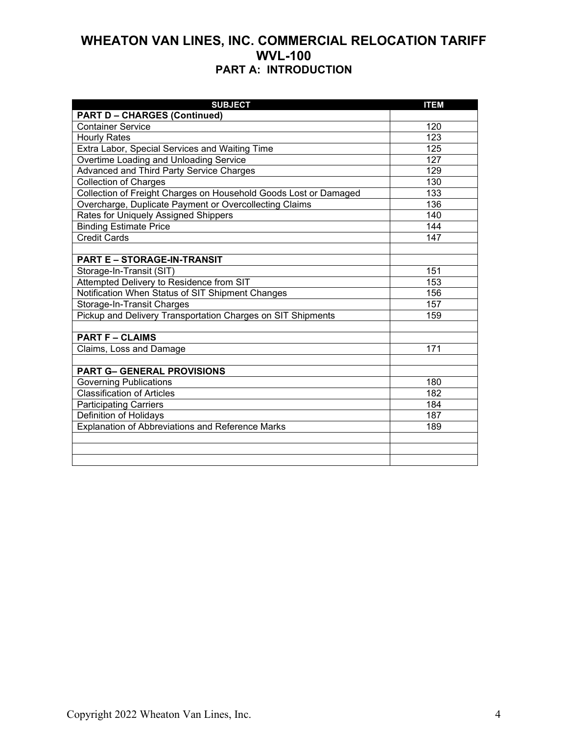# WHEATON VAN LINES, INC. COMMERCIAL RELOCATION TARIFF WVL-100

## PART A: INTRODUCTION

| SUBJECT | ITEM |
|---|---|
| **PART D – CHARGES (Continued)** | |
| Container Service | 120 |
| Hourly Rates | 123 |
| Extra Labor, Special Services and Waiting Time | 125 |
| Overtime Loading and Unloading Service | 127 |
| Advanced and Third Party Service Charges | 129 |
| Collection of Charges | 130 |
| Collection of Freight Charges on Household Goods Lost or Damaged | 133 |
| Overcharge, Duplicate Payment or Overcollecting Claims | 136 |
| Rates for Uniquely Assigned Shippers | 140 |
| Binding Estimate Price | 144 |
| Credit Cards | 147 |
| | |
| **PART E – STORAGE-IN-TRANSIT** | |
| Storage-In-Transit (SIT) | 151 |
| Attempted Delivery to Residence from SIT | 153 |
| Notification When Status of SIT Shipment Changes | 156 |
| Storage-In-Transit Charges | 157 |
| Pickup and Delivery Transportation Charges on SIT Shipments | 159 |
| | |
| **PART F – CLAIMS** | |
| Claims, Loss and Damage | 171 |
| | |
| **PART G– GENERAL PROVISIONS** | |
| Governing Publications | 180 |
| Classification of Articles | 182 |
| Participating Carriers | 184 |
| Definition of Holidays | 187 |
| Explanation of Abbreviations and Reference Marks | 189 |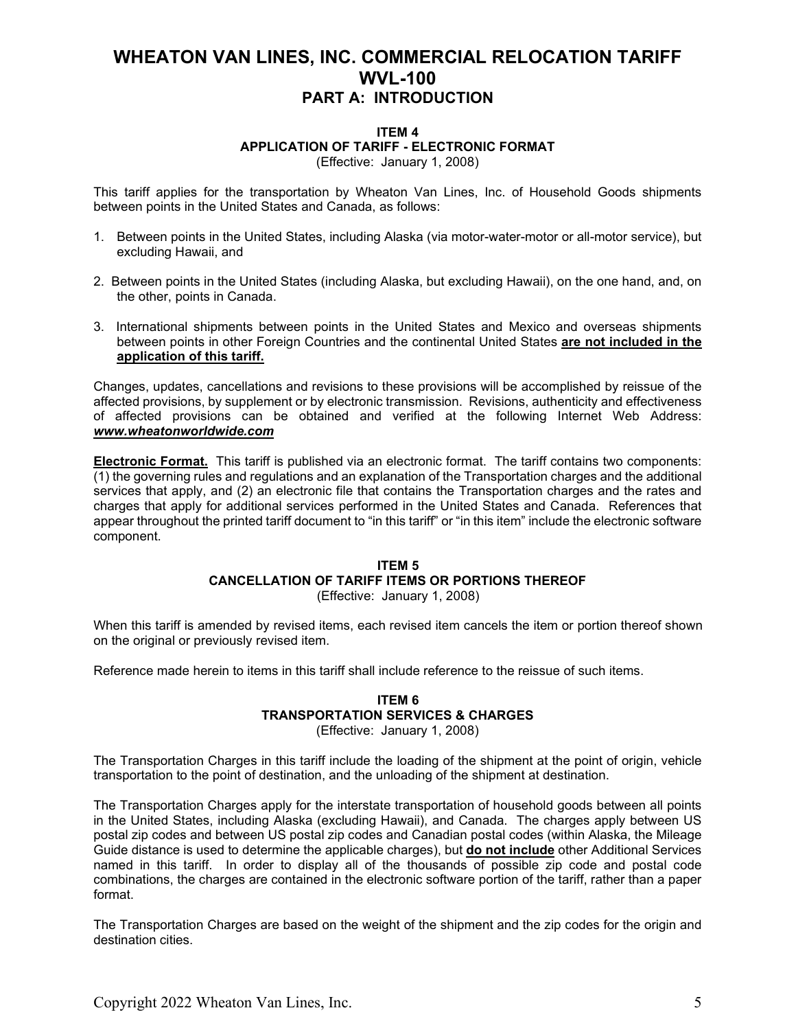# WHEATON VAN LINES, INC. COMMERCIAL RELOCATION TARIFF WVL-100

## PART A: INTRODUCTION

### ITEM 4
### APPLICATION OF TARIFF - ELECTRONIC FORMAT
(Effective: January 1, 2008)

This tariff applies for the transportation by Wheaton Van Lines, Inc. of Household Goods shipments between points in the United States and Canada, as follows:

1. Between points in the United States, including Alaska (via motor-water-motor or all-motor service), but excluding Hawaii, and
2. Between points in the United States (including Alaska, but excluding Hawaii), on the one hand, and, on the other, points in Canada.
3. International shipments between points in the United States and Mexico and overseas shipments between points in other Foreign Countries and the continental United States **are not included in the application of this tariff.**

Changes, updates, cancellations and revisions to these provisions will be accomplished by reissue of the affected provisions, by supplement or by electronic transmission. Revisions, authenticity and effectiveness of affected provisions can be obtained and verified at the following Internet Web Address: ***www.wheatonworldwide.com***

**Electronic Format.** This tariff is published via an electronic format. The tariff contains two components: (1) the governing rules and regulations and an explanation of the Transportation charges and the additional services that apply, and (2) an electronic file that contains the Transportation charges and the rates and charges that apply for additional services performed in the United States and Canada. References that appear throughout the printed tariff document to "in this tariff" or "in this item" include the electronic software component.

### ITEM 5
### CANCELLATION OF TARIFF ITEMS OR PORTIONS THEREOF
(Effective: January 1, 2008)

When this tariff is amended by revised items, each revised item cancels the item or portion thereof shown on the original or previously revised item.

Reference made herein to items in this tariff shall include reference to the reissue of such items.

### ITEM 6
### TRANSPORTATION SERVICES & CHARGES
(Effective: January 1, 2008)

The Transportation Charges in this tariff include the loading of the shipment at the point of origin, vehicle transportation to the point of destination, and the unloading of the shipment at destination.

The Transportation Charges apply for the interstate transportation of household goods between all points in the United States, including Alaska (excluding Hawaii), and Canada. The charges apply between US postal zip codes and between US postal zip codes and Canadian postal codes (within Alaska, the Mileage Guide distance is used to determine the applicable charges), but **do not include** other Additional Services named in this tariff. In order to display all of the thousands of possible zip code and postal code combinations, the charges are contained in the electronic software portion of the tariff, rather than a paper format.

The Transportation Charges are based on the weight of the shipment and the zip codes for the origin and destination cities.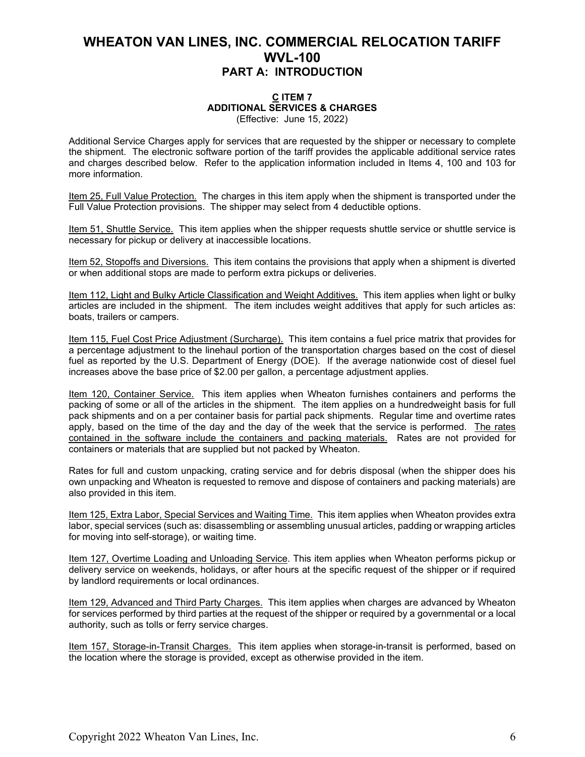# WHEATON VAN LINES, INC. COMMERCIAL RELOCATION TARIFF WVL-100

## PART A: INTRODUCTION

### C ITEM 7
### ADDITIONAL SERVICES & CHARGES

(Effective: June 15, 2022)

Additional Service Charges apply for services that are requested by the shipper or necessary to complete the shipment. The electronic software portion of the tariff provides the applicable additional service rates and charges described below. Refer to the application information included in Items 4, 100 and 103 for more information.

Item 25, Full Value Protection. The charges in this item apply when the shipment is transported under the Full Value Protection provisions. The shipper may select from 4 deductible options.

Item 51, Shuttle Service. This item applies when the shipper requests shuttle service or shuttle service is necessary for pickup or delivery at inaccessible locations.

Item 52, Stopoffs and Diversions. This item contains the provisions that apply when a shipment is diverted or when additional stops are made to perform extra pickups or deliveries.

Item 112, Light and Bulky Article Classification and Weight Additives. This item applies when light or bulky articles are included in the shipment. The item includes weight additives that apply for such articles as: boats, trailers or campers.

Item 115, Fuel Cost Price Adjustment (Surcharge). This item contains a fuel price matrix that provides for a percentage adjustment to the linehaul portion of the transportation charges based on the cost of diesel fuel as reported by the U.S. Department of Energy (DOE). If the average nationwide cost of diesel fuel increases above the base price of $2.00 per gallon, a percentage adjustment applies.

Item 120, Container Service. This item applies when Wheaton furnishes containers and performs the packing of some or all of the articles in the shipment. The item applies on a hundredweight basis for full pack shipments and on a per container basis for partial pack shipments. Regular time and overtime rates apply, based on the time of the day and the day of the week that the service is performed. The rates contained in the software include the containers and packing materials. Rates are not provided for containers or materials that are supplied but not packed by Wheaton.

Rates for full and custom unpacking, crating service and for debris disposal (when the shipper does his own unpacking and Wheaton is requested to remove and dispose of containers and packing materials) are also provided in this item.

Item 125, Extra Labor, Special Services and Waiting Time. This item applies when Wheaton provides extra labor, special services (such as: disassembling or assembling unusual articles, padding or wrapping articles for moving into self-storage), or waiting time.

Item 127, Overtime Loading and Unloading Service. This item applies when Wheaton performs pickup or delivery service on weekends, holidays, or after hours at the specific request of the shipper or if required by landlord requirements or local ordinances.

Item 129, Advanced and Third Party Charges. This item applies when charges are advanced by Wheaton for services performed by third parties at the request of the shipper or required by a governmental or a local authority, such as tolls or ferry service charges.

Item 157, Storage-in-Transit Charges. This item applies when storage-in-transit is performed, based on the location where the storage is provided, except as otherwise provided in the item.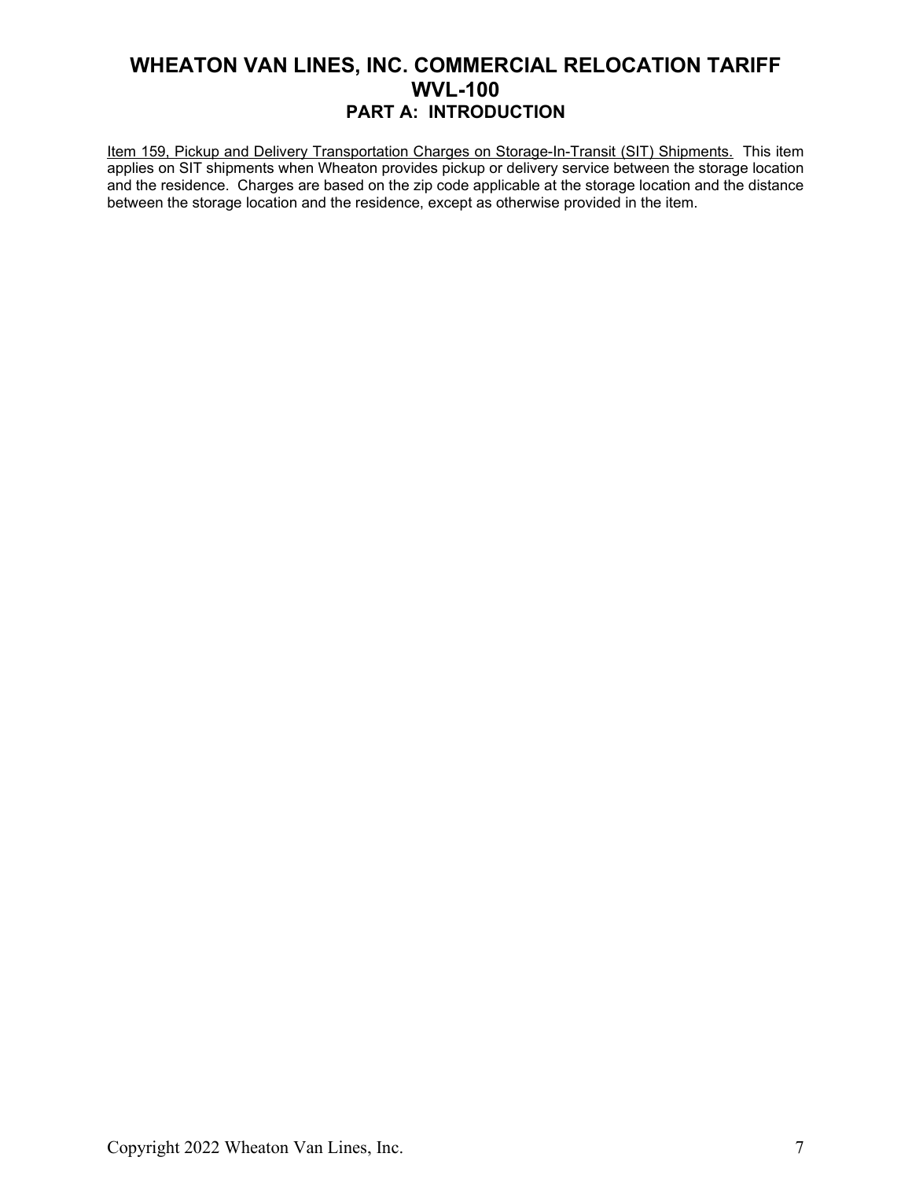# WHEATON VAN LINES, INC. COMMERCIAL RELOCATION TARIFF WVL-100

## PART A: INTRODUCTION

<u>Item 159, Pickup and Delivery Transportation Charges on Storage-In-Transit (SIT) Shipments.</u> This item applies on SIT shipments when Wheaton provides pickup or delivery service between the storage location and the residence. Charges are based on the zip code applicable at the storage location and the distance between the storage location and the residence, except as otherwise provided in the item.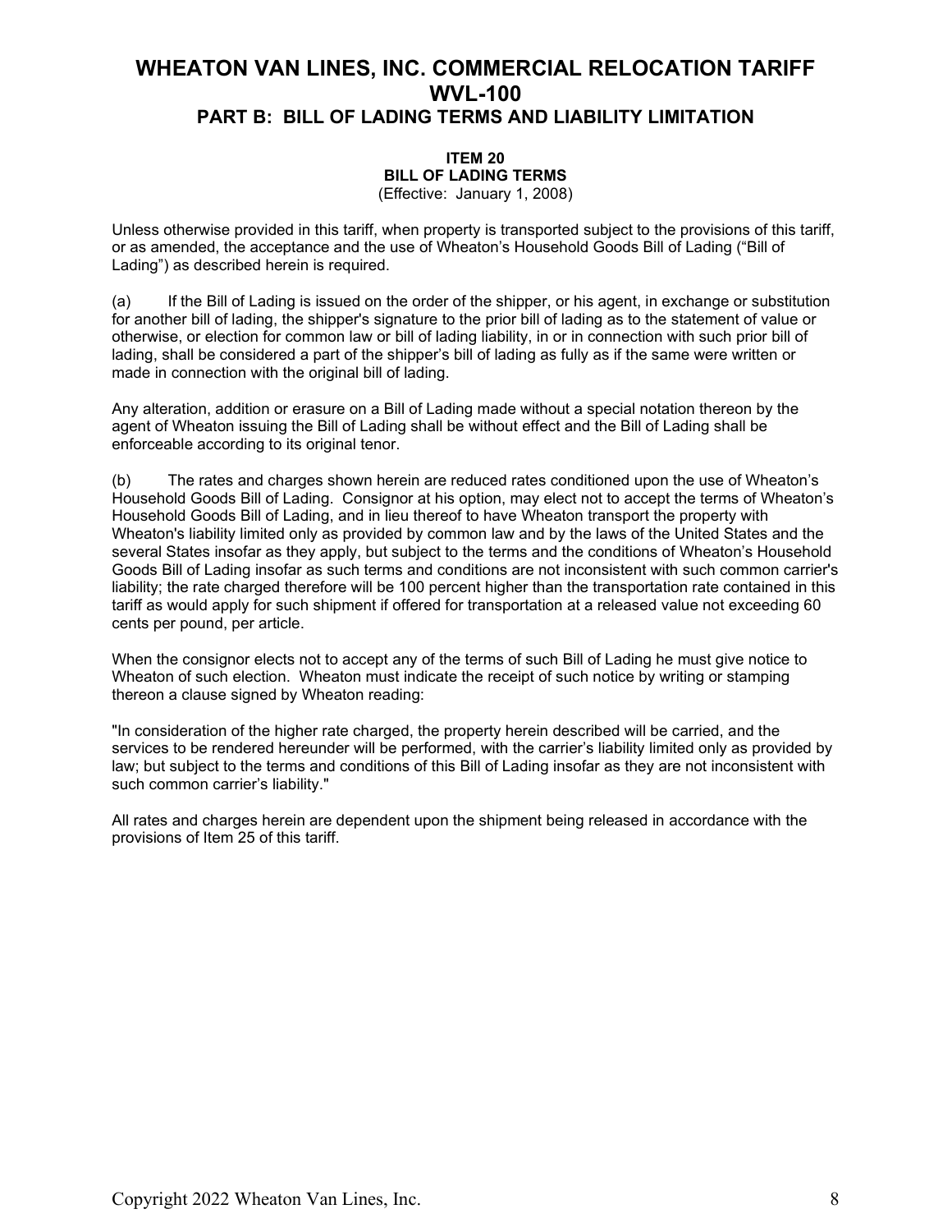# WHEATON VAN LINES, INC. COMMERCIAL RELOCATION TARIFF WVL-100

## PART B: BILL OF LADING TERMS AND LIABILITY LIMITATION

### ITEM 20
### BILL OF LADING TERMS
(Effective: January 1, 2008)

Unless otherwise provided in this tariff, when property is transported subject to the provisions of this tariff, or as amended, the acceptance and the use of Wheaton's Household Goods Bill of Lading ("Bill of Lading") as described herein is required.

(a) If the Bill of Lading is issued on the order of the shipper, or his agent, in exchange or substitution for another bill of lading, the shipper's signature to the prior bill of lading as to the statement of value or otherwise, or election for common law or bill of lading liability, in or in connection with such prior bill of lading, shall be considered a part of the shipper's bill of lading as fully as if the same were written or made in connection with the original bill of lading.

Any alteration, addition or erasure on a Bill of Lading made without a special notation thereon by the agent of Wheaton issuing the Bill of Lading shall be without effect and the Bill of Lading shall be enforceable according to its original tenor.

(b) The rates and charges shown herein are reduced rates conditioned upon the use of Wheaton's Household Goods Bill of Lading. Consignor at his option, may elect not to accept the terms of Wheaton's Household Goods Bill of Lading, and in lieu thereof to have Wheaton transport the property with Wheaton's liability limited only as provided by common law and by the laws of the United States and the several States insofar as they apply, but subject to the terms and the conditions of Wheaton's Household Goods Bill of Lading insofar as such terms and conditions are not inconsistent with such common carrier's liability; the rate charged therefore will be 100 percent higher than the transportation rate contained in this tariff as would apply for such shipment if offered for transportation at a released value not exceeding 60 cents per pound, per article.

When the consignor elects not to accept any of the terms of such Bill of Lading he must give notice to Wheaton of such election. Wheaton must indicate the receipt of such notice by writing or stamping thereon a clause signed by Wheaton reading:

"In consideration of the higher rate charged, the property herein described will be carried, and the services to be rendered hereunder will be performed, with the carrier's liability limited only as provided by law; but subject to the terms and conditions of this Bill of Lading insofar as they are not inconsistent with such common carrier's liability."

All rates and charges herein are dependent upon the shipment being released in accordance with the provisions of Item 25 of this tariff.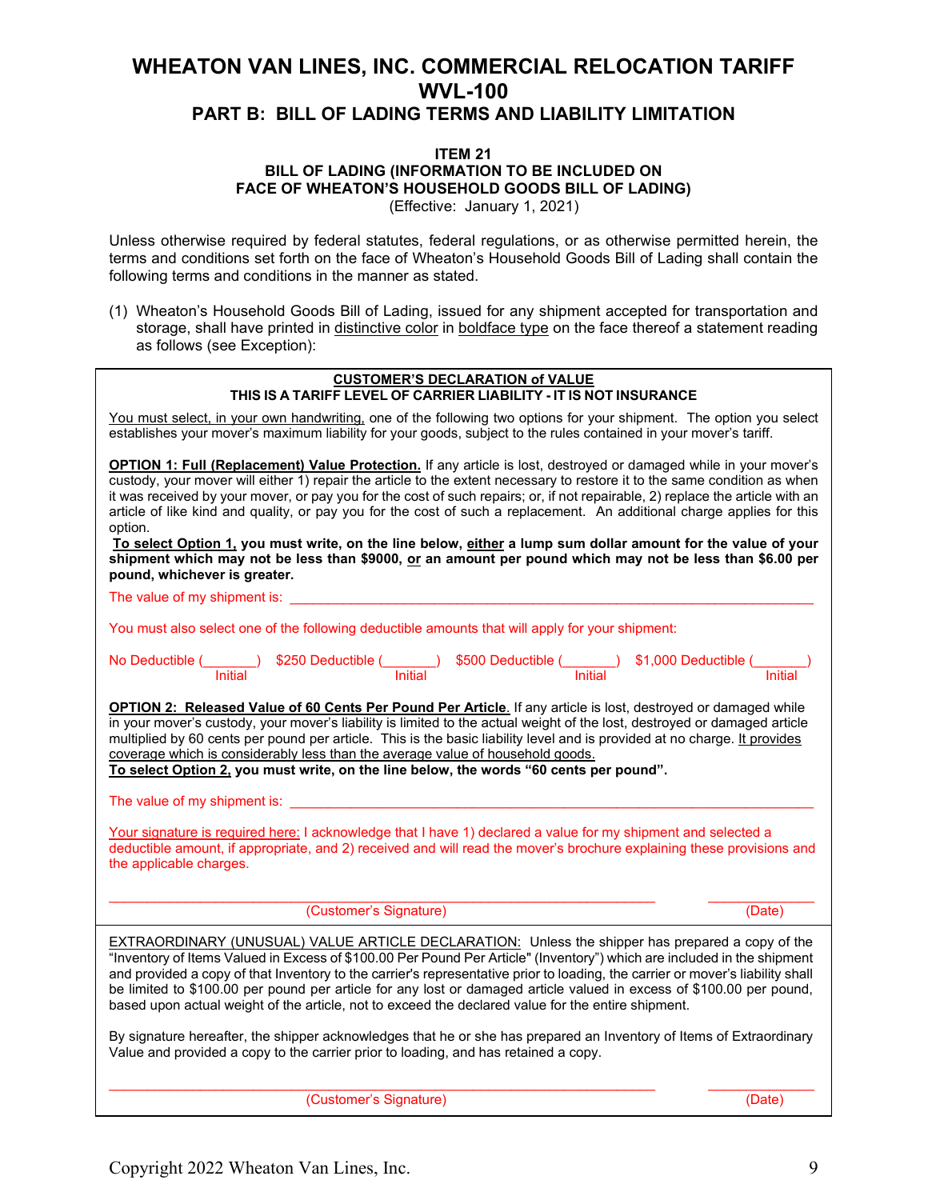# WHEATON VAN LINES, INC. COMMERCIAL RELOCATION TARIFF WVL-100

## PART B: BILL OF LADING TERMS AND LIABILITY LIMITATION

### ITEM 21
### BILL OF LADING (INFORMATION TO BE INCLUDED ON FACE OF WHEATON'S HOUSEHOLD GOODS BILL OF LADING)

(Effective: January 1, 2021)

Unless otherwise required by federal statutes, federal regulations, or as otherwise permitted herein, the terms and conditions set forth on the face of Wheaton's Household Goods Bill of Lading shall contain the following terms and conditions in the manner as stated.

(1) Wheaton's Household Goods Bill of Lading, issued for any shipment accepted for transportation and storage, shall have printed in distinctive color in boldface type on the face thereof a statement reading as follows (see Exception):

---

**CUSTOMER'S DECLARATION of VALUE**
**THIS IS A TARIFF LEVEL OF CARRIER LIABILITY - IT IS NOT INSURANCE**

You must select, in your own handwriting, one of the following two options for your shipment. The option you select establishes your mover's maximum liability for your goods, subject to the rules contained in your mover's tariff.

**OPTION 1: Full (Replacement) Value Protection.** If any article is lost, destroyed or damaged while in your mover's custody, your mover will either 1) repair the article to the extent necessary to restore it to the same condition as when it was received by your mover, or pay you for the cost of such repairs; or, if not repairable, 2) replace the article with an article of like kind and quality, or pay you for the cost of such a replacement. An additional charge applies for this option.

**To select Option 1, you must write, on the line below, either a lump sum dollar amount for the value of your shipment which may not be less than $9000, or an amount per pound which may not be less than $6.00 per pound, whichever is greater.**

The value of my shipment is: ____________________________________________

You must also select one of the following deductible amounts that will apply for your shipment:

No Deductible (_______) Initial    $250 Deductible (_______) Initial    $500 Deductible (_______) Initial    $1,000 Deductible (_______) Initial

**OPTION 2: Released Value of 60 Cents Per Pound Per Article**. If any article is lost, destroyed or damaged while in your mover's custody, your mover's liability is limited to the actual weight of the lost, destroyed or damaged article multiplied by 60 cents per pound per article. This is the basic liability level and is provided at no charge. It provides coverage which is considerably less than the average value of household goods.

**To select Option 2, you must write, on the line below, the words "60 cents per pound".**

The value of my shipment is: ____________________________________________

Your signature is required here: I acknowledge that I have 1) declared a value for my shipment and selected a deductible amount, if appropriate, and 2) received and will read the mover's brochure explaining these provisions and the applicable charges.

____________________________________________ (Customer's Signature)    ______________ (Date)

---

EXTRAORDINARY (UNUSUAL) VALUE ARTICLE DECLARATION: Unless the shipper has prepared a copy of the "Inventory of Items Valued in Excess of $100.00 Per Pound Per Article" (Inventory") which are included in the shipment and provided a copy of that Inventory to the carrier's representative prior to loading, the carrier or mover's liability shall be limited to $100.00 per pound per article for any lost or damaged article valued in excess of $100.00 per pound, based upon actual weight of the article, not to exceed the declared value for the entire shipment.

By signature hereafter, the shipper acknowledges that he or she has prepared an Inventory of Items of Extraordinary Value and provided a copy to the carrier prior to loading, and has retained a copy.

____________________________________________ (Customer's Signature)    ______________ (Date)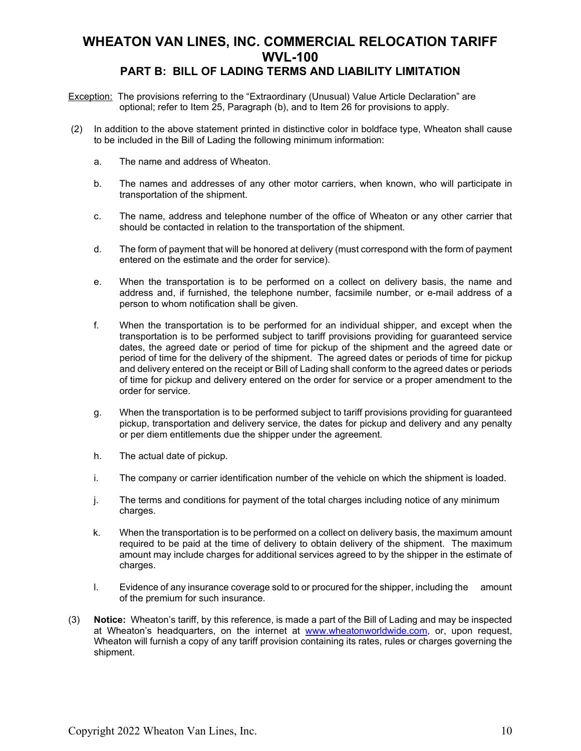# WHEATON VAN LINES, INC. COMMERCIAL RELOCATION TARIFF WVL-100

## PART B: BILL OF LADING TERMS AND LIABILITY LIMITATION

Exception: The provisions referring to the "Extraordinary (Unusual) Value Article Declaration" are optional; refer to Item 25, Paragraph (b), and to Item 26 for provisions to apply.

(2) In addition to the above statement printed in distinctive color in boldface type, Wheaton shall cause to be included in the Bill of Lading the following minimum information:

a. The name and address of Wheaton.

b. The names and addresses of any other motor carriers, when known, who will participate in transportation of the shipment.

c. The name, address and telephone number of the office of Wheaton or any other carrier that should be contacted in relation to the transportation of the shipment.

d. The form of payment that will be honored at delivery (must correspond with the form of payment entered on the estimate and the order for service).

e. When the transportation is to be performed on a collect on delivery basis, the name and address and, if furnished, the telephone number, facsimile number, or e-mail address of a person to whom notification shall be given.

f. When the transportation is to be performed for an individual shipper, and except when the transportation is to be performed subject to tariff provisions providing for guaranteed service dates, the agreed date or period of time for pickup of the shipment and the agreed date or period of time for the delivery of the shipment. The agreed dates or periods of time for pickup and delivery entered on the receipt or Bill of Lading shall conform to the agreed dates or periods of time for pickup and delivery entered on the order for service or a proper amendment to the order for service.

g. When the transportation is to be performed subject to tariff provisions providing for guaranteed pickup, transportation and delivery service, the dates for pickup and delivery and any penalty or per diem entitlements due the shipper under the agreement.

h. The actual date of pickup.

i. The company or carrier identification number of the vehicle on which the shipment is loaded.

j. The terms and conditions for payment of the total charges including notice of any minimum charges.

k. When the transportation is to be performed on a collect on delivery basis, the maximum amount required to be paid at the time of delivery to obtain delivery of the shipment. The maximum amount may include charges for additional services agreed to by the shipper in the estimate of charges.

l. Evidence of any insurance coverage sold to or procured for the shipper, including the amount of the premium for such insurance.

(3) **Notice:** Wheaton's tariff, by this reference, is made a part of the Bill of Lading and may be inspected at Wheaton's headquarters, on the internet at www.wheatonworldwide.com, or, upon request, Wheaton will furnish a copy of any tariff provision containing its rates, rules or charges governing the shipment.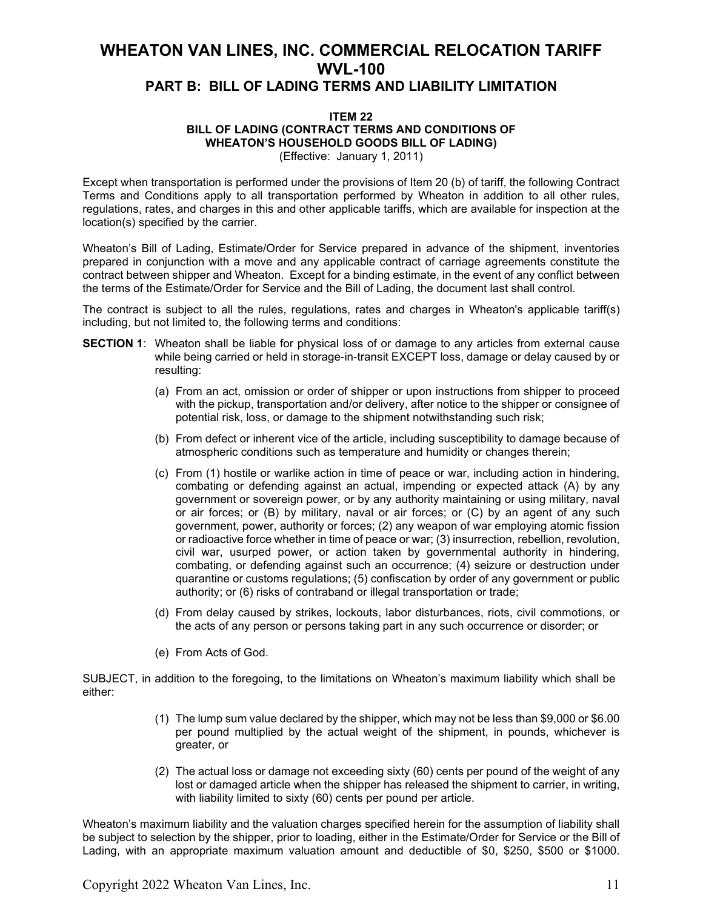# WHEATON VAN LINES, INC. COMMERCIAL RELOCATION TARIFF WVL-100

## PART B: BILL OF LADING TERMS AND LIABILITY LIMITATION

### ITEM 22
### BILL OF LADING (CONTRACT TERMS AND CONDITIONS OF WHEATON'S HOUSEHOLD GOODS BILL OF LADING)

(Effective: January 1, 2011)

Except when transportation is performed under the provisions of Item 20 (b) of tariff, the following Contract Terms and Conditions apply to all transportation performed by Wheaton in addition to all other rules, regulations, rates, and charges in this and other applicable tariffs, which are available for inspection at the location(s) specified by the carrier.

Wheaton's Bill of Lading, Estimate/Order for Service prepared in advance of the shipment, inventories prepared in conjunction with a move and any applicable contract of carriage agreements constitute the contract between shipper and Wheaton. Except for a binding estimate, in the event of any conflict between the terms of the Estimate/Order for Service and the Bill of Lading, the document last shall control.

The contract is subject to all the rules, regulations, rates and charges in Wheaton's applicable tariff(s) including, but not limited to, the following terms and conditions:

**SECTION 1**: Wheaton shall be liable for physical loss of or damage to any articles from external cause while being carried or held in storage-in-transit EXCEPT loss, damage or delay caused by or resulting:

(a) From an act, omission or order of shipper or upon instructions from shipper to proceed with the pickup, transportation and/or delivery, after notice to the shipper or consignee of potential risk, loss, or damage to the shipment notwithstanding such risk;

(b) From defect or inherent vice of the article, including susceptibility to damage because of atmospheric conditions such as temperature and humidity or changes therein;

(c) From (1) hostile or warlike action in time of peace or war, including action in hindering, combating or defending against an actual, impending or expected attack (A) by any government or sovereign power, or by any authority maintaining or using military, naval or air forces; or (B) by military, naval or air forces; or (C) by an agent of any such government, power, authority or forces; (2) any weapon of war employing atomic fission or radioactive force whether in time of peace or war; (3) insurrection, rebellion, revolution, civil war, usurped power, or action taken by governmental authority in hindering, combating, or defending against such an occurrence; (4) seizure or destruction under quarantine or customs regulations; (5) confiscation by order of any government or public authority; or (6) risks of contraband or illegal transportation or trade;

(d) From delay caused by strikes, lockouts, labor disturbances, riots, civil commotions, or the acts of any person or persons taking part in any such occurrence or disorder; or

(e) From Acts of God.

SUBJECT, in addition to the foregoing, to the limitations on Wheaton's maximum liability which shall be either:

(1) The lump sum value declared by the shipper, which may not be less than $9,000 or $6.00 per pound multiplied by the actual weight of the shipment, in pounds, whichever is greater, or

(2) The actual loss or damage not exceeding sixty (60) cents per pound of the weight of any lost or damaged article when the shipper has released the shipment to carrier, in writing, with liability limited to sixty (60) cents per pound per article.

Wheaton's maximum liability and the valuation charges specified herein for the assumption of liability shall be subject to selection by the shipper, prior to loading, either in the Estimate/Order for Service or the Bill of Lading, with an appropriate maximum valuation amount and deductible of $0, $250, $500 or $1000.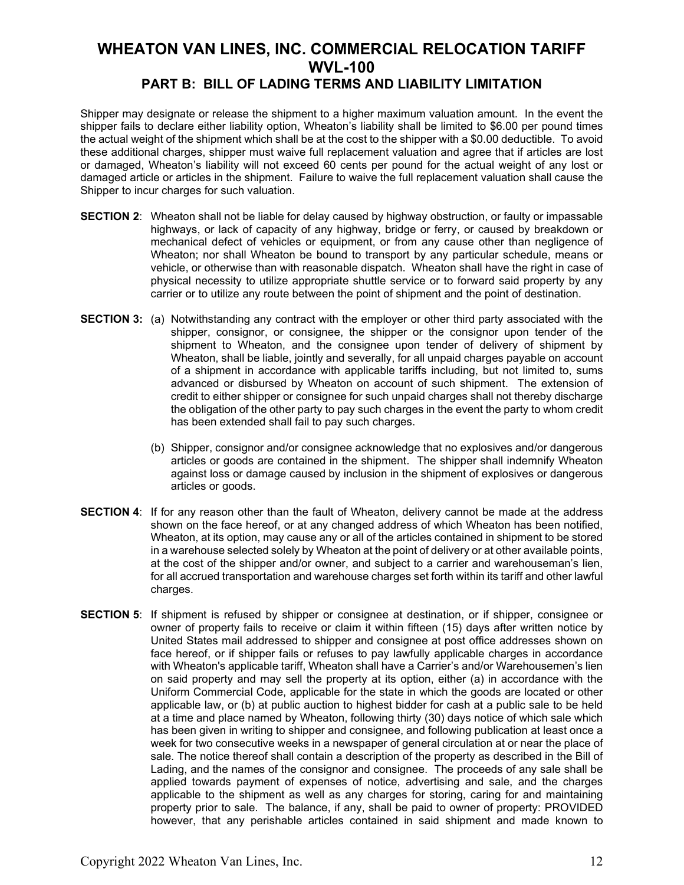# WHEATON VAN LINES, INC. COMMERCIAL RELOCATION TARIFF WVL-100

## PART B: BILL OF LADING TERMS AND LIABILITY LIMITATION

Shipper may designate or release the shipment to a higher maximum valuation amount. In the event the shipper fails to declare either liability option, Wheaton's liability shall be limited to $6.00 per pound times the actual weight of the shipment which shall be at the cost to the shipper with a $0.00 deductible. To avoid these additional charges, shipper must waive full replacement valuation and agree that if articles are lost or damaged, Wheaton's liability will not exceed 60 cents per pound for the actual weight of any lost or damaged article or articles in the shipment. Failure to waive the full replacement valuation shall cause the Shipper to incur charges for such valuation.

**SECTION 2**: Wheaton shall not be liable for delay caused by highway obstruction, or faulty or impassable highways, or lack of capacity of any highway, bridge or ferry, or caused by breakdown or mechanical defect of vehicles or equipment, or from any cause other than negligence of Wheaton; nor shall Wheaton be bound to transport by any particular schedule, means or vehicle, or otherwise than with reasonable dispatch. Wheaton shall have the right in case of physical necessity to utilize appropriate shuttle service or to forward said property by any carrier or to utilize any route between the point of shipment and the point of destination.

**SECTION 3:** (a) Notwithstanding any contract with the employer or other third party associated with the shipper, consignor, or consignee, the shipper or the consignor upon tender of the shipment to Wheaton, and the consignee upon tender of delivery of shipment by Wheaton, shall be liable, jointly and severally, for all unpaid charges payable on account of a shipment in accordance with applicable tariffs including, but not limited to, sums advanced or disbursed by Wheaton on account of such shipment. The extension of credit to either shipper or consignee for such unpaid charges shall not thereby discharge the obligation of the other party to pay such charges in the event the party to whom credit has been extended shall fail to pay such charges.

(b) Shipper, consignor and/or consignee acknowledge that no explosives and/or dangerous articles or goods are contained in the shipment. The shipper shall indemnify Wheaton against loss or damage caused by inclusion in the shipment of explosives or dangerous articles or goods.

**SECTION 4**: If for any reason other than the fault of Wheaton, delivery cannot be made at the address shown on the face hereof, or at any changed address of which Wheaton has been notified, Wheaton, at its option, may cause any or all of the articles contained in shipment to be stored in a warehouse selected solely by Wheaton at the point of delivery or at other available points, at the cost of the shipper and/or owner, and subject to a carrier and warehouseman's lien, for all accrued transportation and warehouse charges set forth within its tariff and other lawful charges.

**SECTION 5**: If shipment is refused by shipper or consignee at destination, or if shipper, consignee or owner of property fails to receive or claim it within fifteen (15) days after written notice by United States mail addressed to shipper and consignee at post office addresses shown on face hereof, or if shipper fails or refuses to pay lawfully applicable charges in accordance with Wheaton's applicable tariff, Wheaton shall have a Carrier's and/or Warehousemen's lien on said property and may sell the property at its option, either (a) in accordance with the Uniform Commercial Code, applicable for the state in which the goods are located or other applicable law, or (b) at public auction to highest bidder for cash at a public sale to be held at a time and place named by Wheaton, following thirty (30) days notice of which sale which has been given in writing to shipper and consignee, and following publication at least once a week for two consecutive weeks in a newspaper of general circulation at or near the place of sale. The notice thereof shall contain a description of the property as described in the Bill of Lading, and the names of the consignor and consignee. The proceeds of any sale shall be applied towards payment of expenses of notice, advertising and sale, and the charges applicable to the shipment as well as any charges for storing, caring for and maintaining property prior to sale. The balance, if any, shall be paid to owner of property: PROVIDED however, that any perishable articles contained in said shipment and made known to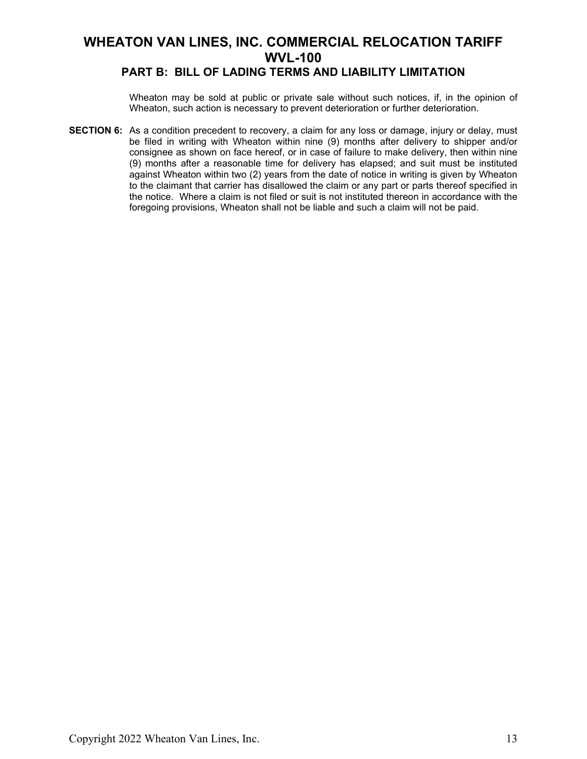Wheaton may be sold at public or private sale without such notices, if, in the opinion of Wheaton, such action is necessary to prevent deterioration or further deterioration.

**SECTION 6:** As a condition precedent to recovery, a claim for any loss or damage, injury or delay, must be filed in writing with Wheaton within nine (9) months after delivery to shipper and/or consignee as shown on face hereof, or in case of failure to make delivery, then within nine (9) months after a reasonable time for delivery has elapsed; and suit must be instituted against Wheaton within two (2) years from the date of notice in writing is given by Wheaton to the claimant that carrier has disallowed the claim or any part or parts thereof specified in the notice. Where a claim is not filed or suit is not instituted thereon in accordance with the foregoing provisions, Wheaton shall not be liable and such a claim will not be paid.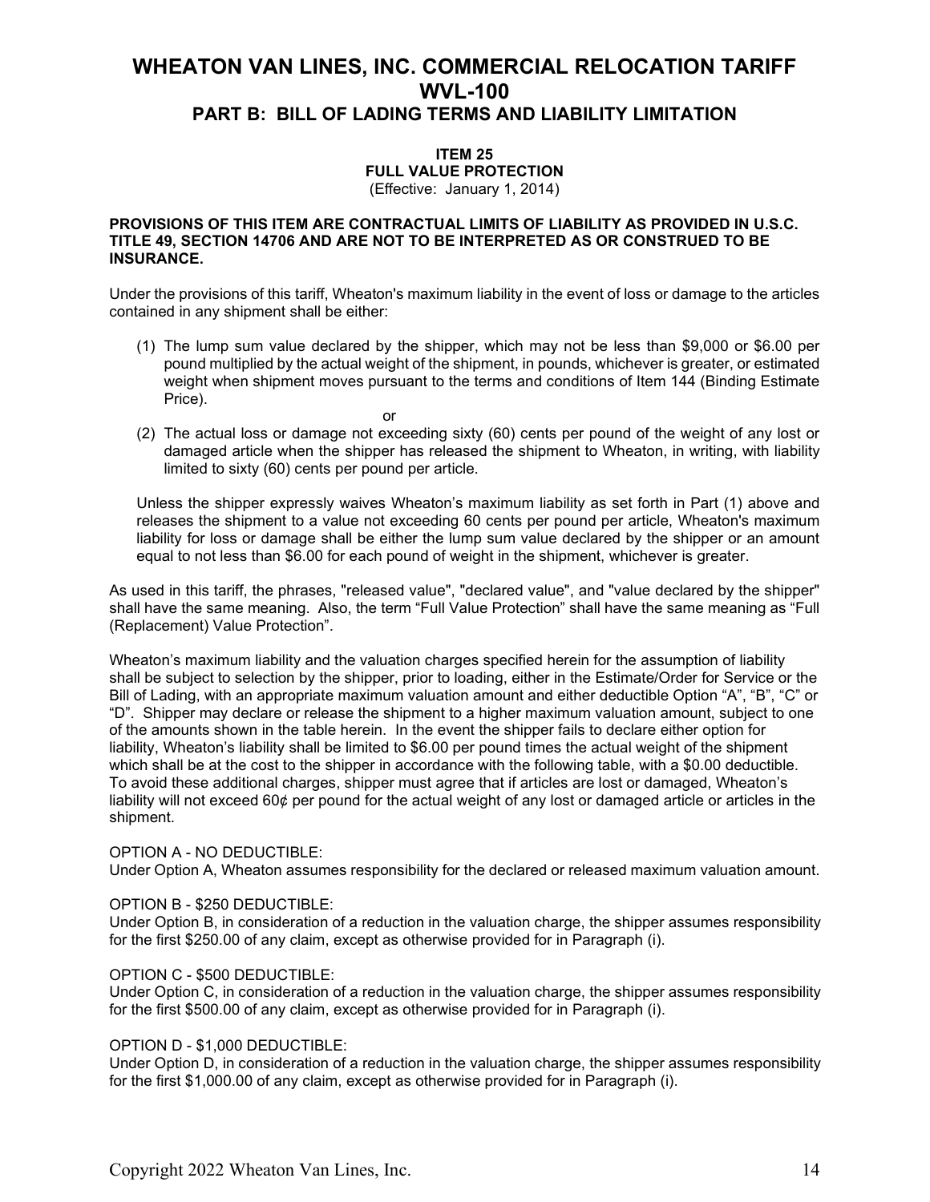# WHEATON VAN LINES, INC. COMMERCIAL RELOCATION TARIFF WVL-100

## PART B: BILL OF LADING TERMS AND LIABILITY LIMITATION

### ITEM 25
### FULL VALUE PROTECTION
(Effective: January 1, 2014)

**PROVISIONS OF THIS ITEM ARE CONTRACTUAL LIMITS OF LIABILITY AS PROVIDED IN U.S.C. TITLE 49, SECTION 14706 AND ARE NOT TO BE INTERPRETED AS OR CONSTRUED TO BE INSURANCE.**

Under the provisions of this tariff, Wheaton's maximum liability in the event of loss or damage to the articles contained in any shipment shall be either:

(1) The lump sum value declared by the shipper, which may not be less than $9,000 or $6.00 per pound multiplied by the actual weight of the shipment, in pounds, whichever is greater, or estimated weight when shipment moves pursuant to the terms and conditions of Item 144 (Binding Estimate Price).

or

(2) The actual loss or damage not exceeding sixty (60) cents per pound of the weight of any lost or damaged article when the shipper has released the shipment to Wheaton, in writing, with liability limited to sixty (60) cents per pound per article.

Unless the shipper expressly waives Wheaton's maximum liability as set forth in Part (1) above and releases the shipment to a value not exceeding 60 cents per pound per article, Wheaton's maximum liability for loss or damage shall be either the lump sum value declared by the shipper or an amount equal to not less than $6.00 for each pound of weight in the shipment, whichever is greater.

As used in this tariff, the phrases, "released value", "declared value", and "value declared by the shipper" shall have the same meaning. Also, the term "Full Value Protection" shall have the same meaning as "Full (Replacement) Value Protection".

Wheaton's maximum liability and the valuation charges specified herein for the assumption of liability shall be subject to selection by the shipper, prior to loading, either in the Estimate/Order for Service or the Bill of Lading, with an appropriate maximum valuation amount and either deductible Option "A", "B", "C" or "D". Shipper may declare or release the shipment to a higher maximum valuation amount, subject to one of the amounts shown in the table herein. In the event the shipper fails to declare either option for liability, Wheaton's liability shall be limited to $6.00 per pound times the actual weight of the shipment which shall be at the cost to the shipper in accordance with the following table, with a $0.00 deductible. To avoid these additional charges, shipper must agree that if articles are lost or damaged, Wheaton's liability will not exceed 60¢ per pound for the actual weight of any lost or damaged article or articles in the shipment.

OPTION A - NO DEDUCTIBLE:
Under Option A, Wheaton assumes responsibility for the declared or released maximum valuation amount.

OPTION B - $250 DEDUCTIBLE:
Under Option B, in consideration of a reduction in the valuation charge, the shipper assumes responsibility for the first $250.00 of any claim, except as otherwise provided for in Paragraph (i).

OPTION C - $500 DEDUCTIBLE:
Under Option C, in consideration of a reduction in the valuation charge, the shipper assumes responsibility for the first $500.00 of any claim, except as otherwise provided for in Paragraph (i).

OPTION D - $1,000 DEDUCTIBLE:
Under Option D, in consideration of a reduction in the valuation charge, the shipper assumes responsibility for the first $1,000.00 of any claim, except as otherwise provided for in Paragraph (i).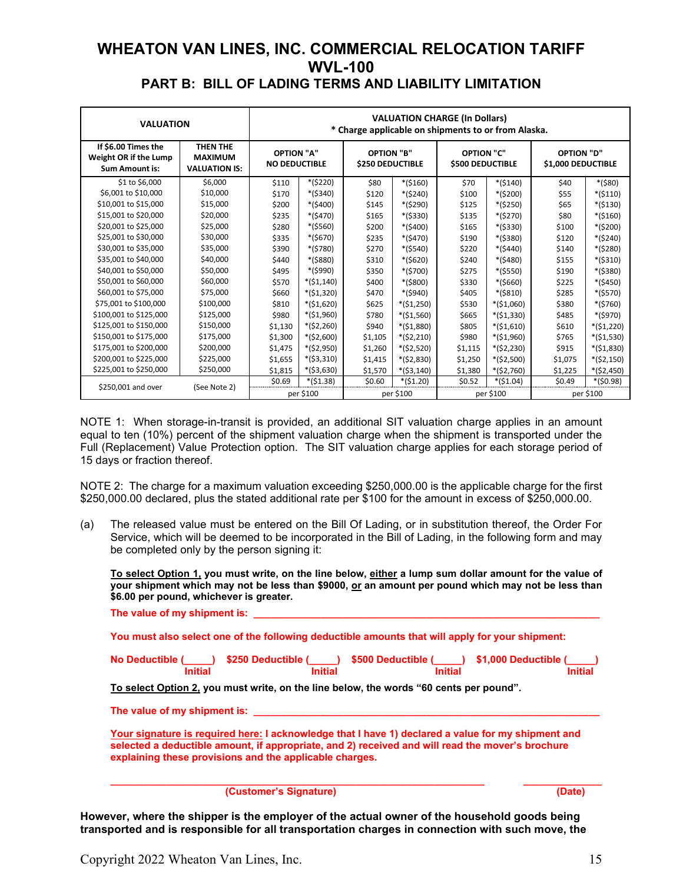# WHEATON VAN LINES, INC. COMMERCIAL RELOCATION TARIFF WVL-100

## PART B: BILL OF LADING TERMS AND LIABILITY LIMITATION

| VALUATION | | VALUATION CHARGE (In Dollars) * Charge applicable on shipments to or from Alaska. | | | | | | | |
|---|---|---|---|---|---|---|---|---|---|
| If $6.00 Times the Weight OR if the Lump Sum Amount is: | THEN THE MAXIMUM VALUATION IS: | OPTION "A" NO DEDUCTIBLE | | OPTION "B" $250 DEDUCTIBLE | | OPTION "C" $500 DEDUCTIBLE | | OPTION "D" $1,000 DEDUCTIBLE | |
| $1 to $6,000 | $6,000 | $110 | *($220) | $80 | *($160) | $70 | *($140) | $40 | *($80) |
| $6,001 to $10,000 | $10,000 | $170 | *($340) | $120 | *($240) | $100 | *($200) | $55 | *($110) |
| $10,001 to $15,000 | $15,000 | $200 | *($400) | $145 | *($290) | $125 | *($250) | $65 | *($130) |
| $15,001 to $20,000 | $20,000 | $235 | *($470) | $165 | *($330) | $135 | *($270) | $80 | *($160) |
| $20,001 to $25,000 | $25,000 | $280 | *($560) | $200 | *($400) | $165 | *($330) | $100 | *($200) |
| $25,001 to $30,000 | $30,000 | $335 | *($670) | $235 | *($470) | $190 | *($380) | $120 | *($240) |
| $30,001 to $35,000 | $35,000 | $390 | *($780) | $270 | *($540) | $220 | *($440) | $140 | *($280) |
| $35,001 to $40,000 | $40,000 | $440 | *($880) | $310 | *($620) | $240 | *($480) | $155 | *($310) |
| $40,001 to $50,000 | $50,000 | $495 | *($990) | $350 | *($700) | $275 | *($550) | $190 | *($380) |
| $50,001 to $60,000 | $60,000 | $570 | *($1,140) | $400 | *($800) | $330 | *($660) | $225 | *($450) |
| $60,001 to $75,000 | $75,000 | $660 | *($1,320) | $470 | *($940) | $405 | *($810) | $285 | *($570) |
| $75,001 to $100,000 | $100,000 | $810 | *($1,620) | $625 | *($1,250) | $530 | *($1,060) | $380 | *($760) |
| $100,001 to $125,000 | $125,000 | $980 | *($1,960) | $780 | *($1,560) | $665 | *($1,330) | $485 | *($970) |
| $125,001 to $150,000 | $150,000 | $1,130 | *($2,260) | $940 | *($1,880) | $805 | *($1,610) | $610 | *($1,220) |
| $150,001 to $175,000 | $175,000 | $1,300 | *($2,600) | $1,105 | *($2,210) | $980 | *($1,960) | $765 | *($1,530) |
| $175,001 to $200,000 | $200,000 | $1,475 | *($2,950) | $1,260 | *($2,520) | $1,115 | *($2,230) | $915 | *($1,830) |
| $200,001 to $225,000 | $225,000 | $1,655 | *($3,310) | $1,415 | *($2,830) | $1,250 | *($2,500) | $1,075 | *($2,150) |
| $225,001 to $250,000 | $250,000 | $1,815 | *($3,630) | $1,570 | *($3,140) | $1,380 | *($2,760) | $1,225 | *($2,450) |
| $250,001 and over | (See Note 2) | $0.69 | *($1.38) | $0.60 | *($1.20) | $0.52 | *($1.04) | $0.49 | *($0.98) |
| | | per $100 | | per $100 | | per $100 | | per $100 | |

NOTE 1: When storage-in-transit is provided, an additional SIT valuation charge applies in an amount equal to ten (10%) percent of the shipment valuation charge when the shipment is transported under the Full (Replacement) Value Protection option. The SIT valuation charge applies for each storage period of 15 days or fraction thereof.

NOTE 2: The charge for a maximum valuation exceeding $250,000.00 is the applicable charge for the first $250,000.00 declared, plus the stated additional rate per $100 for the amount in excess of $250,000.00.

(a) The released value must be entered on the Bill Of Lading, or in substitution thereof, the Order For Service, which will be deemed to be incorporated in the Bill of Lading, in the following form and may be completed only by the person signing it:

**To select Option 1, you must write, on the line below, either a lump sum dollar amount for the value of your shipment which may not be less than $9000, or an amount per pound which may not be less than $6.00 per pound, whichever is greater.**

**The value of my shipment is: ______________________________________________**

**You must also select one of the following deductible amounts that will apply for your shipment:**

**No Deductible (_____) Initial   $250 Deductible (_____) Initial   $500 Deductible (_____) Initial   $1,000 Deductible (_____) Initial**

**To select Option 2, you must write, on the line below, the words "60 cents per pound".**

**The value of my shipment is: ______________________________________________**

**Your signature is required here: I acknowledge that I have 1) declared a value for my shipment and selected a deductible amount, if appropriate, and 2) received and will read the mover's brochure explaining these provisions and the applicable charges.**

**______________________________________________ (Customer's Signature)   ____________ (Date)**

**However, where the shipper is the employer of the actual owner of the household goods being transported and is responsible for all transportation charges in connection with such move, the**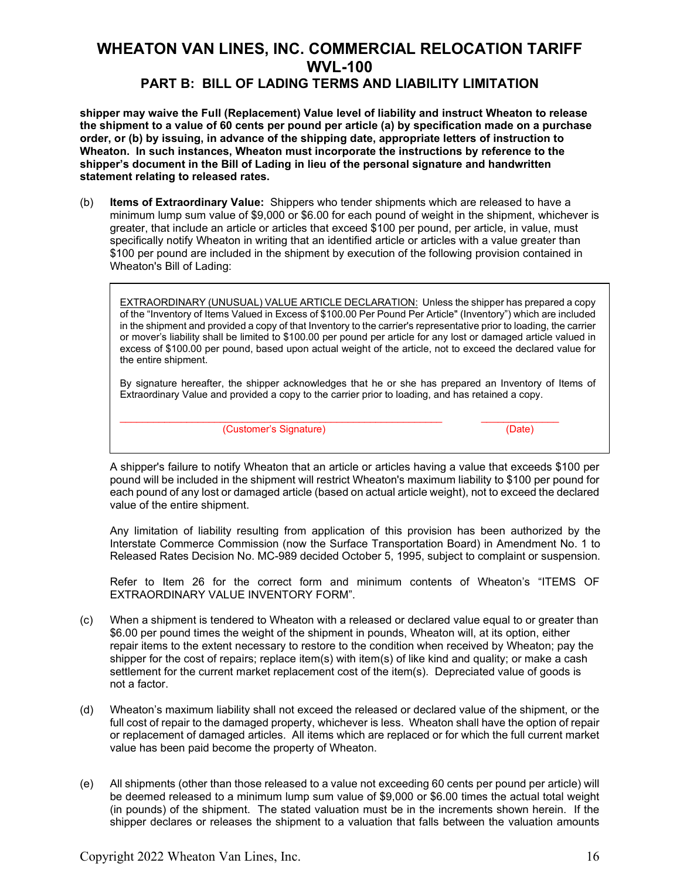**shipper may waive the Full (Replacement) Value level of liability and instruct Wheaton to release the shipment to a value of 60 cents per pound per article (a) by specification made on a purchase order, or (b) by issuing, in advance of the shipping date, appropriate letters of instruction to Wheaton. In such instances, Wheaton must incorporate the instructions by reference to the shipper's document in the Bill of Lading in lieu of the personal signature and handwritten statement relating to released rates.**

(b) **Items of Extraordinary Value:** Shippers who tender shipments which are released to have a minimum lump sum value of $9,000 or $6.00 for each pound of weight in the shipment, whichever is greater, that include an article or articles that exceed $100 per pound, per article, in value, must specifically notify Wheaton in writing that an identified article or articles with a value greater than $100 per pound are included in the shipment by execution of the following provision contained in Wheaton's Bill of Lading:

> EXTRAORDINARY (UNUSUAL) VALUE ARTICLE DECLARATION: Unless the shipper has prepared a copy of the "Inventory of Items Valued in Excess of $100.00 Per Pound Per Article" (Inventory") which are included in the shipment and provided a copy of that Inventory to the carrier's representative prior to loading, the carrier or mover's liability shall be limited to $100.00 per pound per article for any lost or damaged article valued in excess of $100.00 per pound, based upon actual weight of the article, not to exceed the declared value for the entire shipment.
>
> By signature hereafter, the shipper acknowledges that he or she has prepared an Inventory of Items of Extraordinary Value and provided a copy to the carrier prior to loading, and has retained a copy.
>
> _______________________________________ (Customer's Signature) _______________ (Date)

A shipper's failure to notify Wheaton that an article or articles having a value that exceeds $100 per pound will be included in the shipment will restrict Wheaton's maximum liability to $100 per pound for each pound of any lost or damaged article (based on actual article weight), not to exceed the declared value of the entire shipment.

Any limitation of liability resulting from application of this provision has been authorized by the Interstate Commerce Commission (now the Surface Transportation Board) in Amendment No. 1 to Released Rates Decision No. MC-989 decided October 5, 1995, subject to complaint or suspension.

Refer to Item 26 for the correct form and minimum contents of Wheaton's "ITEMS OF EXTRAORDINARY VALUE INVENTORY FORM".

(c) When a shipment is tendered to Wheaton with a released or declared value equal to or greater than $6.00 per pound times the weight of the shipment in pounds, Wheaton will, at its option, either repair items to the extent necessary to restore to the condition when received by Wheaton; pay the shipper for the cost of repairs; replace item(s) with item(s) of like kind and quality; or make a cash settlement for the current market replacement cost of the item(s). Depreciated value of goods is not a factor.

(d) Wheaton's maximum liability shall not exceed the released or declared value of the shipment, or the full cost of repair to the damaged property, whichever is less. Wheaton shall have the option of repair or replacement of damaged articles. All items which are replaced or for which the full current market value has been paid become the property of Wheaton.

(e) All shipments (other than those released to a value not exceeding 60 cents per pound per article) will be deemed released to a minimum lump sum value of $9,000 or $6.00 times the actual total weight (in pounds) of the shipment. The stated valuation must be in the increments shown herein. If the shipper declares or releases the shipment to a valuation that falls between the valuation amounts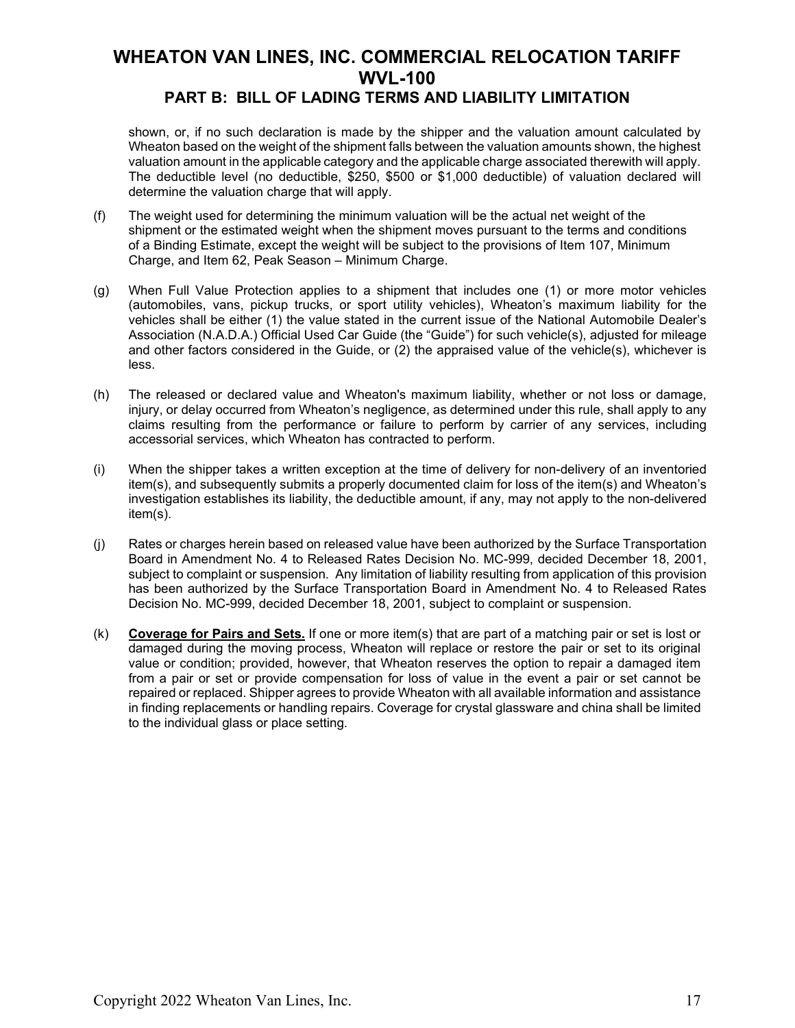shown, or, if no such declaration is made by the shipper and the valuation amount calculated by Wheaton based on the weight of the shipment falls between the valuation amounts shown, the highest valuation amount in the applicable category and the applicable charge associated therewith will apply. The deductible level (no deductible, $250, $500 or $1,000 deductible) of valuation declared will determine the valuation charge that will apply.

(f) The weight used for determining the minimum valuation will be the actual net weight of the shipment or the estimated weight when the shipment moves pursuant to the terms and conditions of a Binding Estimate, except the weight will be subject to the provisions of Item 107, Minimum Charge, and Item 62, Peak Season – Minimum Charge.

(g) When Full Value Protection applies to a shipment that includes one (1) or more motor vehicles (automobiles, vans, pickup trucks, or sport utility vehicles), Wheaton's maximum liability for the vehicles shall be either (1) the value stated in the current issue of the National Automobile Dealer's Association (N.A.D.A.) Official Used Car Guide (the "Guide") for such vehicle(s), adjusted for mileage and other factors considered in the Guide, or (2) the appraised value of the vehicle(s), whichever is less.

(h) The released or declared value and Wheaton's maximum liability, whether or not loss or damage, injury, or delay occurred from Wheaton's negligence, as determined under this rule, shall apply to any claims resulting from the performance or failure to perform by carrier of any services, including accessorial services, which Wheaton has contracted to perform.

(i) When the shipper takes a written exception at the time of delivery for non-delivery of an inventoried item(s), and subsequently submits a properly documented claim for loss of the item(s) and Wheaton's investigation establishes its liability, the deductible amount, if any, may not apply to the non-delivered item(s).

(j) Rates or charges herein based on released value have been authorized by the Surface Transportation Board in Amendment No. 4 to Released Rates Decision No. MC-999, decided December 18, 2001, subject to complaint or suspension. Any limitation of liability resulting from application of this provision has been authorized by the Surface Transportation Board in Amendment No. 4 to Released Rates Decision No. MC-999, decided December 18, 2001, subject to complaint or suspension.

(k) **Coverage for Pairs and Sets.** If one or more item(s) that are part of a matching pair or set is lost or damaged during the moving process, Wheaton will replace or restore the pair or set to its original value or condition; provided, however, that Wheaton reserves the option to repair a damaged item from a pair or set or provide compensation for loss of value in the event a pair or set cannot be repaired or replaced. Shipper agrees to provide Wheaton with all available information and assistance in finding replacements or handling repairs. Coverage for crystal glassware and china shall be limited to the individual glass or place setting.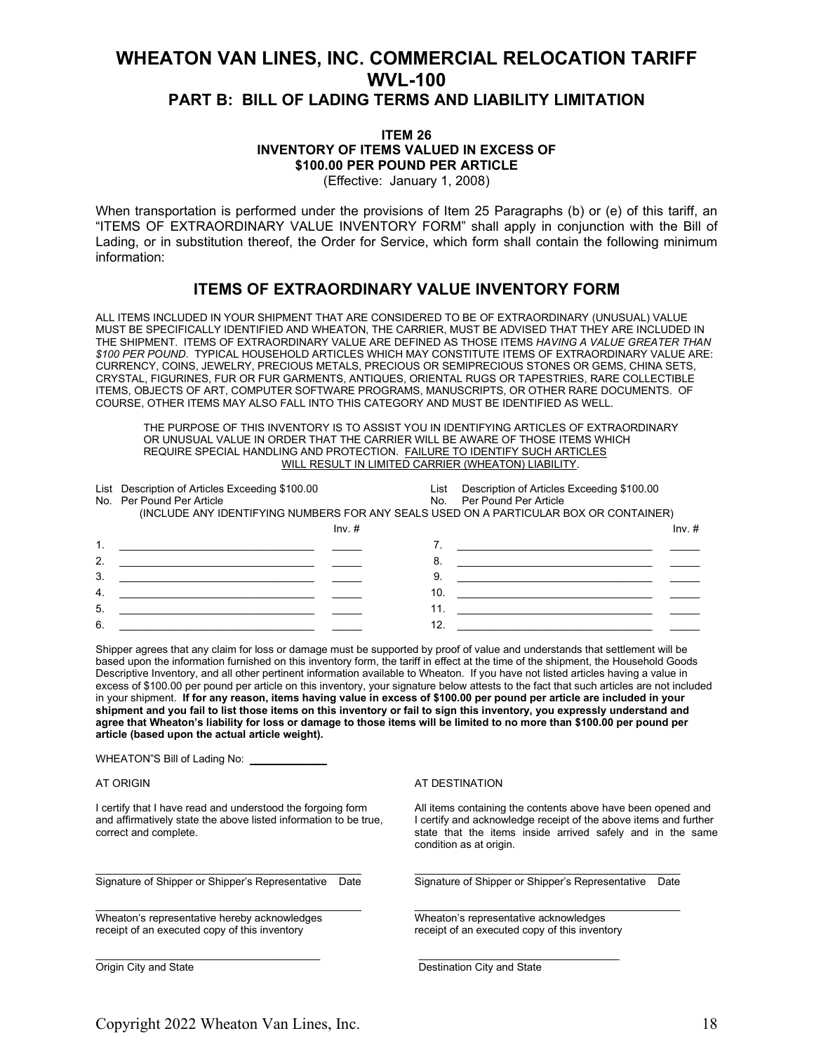# WHEATON VAN LINES, INC. COMMERCIAL RELOCATION TARIFF WVL-100

## PART B: BILL OF LADING TERMS AND LIABILITY LIMITATION

### ITEM 26
### INVENTORY OF ITEMS VALUED IN EXCESS OF $100.00 PER POUND PER ARTICLE

(Effective: January 1, 2008)

When transportation is performed under the provisions of Item 25 Paragraphs (b) or (e) of this tariff, an "ITEMS OF EXTRAORDINARY VALUE INVENTORY FORM" shall apply in conjunction with the Bill of Lading, or in substitution thereof, the Order for Service, which form shall contain the following minimum information:

## ITEMS OF EXTRAORDINARY VALUE INVENTORY FORM

ALL ITEMS INCLUDED IN YOUR SHIPMENT THAT ARE CONSIDERED TO BE OF EXTRAORDINARY (UNUSUAL) VALUE MUST BE SPECIFICALLY IDENTIFIED AND WHEATON, THE CARRIER, MUST BE ADVISED THAT THEY ARE INCLUDED IN THE SHIPMENT. ITEMS OF EXTRAORDINARY VALUE ARE DEFINED AS THOSE ITEMS *HAVING A VALUE GREATER THAN $100 PER POUND*. TYPICAL HOUSEHOLD ARTICLES WHICH MAY CONSTITUTE ITEMS OF EXTRAORDINARY VALUE ARE: CURRENCY, COINS, JEWELRY, PRECIOUS METALS, PRECIOUS OR SEMIPRECIOUS STONES OR GEMS, CHINA SETS, CRYSTAL, FIGURINES, FUR OR FUR GARMENTS, ANTIQUES, ORIENTAL RUGS OR TAPESTRIES, RARE COLLECTIBLE ITEMS, OBJECTS OF ART, COMPUTER SOFTWARE PROGRAMS, MANUSCRIPTS, OR OTHER RARE DOCUMENTS. OF COURSE, OTHER ITEMS MAY ALSO FALL INTO THIS CATEGORY AND MUST BE IDENTIFIED AS WELL.

> THE PURPOSE OF THIS INVENTORY IS TO ASSIST YOU IN IDENTIFYING ARTICLES OF EXTRAORDINARY OR UNUSUAL VALUE IN ORDER THAT THE CARRIER WILL BE AWARE OF THOSE ITEMS WHICH REQUIRE SPECIAL HANDLING AND PROTECTION. <u>FAILURE TO IDENTIFY SUCH ARTICLES WILL RESULT IN LIMITED CARRIER (WHEATON) LIABILITY</u>.

(INCLUDE ANY IDENTIFYING NUMBERS FOR ANY SEALS USED ON A PARTICULAR BOX OR CONTAINER)

| List No. | Description of Articles Exceeding $100.00 Per Pound Per Article | Inv. # | List No. | Description of Articles Exceeding $100.00 Per Pound Per Article | Inv. # |
|---|---|---|---|---|---|
| 1. | | | 7. | | |
| 2. | | | 8. | | |
| 3. | | | 9. | | |
| 4. | | | 10. | | |
| 5. | | | 11. | | |
| 6. | | | 12. | | |

Shipper agrees that any claim for loss or damage must be supported by proof of value and understands that settlement will be based upon the information furnished on this inventory form, the tariff in effect at the time of the shipment, the Household Goods Descriptive Inventory, and all other pertinent information available to Wheaton. If you have not listed articles having a value in excess of $100.00 per pound per article on this inventory, your signature below attests to the fact that such articles are not included in your shipment. **If for any reason, items having value in excess of $100.00 per pound per article are included in your shipment and you fail to list those items on this inventory or fail to sign this inventory, you expressly understand and agree that Wheaton's liability for loss or damage to those items will be limited to no more than $100.00 per pound per article (based upon the actual article weight).**

WHEATON"S Bill of Lading No: ____________

**AT ORIGIN**

I certify that I have read and understood the forgoing form and affirmatively state the above listed information to be true, correct and complete.

______________________________________
Signature of Shipper or Shipper's Representative Date

______________________________________
Wheaton's representative hereby acknowledges receipt of an executed copy of this inventory

______________________________________
Origin City and State

**AT DESTINATION**

All items containing the contents above have been opened and I certify and acknowledge receipt of the above items and further state that the items inside arrived safely and in the same condition as at origin.

______________________________________
Signature of Shipper or Shipper's Representative Date

______________________________________
Wheaton's representative acknowledges receipt of an executed copy of this inventory

______________________________________
Destination City and State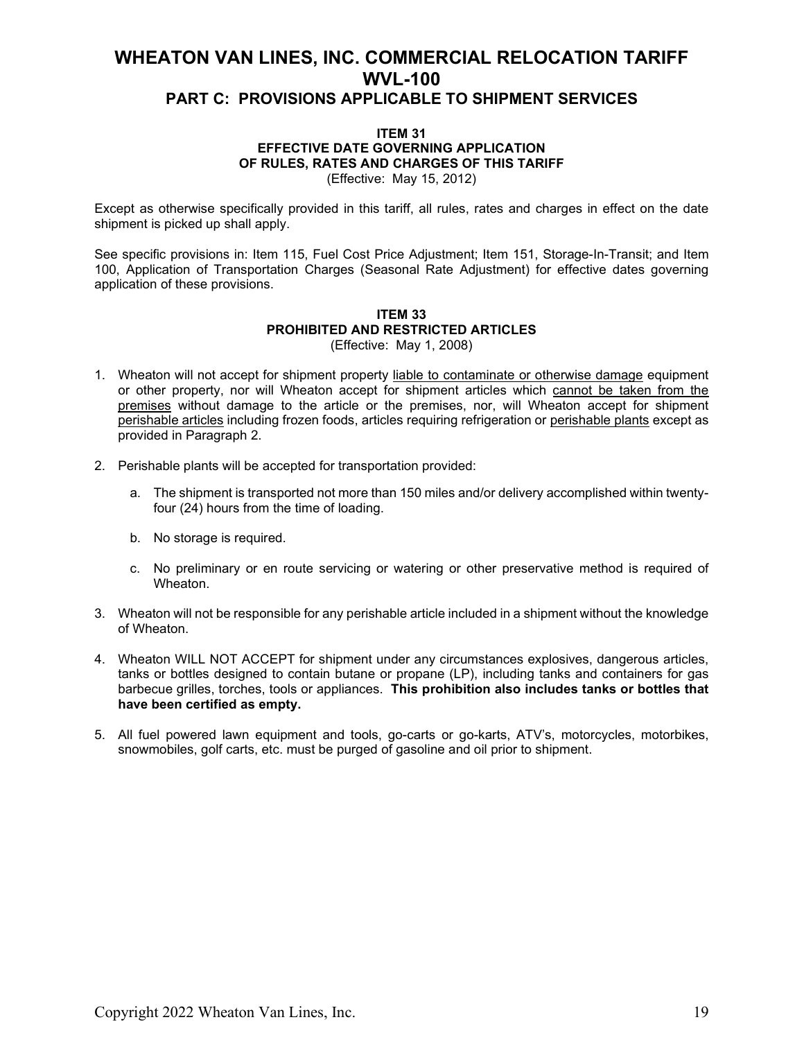# WHEATON VAN LINES, INC. COMMERCIAL RELOCATION TARIFF WVL-100

## PART C: PROVISIONS APPLICABLE TO SHIPMENT SERVICES

### ITEM 31
### EFFECTIVE DATE GOVERNING APPLICATION OF RULES, RATES AND CHARGES OF THIS TARIFF

(Effective: May 15, 2012)

Except as otherwise specifically provided in this tariff, all rules, rates and charges in effect on the date shipment is picked up shall apply.

See specific provisions in: Item 115, Fuel Cost Price Adjustment; Item 151, Storage-In-Transit; and Item 100, Application of Transportation Charges (Seasonal Rate Adjustment) for effective dates governing application of these provisions.

### ITEM 33
### PROHIBITED AND RESTRICTED ARTICLES

(Effective: May 1, 2008)

1. Wheaton will not accept for shipment property <u>liable to contaminate or otherwise damage</u> equipment or other property, nor will Wheaton accept for shipment articles which <u>cannot be taken from the premises</u> without damage to the article or the premises, nor, will Wheaton accept for shipment <u>perishable articles</u> including frozen foods, articles requiring refrigeration or <u>perishable plants</u> except as provided in Paragraph 2.

2. Perishable plants will be accepted for transportation provided:

   a. The shipment is transported not more than 150 miles and/or delivery accomplished within twenty-four (24) hours from the time of loading.

   b. No storage is required.

   c. No preliminary or en route servicing or watering or other preservative method is required of Wheaton.

3. Wheaton will not be responsible for any perishable article included in a shipment without the knowledge of Wheaton.

4. Wheaton WILL NOT ACCEPT for shipment under any circumstances explosives, dangerous articles, tanks or bottles designed to contain butane or propane (LP), including tanks and containers for gas barbecue grilles, torches, tools or appliances. **This prohibition also includes tanks or bottles that have been certified as empty.**

5. All fuel powered lawn equipment and tools, go-carts or go-karts, ATV's, motorcycles, motorbikes, snowmobiles, golf carts, etc. must be purged of gasoline and oil prior to shipment.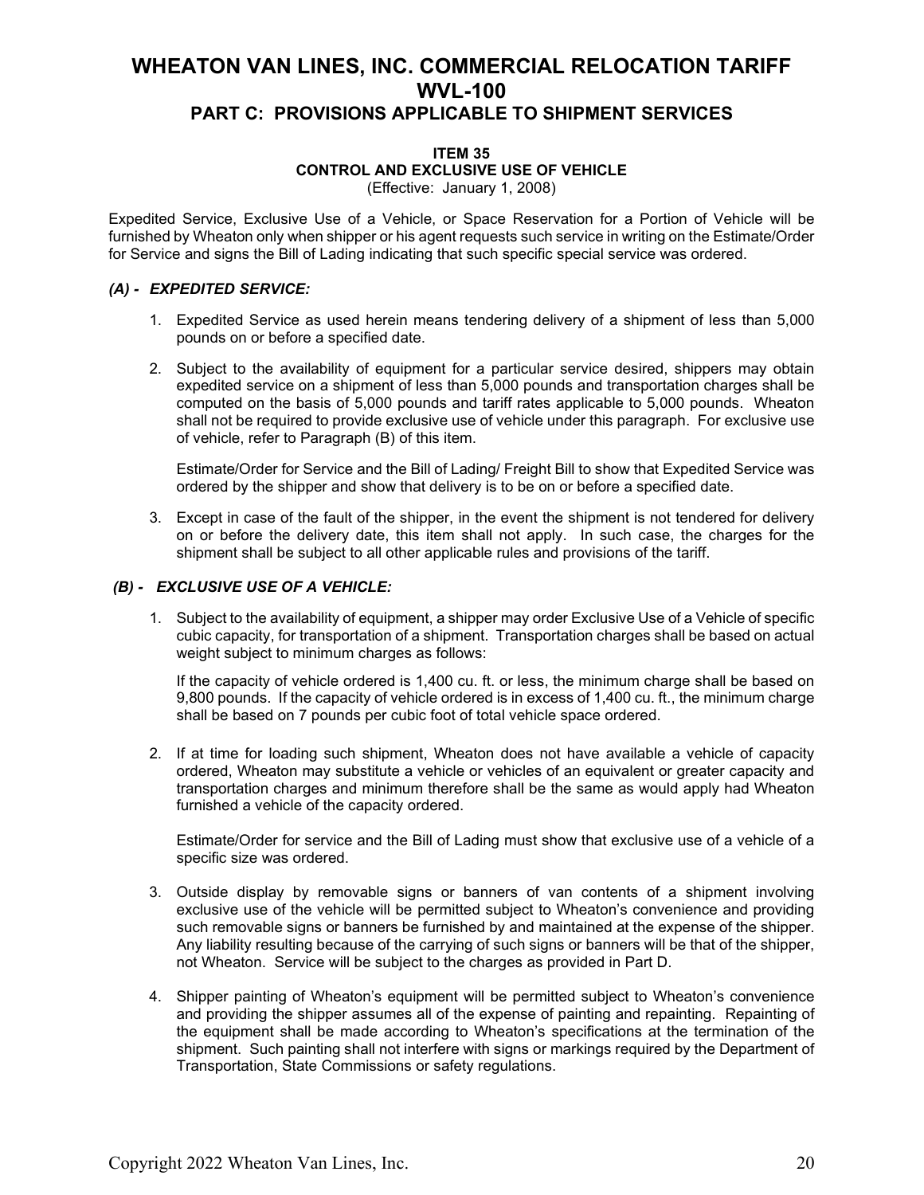# WHEATON VAN LINES, INC. COMMERCIAL RELOCATION TARIFF WVL-100

## PART C: PROVISIONS APPLICABLE TO SHIPMENT SERVICES

### ITEM 35
### CONTROL AND EXCLUSIVE USE OF VEHICLE

(Effective: January 1, 2008)

Expedited Service, Exclusive Use of a Vehicle, or Space Reservation for a Portion of Vehicle will be furnished by Wheaton only when shipper or his agent requests such service in writing on the Estimate/Order for Service and signs the Bill of Lading indicating that such specific special service was ordered.

#### *(A) - EXPEDITED SERVICE:*

1. Expedited Service as used herein means tendering delivery of a shipment of less than 5,000 pounds on or before a specified date.

2. Subject to the availability of equipment for a particular service desired, shippers may obtain expedited service on a shipment of less than 5,000 pounds and transportation charges shall be computed on the basis of 5,000 pounds and tariff rates applicable to 5,000 pounds. Wheaton shall not be required to provide exclusive use of vehicle under this paragraph. For exclusive use of vehicle, refer to Paragraph (B) of this item.

   Estimate/Order for Service and the Bill of Lading/ Freight Bill to show that Expedited Service was ordered by the shipper and show that delivery is to be on or before a specified date.

3. Except in case of the fault of the shipper, in the event the shipment is not tendered for delivery on or before the delivery date, this item shall not apply. In such case, the charges for the shipment shall be subject to all other applicable rules and provisions of the tariff.

#### *(B) - EXCLUSIVE USE OF A VEHICLE:*

1. Subject to the availability of equipment, a shipper may order Exclusive Use of a Vehicle of specific cubic capacity, for transportation of a shipment. Transportation charges shall be based on actual weight subject to minimum charges as follows:

   If the capacity of vehicle ordered is 1,400 cu. ft. or less, the minimum charge shall be based on 9,800 pounds. If the capacity of vehicle ordered is in excess of 1,400 cu. ft., the minimum charge shall be based on 7 pounds per cubic foot of total vehicle space ordered.

2. If at time for loading such shipment, Wheaton does not have available a vehicle of capacity ordered, Wheaton may substitute a vehicle or vehicles of an equivalent or greater capacity and transportation charges and minimum therefore shall be the same as would apply had Wheaton furnished a vehicle of the capacity ordered.

   Estimate/Order for service and the Bill of Lading must show that exclusive use of a vehicle of a specific size was ordered.

3. Outside display by removable signs or banners of van contents of a shipment involving exclusive use of the vehicle will be permitted subject to Wheaton's convenience and providing such removable signs or banners be furnished by and maintained at the expense of the shipper. Any liability resulting because of the carrying of such signs or banners will be that of the shipper, not Wheaton. Service will be subject to the charges as provided in Part D.

4. Shipper painting of Wheaton's equipment will be permitted subject to Wheaton's convenience and providing the shipper assumes all of the expense of painting and repainting. Repainting of the equipment shall be made according to Wheaton's specifications at the termination of the shipment. Such painting shall not interfere with signs or markings required by the Department of Transportation, State Commissions or safety regulations.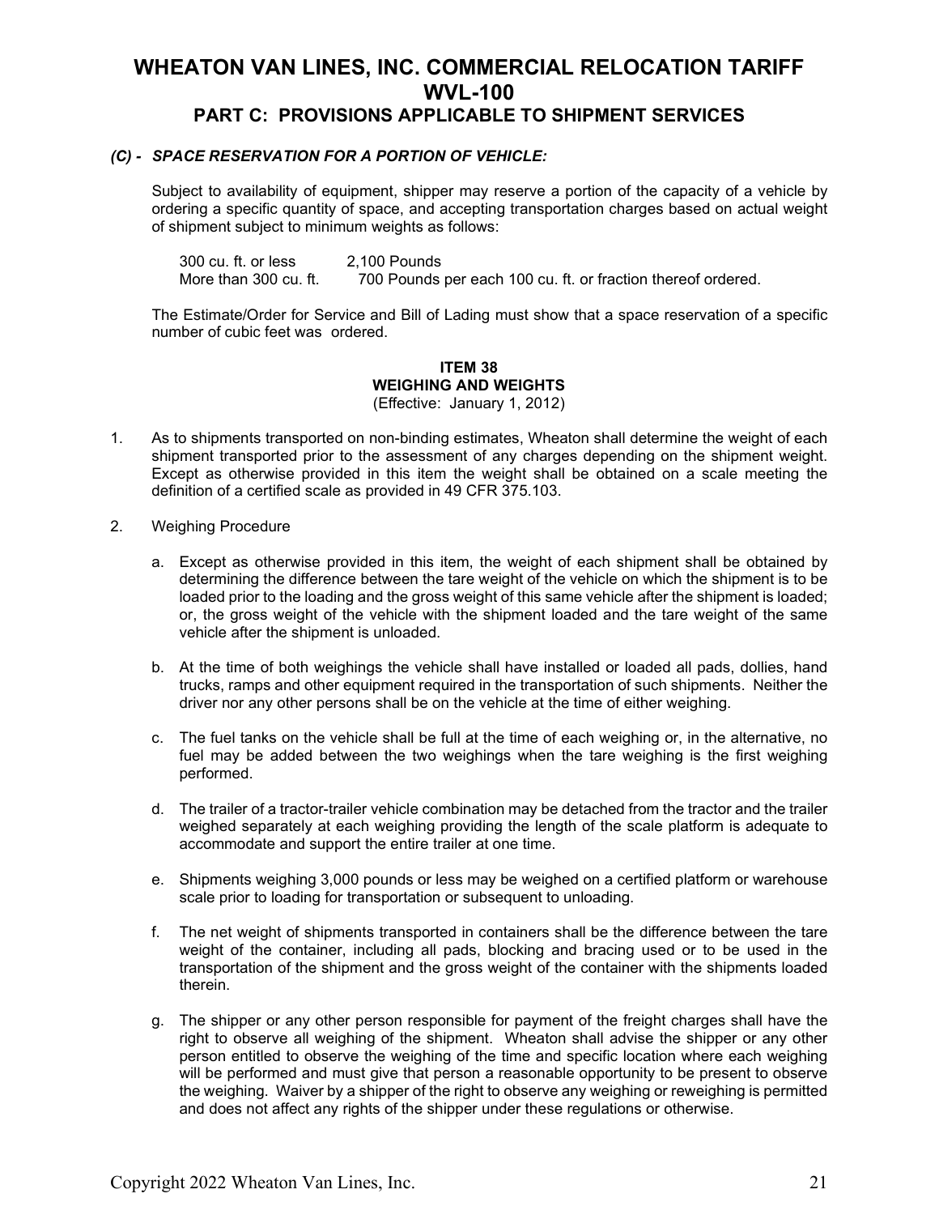# WHEATON VAN LINES, INC. COMMERCIAL RELOCATION TARIFF WVL-100

## PART C: PROVISIONS APPLICABLE TO SHIPMENT SERVICES

***(C) - SPACE RESERVATION FOR A PORTION OF VEHICLE:***

Subject to availability of equipment, shipper may reserve a portion of the capacity of a vehicle by ordering a specific quantity of space, and accepting transportation charges based on actual weight of shipment subject to minimum weights as follows:

| | |
|---|---|
| 300 cu. ft. or less | 2,100 Pounds |
| More than 300 cu. ft. | 700 Pounds per each 100 cu. ft. or fraction thereof ordered. |

The Estimate/Order for Service and Bill of Lading must show that a space reservation of a specific number of cubic feet was ordered.

### ITEM 38
### WEIGHING AND WEIGHTS
(Effective: January 1, 2012)

1. As to shipments transported on non-binding estimates, Wheaton shall determine the weight of each shipment transported prior to the assessment of any charges depending on the shipment weight. Except as otherwise provided in this item the weight shall be obtained on a scale meeting the definition of a certified scale as provided in 49 CFR 375.103.

2. Weighing Procedure

   a. Except as otherwise provided in this item, the weight of each shipment shall be obtained by determining the difference between the tare weight of the vehicle on which the shipment is to be loaded prior to the loading and the gross weight of this same vehicle after the shipment is loaded; or, the gross weight of the vehicle with the shipment loaded and the tare weight of the same vehicle after the shipment is unloaded.

   b. At the time of both weighings the vehicle shall have installed or loaded all pads, dollies, hand trucks, ramps and other equipment required in the transportation of such shipments. Neither the driver nor any other persons shall be on the vehicle at the time of either weighing.

   c. The fuel tanks on the vehicle shall be full at the time of each weighing or, in the alternative, no fuel may be added between the two weighings when the tare weighing is the first weighing performed.

   d. The trailer of a tractor-trailer vehicle combination may be detached from the tractor and the trailer weighed separately at each weighing providing the length of the scale platform is adequate to accommodate and support the entire trailer at one time.

   e. Shipments weighing 3,000 pounds or less may be weighed on a certified platform or warehouse scale prior to loading for transportation or subsequent to unloading.

   f. The net weight of shipments transported in containers shall be the difference between the tare weight of the container, including all pads, blocking and bracing used or to be used in the transportation of the shipment and the gross weight of the container with the shipments loaded therein.

   g. The shipper or any other person responsible for payment of the freight charges shall have the right to observe all weighing of the shipment. Wheaton shall advise the shipper or any other person entitled to observe the weighing of the time and specific location where each weighing will be performed and must give that person a reasonable opportunity to be present to observe the weighing. Waiver by a shipper of the right to observe any weighing or reweighing is permitted and does not affect any rights of the shipper under these regulations or otherwise.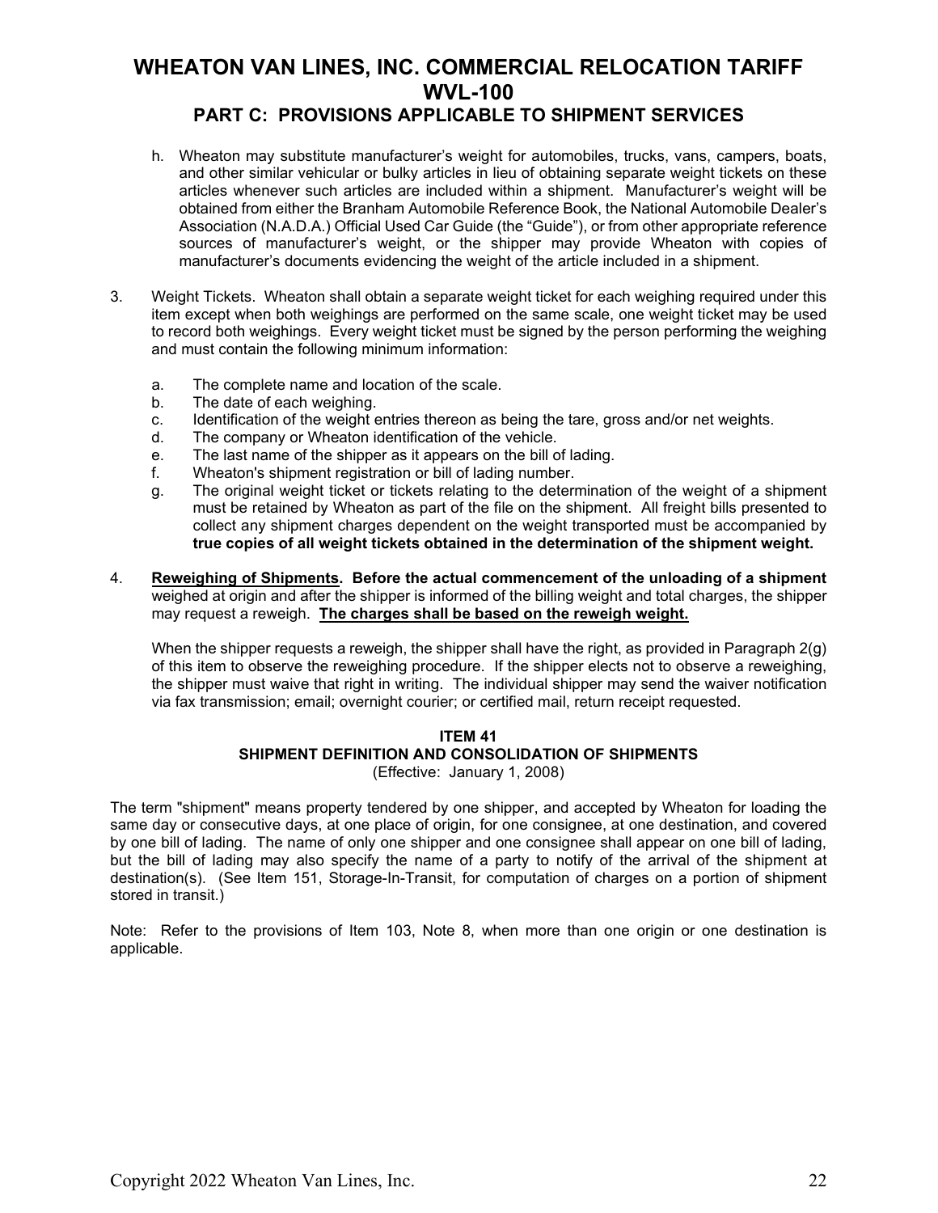h. Wheaton may substitute manufacturer's weight for automobiles, trucks, vans, campers, boats, and other similar vehicular or bulky articles in lieu of obtaining separate weight tickets on these articles whenever such articles are included within a shipment. Manufacturer's weight will be obtained from either the Branham Automobile Reference Book, the National Automobile Dealer's Association (N.A.D.A.) Official Used Car Guide (the "Guide"), or from other appropriate reference sources of manufacturer's weight, or the shipper may provide Wheaton with copies of manufacturer's documents evidencing the weight of the article included in a shipment.

3. Weight Tickets. Wheaton shall obtain a separate weight ticket for each weighing required under this item except when both weighings are performed on the same scale, one weight ticket may be used to record both weighings. Every weight ticket must be signed by the person performing the weighing and must contain the following minimum information:

   a. The complete name and location of the scale.
   b. The date of each weighing.
   c. Identification of the weight entries thereon as being the tare, gross and/or net weights.
   d. The company or Wheaton identification of the vehicle.
   e. The last name of the shipper as it appears on the bill of lading.
   f. Wheaton's shipment registration or bill of lading number.
   g. The original weight ticket or tickets relating to the determination of the weight of a shipment must be retained by Wheaton as part of the file on the shipment. All freight bills presented to collect any shipment charges dependent on the weight transported must be accompanied by **true copies of all weight tickets obtained in the determination of the shipment weight.**

4. **<u>Reweighing of Shipments</u>. Before the actual commencement of the unloading of a shipment** weighed at origin and after the shipper is informed of the billing weight and total charges, the shipper may request a reweigh. **<u>The charges shall be based on the reweigh weight.</u>**

   When the shipper requests a reweigh, the shipper shall have the right, as provided in Paragraph 2(g) of this item to observe the reweighing procedure. If the shipper elects not to observe a reweighing, the shipper must waive that right in writing. The individual shipper may send the waiver notification via fax transmission; email; overnight courier; or certified mail, return receipt requested.

## ITEM 41
## SHIPMENT DEFINITION AND CONSOLIDATION OF SHIPMENTS
(Effective: January 1, 2008)

The term "shipment" means property tendered by one shipper, and accepted by Wheaton for loading the same day or consecutive days, at one place of origin, for one consignee, at one destination, and covered by one bill of lading. The name of only one shipper and one consignee shall appear on one bill of lading, but the bill of lading may also specify the name of a party to notify of the arrival of the shipment at destination(s). (See Item 151, Storage-In-Transit, for computation of charges on a portion of shipment stored in transit.)

Note: Refer to the provisions of Item 103, Note 8, when more than one origin or one destination is applicable.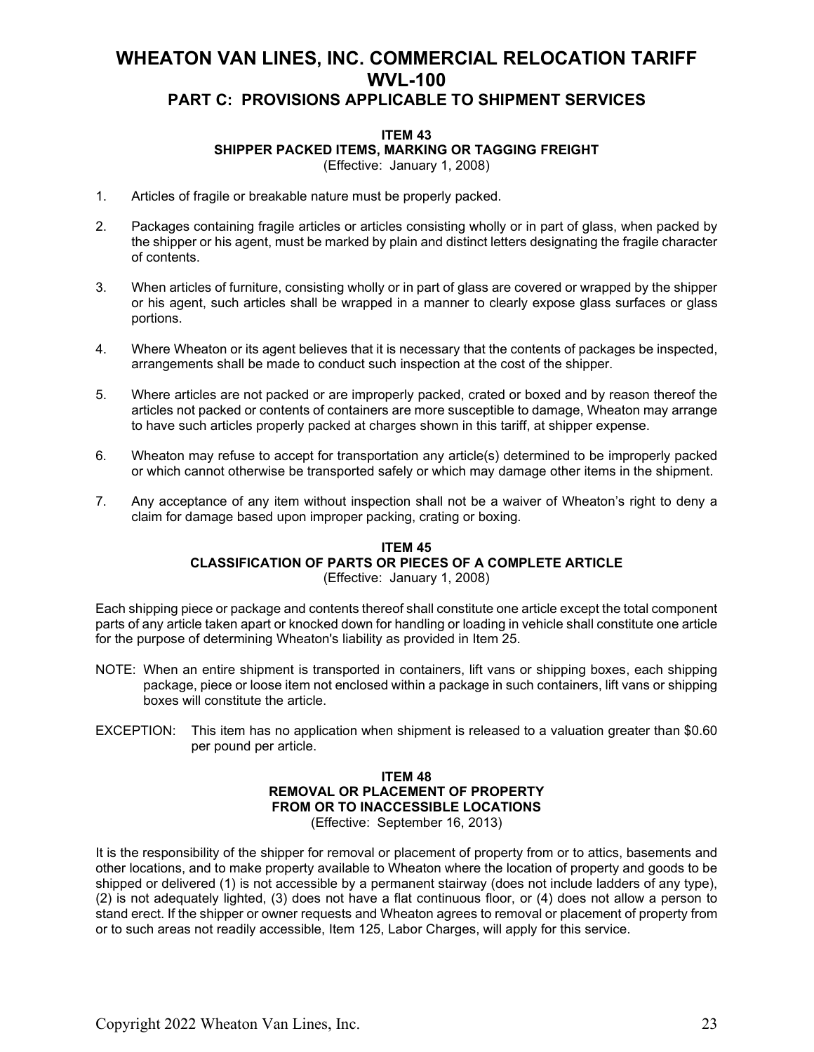# WHEATON VAN LINES, INC. COMMERCIAL RELOCATION TARIFF WVL-100

## PART C: PROVISIONS APPLICABLE TO SHIPMENT SERVICES

### ITEM 43
### SHIPPER PACKED ITEMS, MARKING OR TAGGING FREIGHT
(Effective: January 1, 2008)

1. Articles of fragile or breakable nature must be properly packed.

2. Packages containing fragile articles or articles consisting wholly or in part of glass, when packed by the shipper or his agent, must be marked by plain and distinct letters designating the fragile character of contents.

3. When articles of furniture, consisting wholly or in part of glass are covered or wrapped by the shipper or his agent, such articles shall be wrapped in a manner to clearly expose glass surfaces or glass portions.

4. Where Wheaton or its agent believes that it is necessary that the contents of packages be inspected, arrangements shall be made to conduct such inspection at the cost of the shipper.

5. Where articles are not packed or are improperly packed, crated or boxed and by reason thereof the articles not packed or contents of containers are more susceptible to damage, Wheaton may arrange to have such articles properly packed at charges shown in this tariff, at shipper expense.

6. Wheaton may refuse to accept for transportation any article(s) determined to be improperly packed or which cannot otherwise be transported safely or which may damage other items in the shipment.

7. Any acceptance of any item without inspection shall not be a waiver of Wheaton's right to deny a claim for damage based upon improper packing, crating or boxing.

### ITEM 45
### CLASSIFICATION OF PARTS OR PIECES OF A COMPLETE ARTICLE
(Effective: January 1, 2008)

Each shipping piece or package and contents thereof shall constitute one article except the total component parts of any article taken apart or knocked down for handling or loading in vehicle shall constitute one article for the purpose of determining Wheaton's liability as provided in Item 25.

NOTE: When an entire shipment is transported in containers, lift vans or shipping boxes, each shipping package, piece or loose item not enclosed within a package in such containers, lift vans or shipping boxes will constitute the article.

EXCEPTION: This item has no application when shipment is released to a valuation greater than $0.60 per pound per article.

### ITEM 48
### REMOVAL OR PLACEMENT OF PROPERTY FROM OR TO INACCESSIBLE LOCATIONS
(Effective: September 16, 2013)

It is the responsibility of the shipper for removal or placement of property from or to attics, basements and other locations, and to make property available to Wheaton where the location of property and goods to be shipped or delivered (1) is not accessible by a permanent stairway (does not include ladders of any type), (2) is not adequately lighted, (3) does not have a flat continuous floor, or (4) does not allow a person to stand erect. If the shipper or owner requests and Wheaton agrees to removal or placement of property from or to such areas not readily accessible, Item 125, Labor Charges, will apply for this service.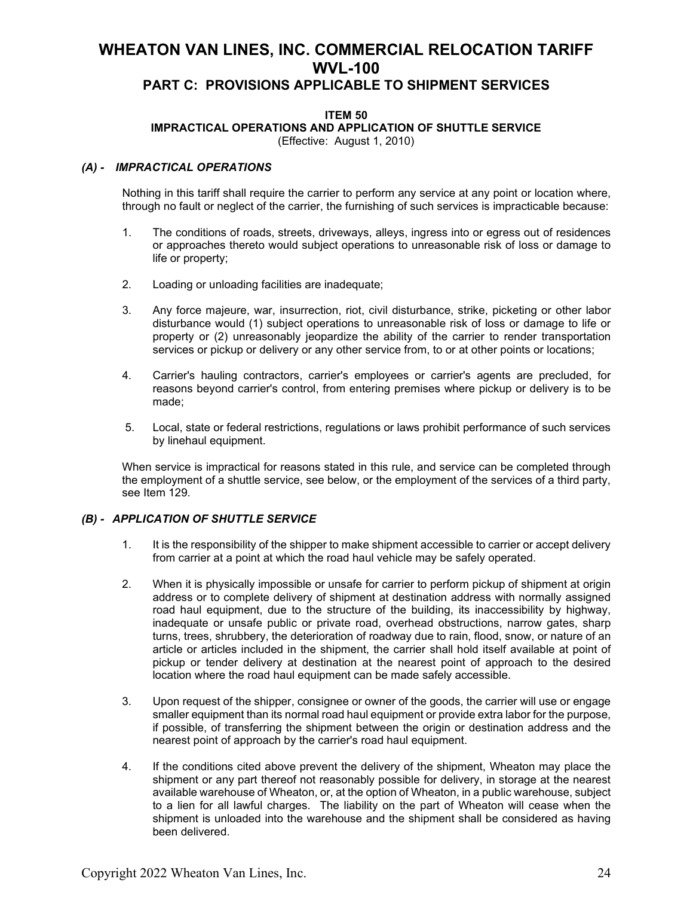# WHEATON VAN LINES, INC. COMMERCIAL RELOCATION TARIFF WVL-100

## PART C: PROVISIONS APPLICABLE TO SHIPMENT SERVICES

### ITEM 50
### IMPRACTICAL OPERATIONS AND APPLICATION OF SHUTTLE SERVICE

(Effective: August 1, 2010)

***(A) - IMPRACTICAL OPERATIONS***

Nothing in this tariff shall require the carrier to perform any service at any point or location where, through no fault or neglect of the carrier, the furnishing of such services is impracticable because:

1. The conditions of roads, streets, driveways, alleys, ingress into or egress out of residences or approaches thereto would subject operations to unreasonable risk of loss or damage to life or property;

2. Loading or unloading facilities are inadequate;

3. Any force majeure, war, insurrection, riot, civil disturbance, strike, picketing or other labor disturbance would (1) subject operations to unreasonable risk of loss or damage to life or property or (2) unreasonably jeopardize the ability of the carrier to render transportation services or pickup or delivery or any other service from, to or at other points or locations;

4. Carrier's hauling contractors, carrier's employees or carrier's agents are precluded, for reasons beyond carrier's control, from entering premises where pickup or delivery is to be made;

5. Local, state or federal restrictions, regulations or laws prohibit performance of such services by linehaul equipment.

When service is impractical for reasons stated in this rule, and service can be completed through the employment of a shuttle service, see below, or the employment of the services of a third party, see Item 129.

***(B) - APPLICATION OF SHUTTLE SERVICE***

1. It is the responsibility of the shipper to make shipment accessible to carrier or accept delivery from carrier at a point at which the road haul vehicle may be safely operated.

2. When it is physically impossible or unsafe for carrier to perform pickup of shipment at origin address or to complete delivery of shipment at destination address with normally assigned road haul equipment, due to the structure of the building, its inaccessibility by highway, inadequate or unsafe public or private road, overhead obstructions, narrow gates, sharp turns, trees, shrubbery, the deterioration of roadway due to rain, flood, snow, or nature of an article or articles included in the shipment, the carrier shall hold itself available at point of pickup or tender delivery at destination at the nearest point of approach to the desired location where the road haul equipment can be made safely accessible.

3. Upon request of the shipper, consignee or owner of the goods, the carrier will use or engage smaller equipment than its normal road haul equipment or provide extra labor for the purpose, if possible, of transferring the shipment between the origin or destination address and the nearest point of approach by the carrier's road haul equipment.

4. If the conditions cited above prevent the delivery of the shipment, Wheaton may place the shipment or any part thereof not reasonably possible for delivery, in storage at the nearest available warehouse of Wheaton, or, at the option of Wheaton, in a public warehouse, subject to a lien for all lawful charges. The liability on the part of Wheaton will cease when the shipment is unloaded into the warehouse and the shipment shall be considered as having been delivered.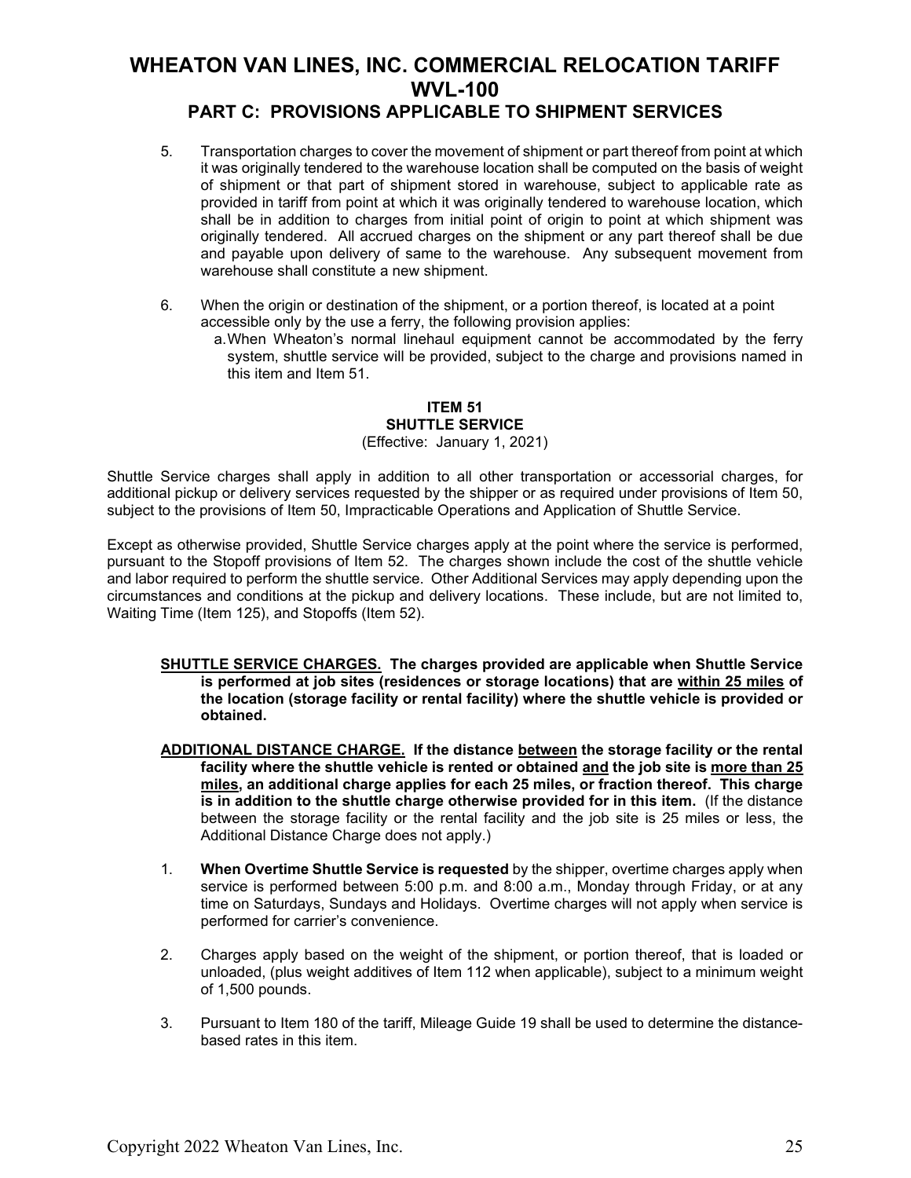5. Transportation charges to cover the movement of shipment or part thereof from point at which it was originally tendered to the warehouse location shall be computed on the basis of weight of shipment or that part of shipment stored in warehouse, subject to applicable rate as provided in tariff from point at which it was originally tendered to warehouse location, which shall be in addition to charges from initial point of origin to point at which shipment was originally tendered. All accrued charges on the shipment or any part thereof shall be due and payable upon delivery of same to the warehouse. Any subsequent movement from warehouse shall constitute a new shipment.

6. When the origin or destination of the shipment, or a portion thereof, is located at a point accessible only by the use a ferry, the following provision applies:
   a. When Wheaton's normal linehaul equipment cannot be accommodated by the ferry system, shuttle service will be provided, subject to the charge and provisions named in this item and Item 51.

### ITEM 51
### SHUTTLE SERVICE
(Effective: January 1, 2021)

Shuttle Service charges shall apply in addition to all other transportation or accessorial charges, for additional pickup or delivery services requested by the shipper or as required under provisions of Item 50, subject to the provisions of Item 50, Impracticable Operations and Application of Shuttle Service.

Except as otherwise provided, Shuttle Service charges apply at the point where the service is performed, pursuant to the Stopoff provisions of Item 52. The charges shown include the cost of the shuttle vehicle and labor required to perform the shuttle service. Other Additional Services may apply depending upon the circumstances and conditions at the pickup and delivery locations. These include, but are not limited to, Waiting Time (Item 125), and Stopoffs (Item 52).

**SHUTTLE SERVICE CHARGES. The charges provided are applicable when Shuttle Service is performed at job sites (residences or storage locations) that are within 25 miles of the location (storage facility or rental facility) where the shuttle vehicle is provided or obtained.**

**ADDITIONAL DISTANCE CHARGE. If the distance between the storage facility or the rental facility where the shuttle vehicle is rented or obtained and the job site is more than 25 miles, an additional charge applies for each 25 miles, or fraction thereof. This charge is in addition to the shuttle charge otherwise provided for in this item.** (If the distance between the storage facility or the rental facility and the job site is 25 miles or less, the Additional Distance Charge does not apply.)

1. **When Overtime Shuttle Service is requested** by the shipper, overtime charges apply when service is performed between 5:00 p.m. and 8:00 a.m., Monday through Friday, or at any time on Saturdays, Sundays and Holidays. Overtime charges will not apply when service is performed for carrier's convenience.

2. Charges apply based on the weight of the shipment, or portion thereof, that is loaded or unloaded, (plus weight additives of Item 112 when applicable), subject to a minimum weight of 1,500 pounds.

3. Pursuant to Item 180 of the tariff, Mileage Guide 19 shall be used to determine the distance-based rates in this item.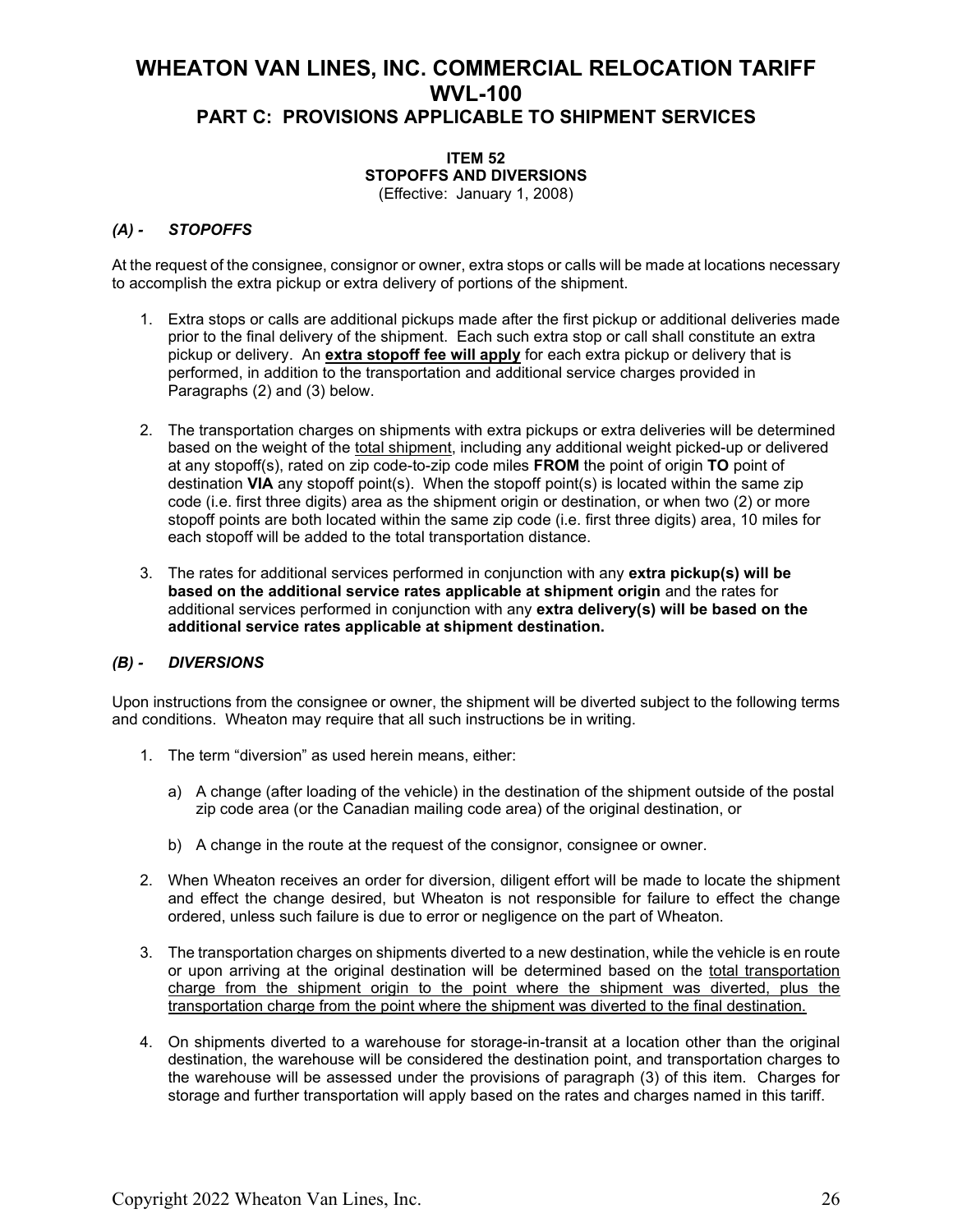# WHEATON VAN LINES, INC. COMMERCIAL RELOCATION TARIFF WVL-100

## PART C: PROVISIONS APPLICABLE TO SHIPMENT SERVICES

### ITEM 52
### STOPOFFS AND DIVERSIONS
(Effective: January 1, 2008)

***(A) - STOPOFFS***

At the request of the consignee, consignor or owner, extra stops or calls will be made at locations necessary to accomplish the extra pickup or extra delivery of portions of the shipment.

1. Extra stops or calls are additional pickups made after the first pickup or additional deliveries made prior to the final delivery of the shipment. Each such extra stop or call shall constitute an extra pickup or delivery. An **extra stopoff fee will apply** for each extra pickup or delivery that is performed, in addition to the transportation and additional service charges provided in Paragraphs (2) and (3) below.

2. The transportation charges on shipments with extra pickups or extra deliveries will be determined based on the weight of the total shipment, including any additional weight picked-up or delivered at any stopoff(s), rated on zip code-to-zip code miles **FROM** the point of origin **TO** point of destination **VIA** any stopoff point(s). When the stopoff point(s) is located within the same zip code (i.e. first three digits) area as the shipment origin or destination, or when two (2) or more stopoff points are both located within the same zip code (i.e. first three digits) area, 10 miles for each stopoff will be added to the total transportation distance.

3. The rates for additional services performed in conjunction with any **extra pickup(s) will be based on the additional service rates applicable at shipment origin** and the rates for additional services performed in conjunction with any **extra delivery(s) will be based on the additional service rates applicable at shipment destination.**

***(B) - DIVERSIONS***

Upon instructions from the consignee or owner, the shipment will be diverted subject to the following terms and conditions. Wheaton may require that all such instructions be in writing.

1. The term "diversion" as used herein means, either:

   a) A change (after loading of the vehicle) in the destination of the shipment outside of the postal zip code area (or the Canadian mailing code area) of the original destination, or

   b) A change in the route at the request of the consignor, consignee or owner.

2. When Wheaton receives an order for diversion, diligent effort will be made to locate the shipment and effect the change desired, but Wheaton is not responsible for failure to effect the change ordered, unless such failure is due to error or negligence on the part of Wheaton.

3. The transportation charges on shipments diverted to a new destination, while the vehicle is en route or upon arriving at the original destination will be determined based on the total transportation charge from the shipment origin to the point where the shipment was diverted, plus the transportation charge from the point where the shipment was diverted to the final destination.

4. On shipments diverted to a warehouse for storage-in-transit at a location other than the original destination, the warehouse will be considered the destination point, and transportation charges to the warehouse will be assessed under the provisions of paragraph (3) of this item. Charges for storage and further transportation will apply based on the rates and charges named in this tariff.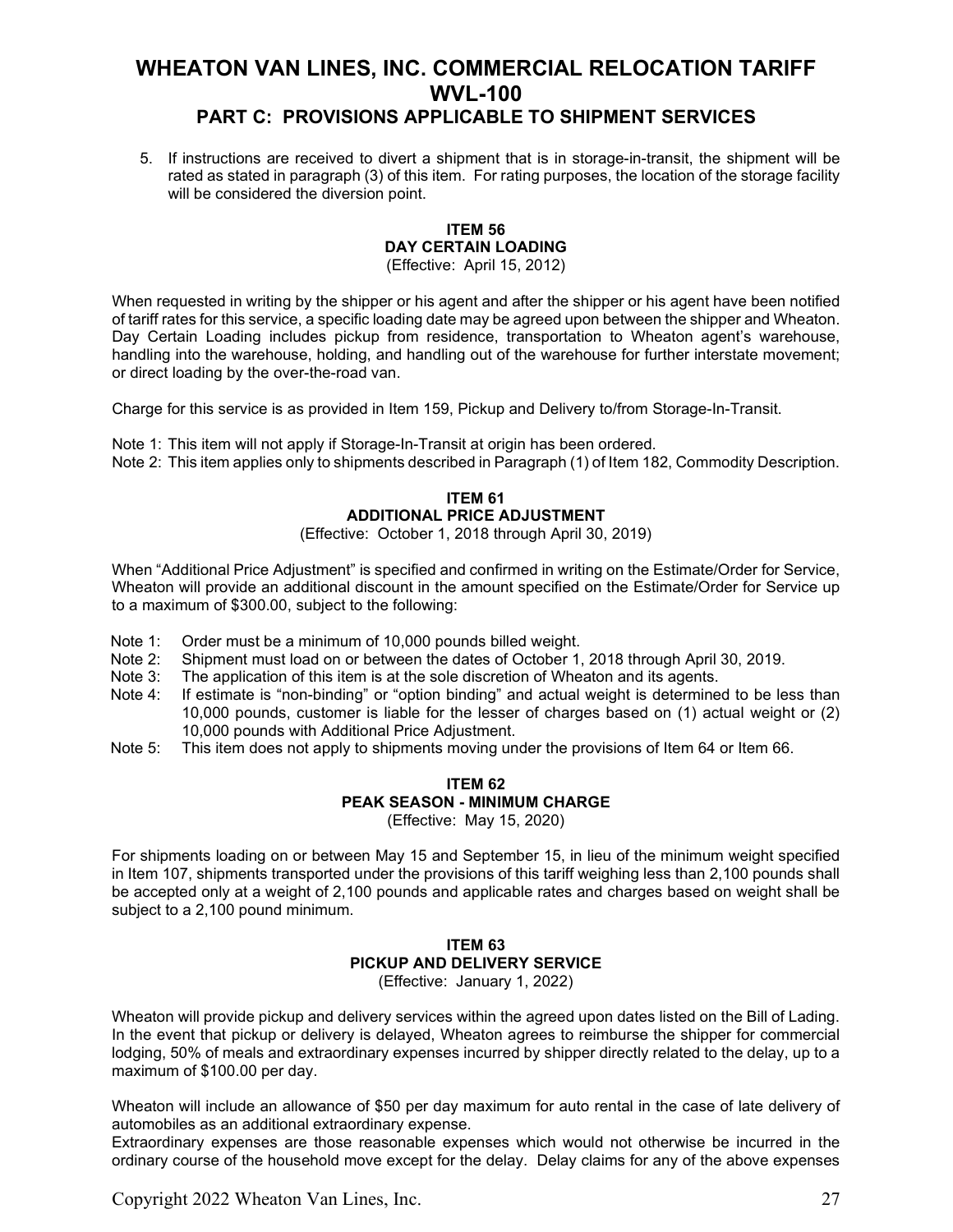5. If instructions are received to divert a shipment that is in storage-in-transit, the shipment will be rated as stated in paragraph (3) of this item. For rating purposes, the location of the storage facility will be considered the diversion point.

### ITEM 56
### DAY CERTAIN LOADING
(Effective: April 15, 2012)

When requested in writing by the shipper or his agent and after the shipper or his agent have been notified of tariff rates for this service, a specific loading date may be agreed upon between the shipper and Wheaton. Day Certain Loading includes pickup from residence, transportation to Wheaton agent's warehouse, handling into the warehouse, holding, and handling out of the warehouse for further interstate movement; or direct loading by the over-the-road van.

Charge for this service is as provided in Item 159, Pickup and Delivery to/from Storage-In-Transit.

Note 1: This item will not apply if Storage-In-Transit at origin has been ordered.
Note 2: This item applies only to shipments described in Paragraph (1) of Item 182, Commodity Description.

### ITEM 61
### ADDITIONAL PRICE ADJUSTMENT
(Effective: October 1, 2018 through April 30, 2019)

When "Additional Price Adjustment" is specified and confirmed in writing on the Estimate/Order for Service, Wheaton will provide an additional discount in the amount specified on the Estimate/Order for Service up to a maximum of $300.00, subject to the following:

Note 1: Order must be a minimum of 10,000 pounds billed weight.
Note 2: Shipment must load on or between the dates of October 1, 2018 through April 30, 2019.
Note 3: The application of this item is at the sole discretion of Wheaton and its agents.
Note 4: If estimate is "non-binding" or "option binding" and actual weight is determined to be less than 10,000 pounds, customer is liable for the lesser of charges based on (1) actual weight or (2) 10,000 pounds with Additional Price Adjustment.
Note 5: This item does not apply to shipments moving under the provisions of Item 64 or Item 66.

### ITEM 62
### PEAK SEASON - MINIMUM CHARGE
(Effective: May 15, 2020)

For shipments loading on or between May 15 and September 15, in lieu of the minimum weight specified in Item 107, shipments transported under the provisions of this tariff weighing less than 2,100 pounds shall be accepted only at a weight of 2,100 pounds and applicable rates and charges based on weight shall be subject to a 2,100 pound minimum.

### ITEM 63
### PICKUP AND DELIVERY SERVICE
(Effective: January 1, 2022)

Wheaton will provide pickup and delivery services within the agreed upon dates listed on the Bill of Lading. In the event that pickup or delivery is delayed, Wheaton agrees to reimburse the shipper for commercial lodging, 50% of meals and extraordinary expenses incurred by shipper directly related to the delay, up to a maximum of $100.00 per day.

Wheaton will include an allowance of $50 per day maximum for auto rental in the case of late delivery of automobiles as an additional extraordinary expense.
Extraordinary expenses are those reasonable expenses which would not otherwise be incurred in the ordinary course of the household move except for the delay. Delay claims for any of the above expenses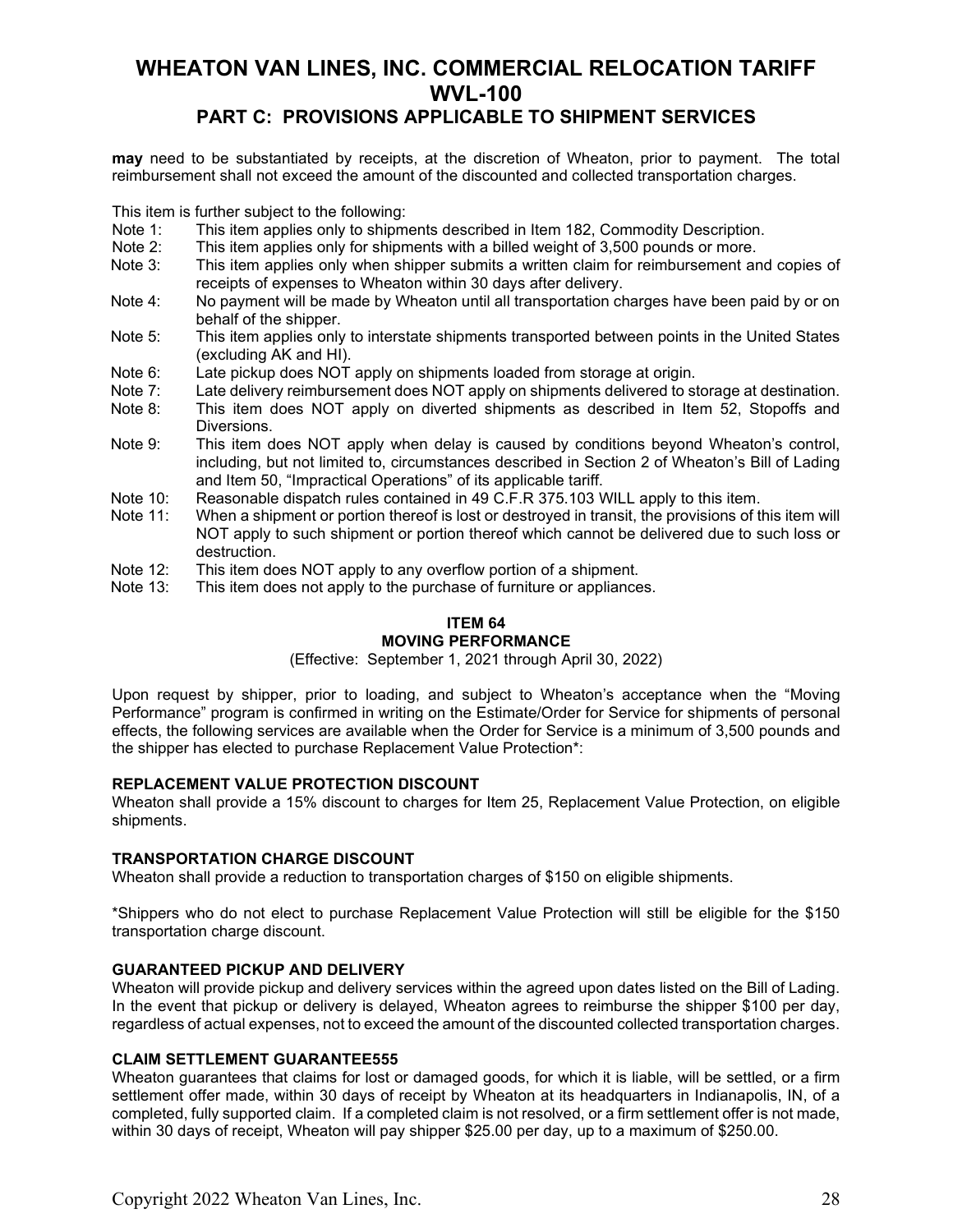**may** need to be substantiated by receipts, at the discretion of Wheaton, prior to payment. The total reimbursement shall not exceed the amount of the discounted and collected transportation charges.

This item is further subject to the following:

- Note 1: This item applies only to shipments described in Item 182, Commodity Description.
- Note 2: This item applies only for shipments with a billed weight of 3,500 pounds or more.
- Note 3: This item applies only when shipper submits a written claim for reimbursement and copies of receipts of expenses to Wheaton within 30 days after delivery.
- Note 4: No payment will be made by Wheaton until all transportation charges have been paid by or on behalf of the shipper.
- Note 5: This item applies only to interstate shipments transported between points in the United States (excluding AK and HI).
- Note 6: Late pickup does NOT apply on shipments loaded from storage at origin.
- Note 7: Late delivery reimbursement does NOT apply on shipments delivered to storage at destination.
- Note 8: This item does NOT apply on diverted shipments as described in Item 52, Stopoffs and Diversions.
- Note 9: This item does NOT apply when delay is caused by conditions beyond Wheaton's control, including, but not limited to, circumstances described in Section 2 of Wheaton's Bill of Lading and Item 50, "Impractical Operations" of its applicable tariff.
- Note 10: Reasonable dispatch rules contained in 49 C.F.R 375.103 WILL apply to this item.
- Note 11: When a shipment or portion thereof is lost or destroyed in transit, the provisions of this item will NOT apply to such shipment or portion thereof which cannot be delivered due to such loss or destruction.
- Note 12: This item does NOT apply to any overflow portion of a shipment.
- Note 13: This item does not apply to the purchase of furniture or appliances.

## ITEM 64
## MOVING PERFORMANCE

(Effective: September 1, 2021 through April 30, 2022)

Upon request by shipper, prior to loading, and subject to Wheaton's acceptance when the "Moving Performance" program is confirmed in writing on the Estimate/Order for Service for shipments of personal effects, the following services are available when the Order for Service is a minimum of 3,500 pounds and the shipper has elected to purchase Replacement Value Protection*:

**REPLACEMENT VALUE PROTECTION DISCOUNT**

Wheaton shall provide a 15% discount to charges for Item 25, Replacement Value Protection, on eligible shipments.

**TRANSPORTATION CHARGE DISCOUNT**

Wheaton shall provide a reduction to transportation charges of $150 on eligible shipments.

*Shippers who do not elect to purchase Replacement Value Protection will still be eligible for the $150 transportation charge discount.

**GUARANTEED PICKUP AND DELIVERY**

Wheaton will provide pickup and delivery services within the agreed upon dates listed on the Bill of Lading. In the event that pickup or delivery is delayed, Wheaton agrees to reimburse the shipper $100 per day, regardless of actual expenses, not to exceed the amount of the discounted collected transportation charges.

**CLAIM SETTLEMENT GUARANTEE555**

Wheaton guarantees that claims for lost or damaged goods, for which it is liable, will be settled, or a firm settlement offer made, within 30 days of receipt by Wheaton at its headquarters in Indianapolis, IN, of a completed, fully supported claim. If a completed claim is not resolved, or a firm settlement offer is not made, within 30 days of receipt, Wheaton will pay shipper $25.00 per day, up to a maximum of $250.00.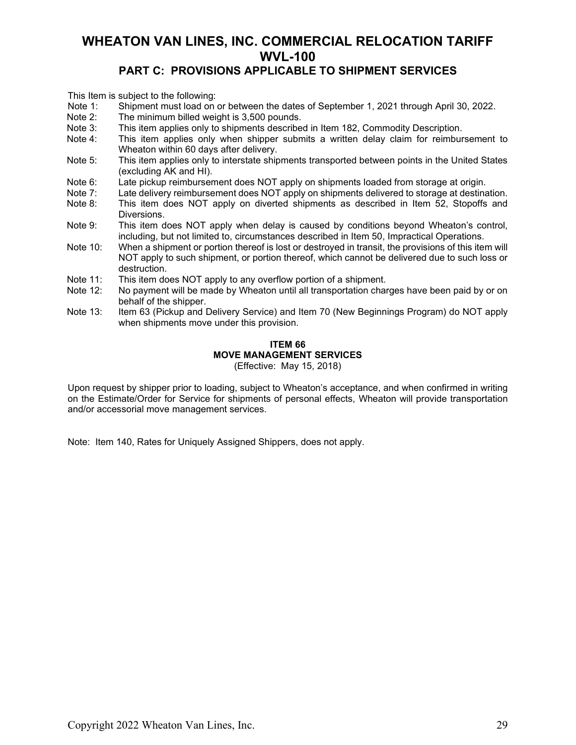# WHEATON VAN LINES, INC. COMMERCIAL RELOCATION TARIFF WVL-100

## PART C: PROVISIONS APPLICABLE TO SHIPMENT SERVICES

This Item is subject to the following:

- Note 1: Shipment must load on or between the dates of September 1, 2021 through April 30, 2022.
- Note 2: The minimum billed weight is 3,500 pounds.
- Note 3: This item applies only to shipments described in Item 182, Commodity Description.
- Note 4: This item applies only when shipper submits a written delay claim for reimbursement to Wheaton within 60 days after delivery.
- Note 5: This item applies only to interstate shipments transported between points in the United States (excluding AK and HI).
- Note 6: Late pickup reimbursement does NOT apply on shipments loaded from storage at origin.
- Note 7: Late delivery reimbursement does NOT apply on shipments delivered to storage at destination.
- Note 8: This item does NOT apply on diverted shipments as described in Item 52, Stopoffs and Diversions.
- Note 9: This item does NOT apply when delay is caused by conditions beyond Wheaton's control, including, but not limited to, circumstances described in Item 50, Impractical Operations.
- Note 10: When a shipment or portion thereof is lost or destroyed in transit, the provisions of this item will NOT apply to such shipment, or portion thereof, which cannot be delivered due to such loss or destruction.
- Note 11: This item does NOT apply to any overflow portion of a shipment.
- Note 12: No payment will be made by Wheaton until all transportation charges have been paid by or on behalf of the shipper.
- Note 13: Item 63 (Pickup and Delivery Service) and Item 70 (New Beginnings Program) do NOT apply when shipments move under this provision.

### ITEM 66
### MOVE MANAGEMENT SERVICES
(Effective: May 15, 2018)

Upon request by shipper prior to loading, subject to Wheaton's acceptance, and when confirmed in writing on the Estimate/Order for Service for shipments of personal effects, Wheaton will provide transportation and/or accessorial move management services.

Note: Item 140, Rates for Uniquely Assigned Shippers, does not apply.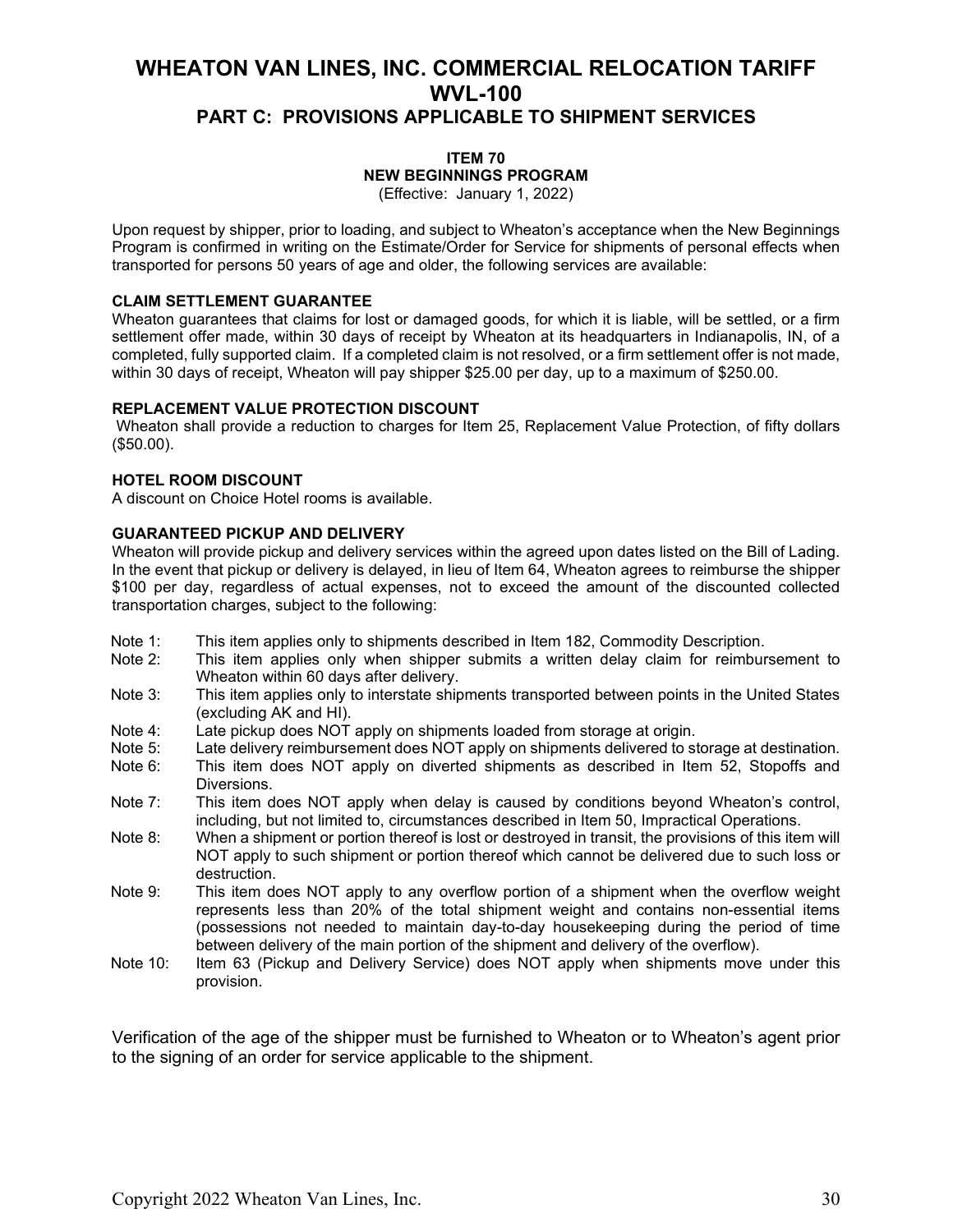# WHEATON VAN LINES, INC. COMMERCIAL RELOCATION TARIFF WVL-100

## PART C: PROVISIONS APPLICABLE TO SHIPMENT SERVICES

### ITEM 70
### NEW BEGINNINGS PROGRAM

(Effective: January 1, 2022)

Upon request by shipper, prior to loading, and subject to Wheaton's acceptance when the New Beginnings Program is confirmed in writing on the Estimate/Order for Service for shipments of personal effects when transported for persons 50 years of age and older, the following services are available:

**CLAIM SETTLEMENT GUARANTEE**

Wheaton guarantees that claims for lost or damaged goods, for which it is liable, will be settled, or a firm settlement offer made, within 30 days of receipt by Wheaton at its headquarters in Indianapolis, IN, of a completed, fully supported claim. If a completed claim is not resolved, or a firm settlement offer is not made, within 30 days of receipt, Wheaton will pay shipper $25.00 per day, up to a maximum of $250.00.

**REPLACEMENT VALUE PROTECTION DISCOUNT**

Wheaton shall provide a reduction to charges for Item 25, Replacement Value Protection, of fifty dollars ($50.00).

**HOTEL ROOM DISCOUNT**

A discount on Choice Hotel rooms is available.

**GUARANTEED PICKUP AND DELIVERY**

Wheaton will provide pickup and delivery services within the agreed upon dates listed on the Bill of Lading. In the event that pickup or delivery is delayed, in lieu of Item 64, Wheaton agrees to reimburse the shipper $100 per day, regardless of actual expenses, not to exceed the amount of the discounted collected transportation charges, subject to the following:

- Note 1: This item applies only to shipments described in Item 182, Commodity Description.
- Note 2: This item applies only when shipper submits a written delay claim for reimbursement to Wheaton within 60 days after delivery.
- Note 3: This item applies only to interstate shipments transported between points in the United States (excluding AK and HI).
- Note 4: Late pickup does NOT apply on shipments loaded from storage at origin.
- Note 5: Late delivery reimbursement does NOT apply on shipments delivered to storage at destination.
- Note 6: This item does NOT apply on diverted shipments as described in Item 52, Stopoffs and Diversions.
- Note 7: This item does NOT apply when delay is caused by conditions beyond Wheaton's control, including, but not limited to, circumstances described in Item 50, Impractical Operations.
- Note 8: When a shipment or portion thereof is lost or destroyed in transit, the provisions of this item will NOT apply to such shipment or portion thereof which cannot be delivered due to such loss or destruction.
- Note 9: This item does NOT apply to any overflow portion of a shipment when the overflow weight represents less than 20% of the total shipment weight and contains non-essential items (possessions not needed to maintain day-to-day housekeeping during the period of time between delivery of the main portion of the shipment and delivery of the overflow).
- Note 10: Item 63 (Pickup and Delivery Service) does NOT apply when shipments move under this provision.

Verification of the age of the shipper must be furnished to Wheaton or to Wheaton's agent prior to the signing of an order for service applicable to the shipment.

Copyright 2022 Wheaton Van Lines, Inc.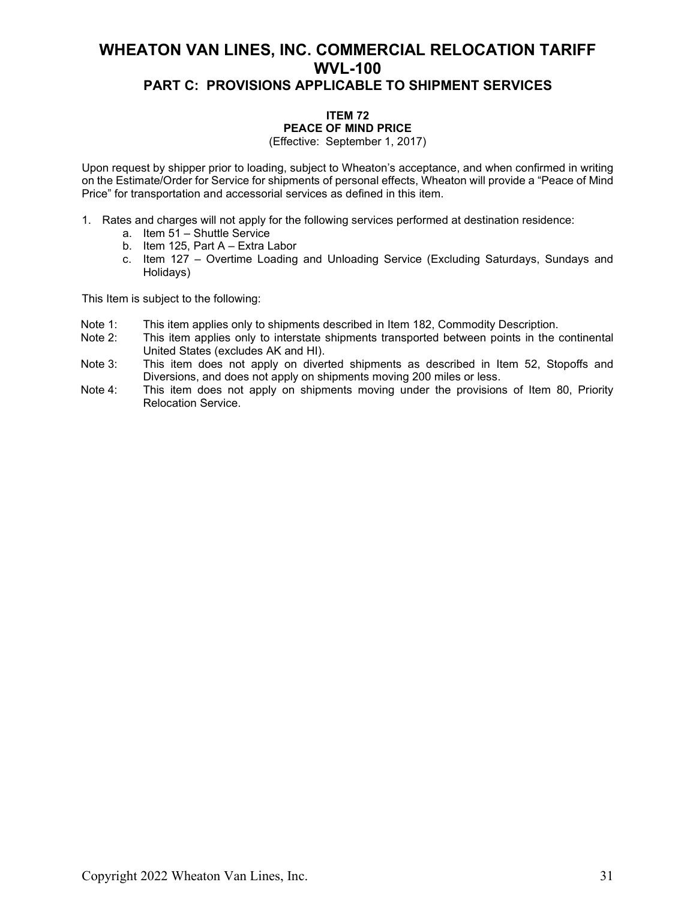# WHEATON VAN LINES, INC. COMMERCIAL RELOCATION TARIFF WVL-100

## PART C: PROVISIONS APPLICABLE TO SHIPMENT SERVICES

### ITEM 72
### PEACE OF MIND PRICE

(Effective: September 1, 2017)

Upon request by shipper prior to loading, subject to Wheaton's acceptance, and when confirmed in writing on the Estimate/Order for Service for shipments of personal effects, Wheaton will provide a "Peace of Mind Price" for transportation and accessorial services as defined in this item.

1. Rates and charges will not apply for the following services performed at destination residence:
   a. Item 51 – Shuttle Service
   b. Item 125, Part A – Extra Labor
   c. Item 127 – Overtime Loading and Unloading Service (Excluding Saturdays, Sundays and Holidays)

This Item is subject to the following:

Note 1: This item applies only to shipments described in Item 182, Commodity Description.

Note 2: This item applies only to interstate shipments transported between points in the continental United States (excludes AK and HI).

Note 3: This item does not apply on diverted shipments as described in Item 52, Stopoffs and Diversions, and does not apply on shipments moving 200 miles or less.

Note 4: This item does not apply on shipments moving under the provisions of Item 80, Priority Relocation Service.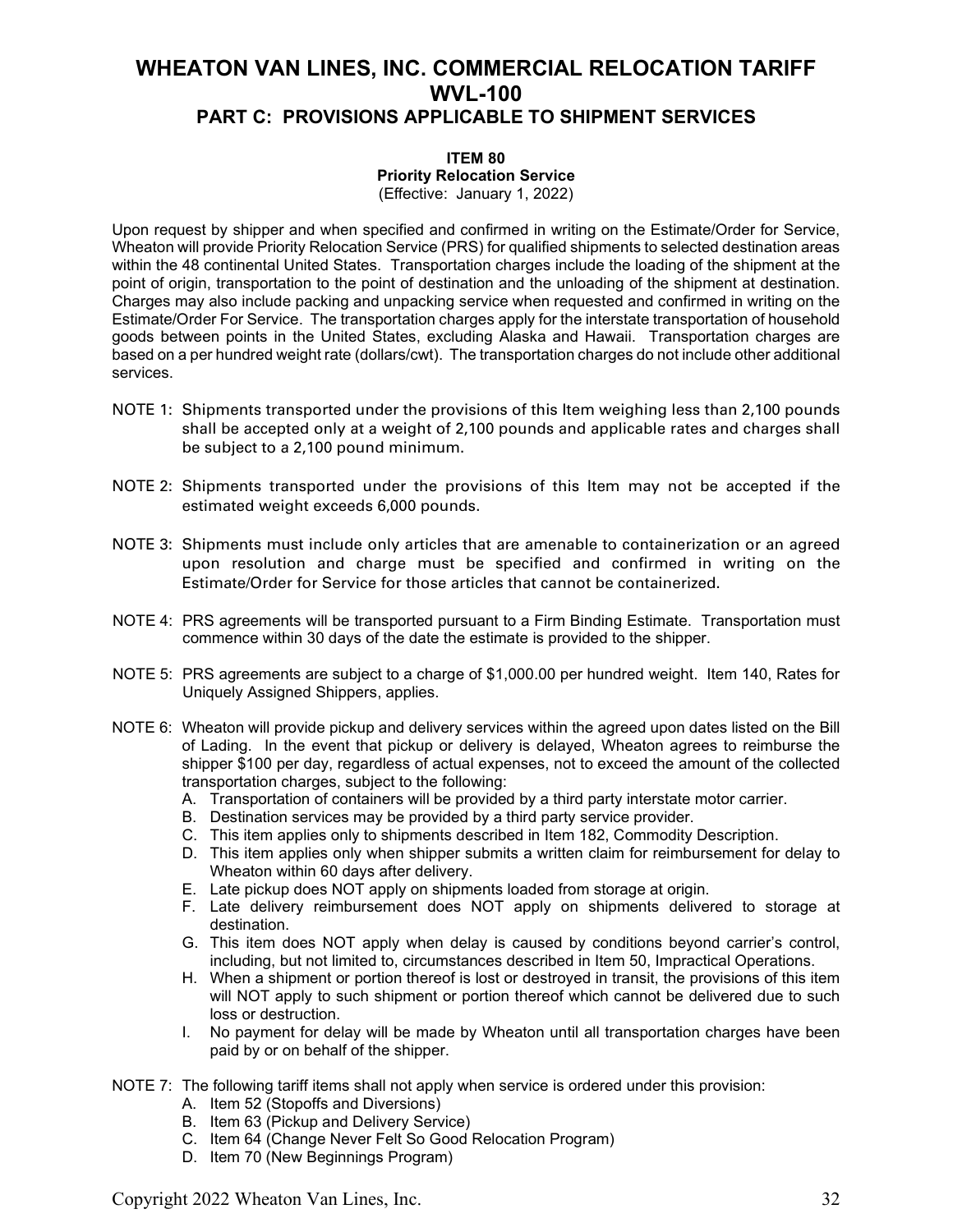# WHEATON VAN LINES, INC. COMMERCIAL RELOCATION TARIFF WVL-100

## PART C: PROVISIONS APPLICABLE TO SHIPMENT SERVICES

### ITEM 80

**Priority Relocation Service**

(Effective: January 1, 2022)

Upon request by shipper and when specified and confirmed in writing on the Estimate/Order for Service, Wheaton will provide Priority Relocation Service (PRS) for qualified shipments to selected destination areas within the 48 continental United States. Transportation charges include the loading of the shipment at the point of origin, transportation to the point of destination and the unloading of the shipment at destination. Charges may also include packing and unpacking service when requested and confirmed in writing on the Estimate/Order For Service. The transportation charges apply for the interstate transportation of household goods between points in the United States, excluding Alaska and Hawaii. Transportation charges are based on a per hundred weight rate (dollars/cwt). The transportation charges do not include other additional services.

NOTE 1: Shipments transported under the provisions of this Item weighing less than 2,100 pounds shall be accepted only at a weight of 2,100 pounds and applicable rates and charges shall be subject to a 2,100 pound minimum.

NOTE 2: Shipments transported under the provisions of this Item may not be accepted if the estimated weight exceeds 6,000 pounds.

NOTE 3: Shipments must include only articles that are amenable to containerization or an agreed upon resolution and charge must be specified and confirmed in writing on the Estimate/Order for Service for those articles that cannot be containerized.

NOTE 4: PRS agreements will be transported pursuant to a Firm Binding Estimate. Transportation must commence within 30 days of the date the estimate is provided to the shipper.

NOTE 5: PRS agreements are subject to a charge of $1,000.00 per hundred weight. Item 140, Rates for Uniquely Assigned Shippers, applies.

NOTE 6: Wheaton will provide pickup and delivery services within the agreed upon dates listed on the Bill of Lading. In the event that pickup or delivery is delayed, Wheaton agrees to reimburse the shipper $100 per day, regardless of actual expenses, not to exceed the amount of the collected transportation charges, subject to the following:

- A. Transportation of containers will be provided by a third party interstate motor carrier.
- B. Destination services may be provided by a third party service provider.
- C. This item applies only to shipments described in Item 182, Commodity Description.
- D. This item applies only when shipper submits a written claim for reimbursement for delay to Wheaton within 60 days after delivery.
- E. Late pickup does NOT apply on shipments loaded from storage at origin.
- F. Late delivery reimbursement does NOT apply on shipments delivered to storage at destination.
- G. This item does NOT apply when delay is caused by conditions beyond carrier's control, including, but not limited to, circumstances described in Item 50, Impractical Operations.
- H. When a shipment or portion thereof is lost or destroyed in transit, the provisions of this item will NOT apply to such shipment or portion thereof which cannot be delivered due to such loss or destruction.
- I. No payment for delay will be made by Wheaton until all transportation charges have been paid by or on behalf of the shipper.

NOTE 7: The following tariff items shall not apply when service is ordered under this provision:

- A. Item 52 (Stopoffs and Diversions)
- B. Item 63 (Pickup and Delivery Service)
- C. Item 64 (Change Never Felt So Good Relocation Program)
- D. Item 70 (New Beginnings Program)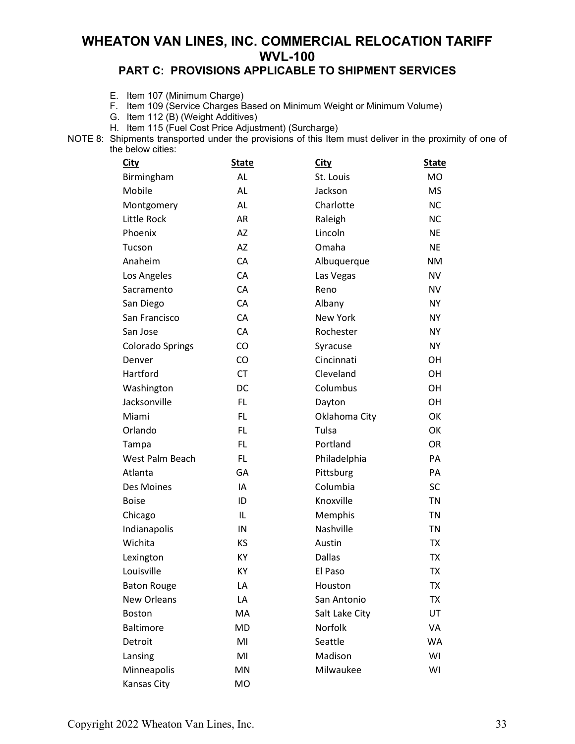# WHEATON VAN LINES, INC. COMMERCIAL RELOCATION TARIFF WVL-100

## PART C: PROVISIONS APPLICABLE TO SHIPMENT SERVICES

E. Item 107 (Minimum Charge)
F. Item 109 (Service Charges Based on Minimum Weight or Minimum Volume)
G. Item 112 (B) (Weight Additives)
H. Item 115 (Fuel Cost Price Adjustment) (Surcharge)

NOTE 8: Shipments transported under the provisions of this Item must deliver in the proximity of one of the below cities:

| City | State | City | State |
|---|---|---|---|
| Birmingham | AL | St. Louis | MO |
| Mobile | AL | Jackson | MS |
| Montgomery | AL | Charlotte | NC |
| Little Rock | AR | Raleigh | NC |
| Phoenix | AZ | Lincoln | NE |
| Tucson | AZ | Omaha | NE |
| Anaheim | CA | Albuquerque | NM |
| Los Angeles | CA | Las Vegas | NV |
| Sacramento | CA | Reno | NV |
| San Diego | CA | Albany | NY |
| San Francisco | CA | New York | NY |
| San Jose | CA | Rochester | NY |
| Colorado Springs | CO | Syracuse | NY |
| Denver | CO | Cincinnati | OH |
| Hartford | CT | Cleveland | OH |
| Washington | DC | Columbus | OH |
| Jacksonville | FL | Dayton | OH |
| Miami | FL | Oklahoma City | OK |
| Orlando | FL | Tulsa | OK |
| Tampa | FL | Portland | OR |
| West Palm Beach | FL | Philadelphia | PA |
| Atlanta | GA | Pittsburg | PA |
| Des Moines | IA | Columbia | SC |
| Boise | ID | Knoxville | TN |
| Chicago | IL | Memphis | TN |
| Indianapolis | IN | Nashville | TN |
| Wichita | KS | Austin | TX |
| Lexington | KY | Dallas | TX |
| Louisville | KY | El Paso | TX |
| Baton Rouge | LA | Houston | TX |
| New Orleans | LA | San Antonio | TX |
| Boston | MA | Salt Lake City | UT |
| Baltimore | MD | Norfolk | VA |
| Detroit | MI | Seattle | WA |
| Lansing | MI | Madison | WI |
| Minneapolis | MN | Milwaukee | WI |
| Kansas City | MO | | |

Copyright 2022 Wheaton Van Lines, Inc.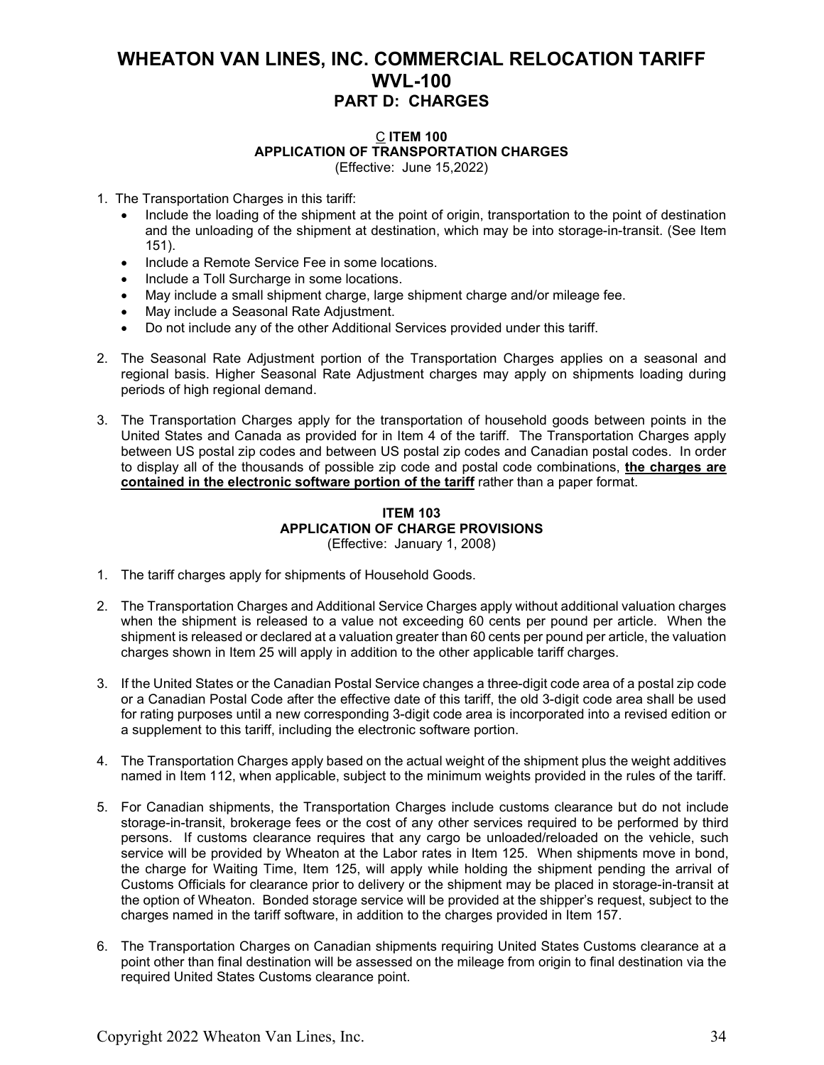# WHEATON VAN LINES, INC. COMMERCIAL RELOCATION TARIFF WVL-100

## PART D: CHARGES

### C ITEM 100
### APPLICATION OF TRANSPORTATION CHARGES
(Effective: June 15,2022)

1. The Transportation Charges in this tariff:
   - Include the loading of the shipment at the point of origin, transportation to the point of destination and the unloading of the shipment at destination, which may be into storage-in-transit. (See Item 151).
   - Include a Remote Service Fee in some locations.
   - Include a Toll Surcharge in some locations.
   - May include a small shipment charge, large shipment charge and/or mileage fee.
   - May include a Seasonal Rate Adjustment.
   - Do not include any of the other Additional Services provided under this tariff.

2. The Seasonal Rate Adjustment portion of the Transportation Charges applies on a seasonal and regional basis. Higher Seasonal Rate Adjustment charges may apply on shipments loading during periods of high regional demand.

3. The Transportation Charges apply for the transportation of household goods between points in the United States and Canada as provided for in Item 4 of the tariff. The Transportation Charges apply between US postal zip codes and between US postal zip codes and Canadian postal codes. In order to display all of the thousands of possible zip code and postal code combinations, **the charges are contained in the electronic software portion of the tariff** rather than a paper format.

### ITEM 103
### APPLICATION OF CHARGE PROVISIONS
(Effective: January 1, 2008)

1. The tariff charges apply for shipments of Household Goods.

2. The Transportation Charges and Additional Service Charges apply without additional valuation charges when the shipment is released to a value not exceeding 60 cents per pound per article. When the shipment is released or declared at a valuation greater than 60 cents per pound per article, the valuation charges shown in Item 25 will apply in addition to the other applicable tariff charges.

3. If the United States or the Canadian Postal Service changes a three-digit code area of a postal zip code or a Canadian Postal Code after the effective date of this tariff, the old 3-digit code area shall be used for rating purposes until a new corresponding 3-digit code area is incorporated into a revised edition or a supplement to this tariff, including the electronic software portion.

4. The Transportation Charges apply based on the actual weight of the shipment plus the weight additives named in Item 112, when applicable, subject to the minimum weights provided in the rules of the tariff.

5. For Canadian shipments, the Transportation Charges include customs clearance but do not include storage-in-transit, brokerage fees or the cost of any other services required to be performed by third persons. If customs clearance requires that any cargo be unloaded/reloaded on the vehicle, such service will be provided by Wheaton at the Labor rates in Item 125. When shipments move in bond, the charge for Waiting Time, Item 125, will apply while holding the shipment pending the arrival of Customs Officials for clearance prior to delivery or the shipment may be placed in storage-in-transit at the option of Wheaton. Bonded storage service will be provided at the shipper's request, subject to the charges named in the tariff software, in addition to the charges provided in Item 157.

6. The Transportation Charges on Canadian shipments requiring United States Customs clearance at a point other than final destination will be assessed on the mileage from origin to final destination via the required United States Customs clearance point.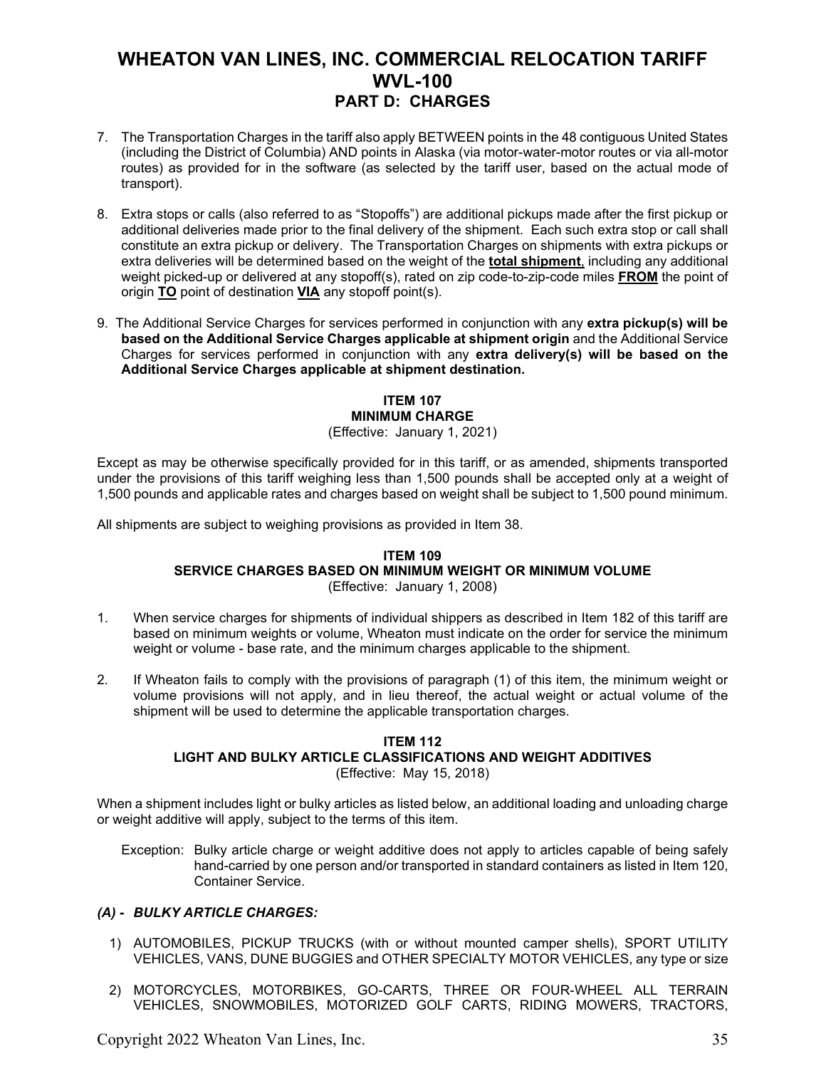# WHEATON VAN LINES, INC. COMMERCIAL RELOCATION TARIFF WVL-100

## PART D: CHARGES

7. The Transportation Charges in the tariff also apply BETWEEN points in the 48 contiguous United States (including the District of Columbia) AND points in Alaska (via motor-water-motor routes or via all-motor routes) as provided for in the software (as selected by the tariff user, based on the actual mode of transport).

8. Extra stops or calls (also referred to as "Stopoffs") are additional pickups made after the first pickup or additional deliveries made prior to the final delivery of the shipment. Each such extra stop or call shall constitute an extra pickup or delivery. The Transportation Charges on shipments with extra pickups or extra deliveries will be determined based on the weight of the **total shipment**, including any additional weight picked-up or delivered at any stopoff(s), rated on zip code-to-zip-code miles **FROM** the point of origin **TO** point of destination **VIA** any stopoff point(s).

9. The Additional Service Charges for services performed in conjunction with any **extra pickup(s) will be based on the Additional Service Charges applicable at shipment origin** and the Additional Service Charges for services performed in conjunction with any **extra delivery(s) will be based on the Additional Service Charges applicable at shipment destination.**

### ITEM 107
### MINIMUM CHARGE
(Effective: January 1, 2021)

Except as may be otherwise specifically provided for in this tariff, or as amended, shipments transported under the provisions of this tariff weighing less than 1,500 pounds shall be accepted only at a weight of 1,500 pounds and applicable rates and charges based on weight shall be subject to 1,500 pound minimum.

All shipments are subject to weighing provisions as provided in Item 38.

### ITEM 109
### SERVICE CHARGES BASED ON MINIMUM WEIGHT OR MINIMUM VOLUME
(Effective: January 1, 2008)

1. When service charges for shipments of individual shippers as described in Item 182 of this tariff are based on minimum weights or volume, Wheaton must indicate on the order for service the minimum weight or volume - base rate, and the minimum charges applicable to the shipment.

2. If Wheaton fails to comply with the provisions of paragraph (1) of this item, the minimum weight or volume provisions will not apply, and in lieu thereof, the actual weight or actual volume of the shipment will be used to determine the applicable transportation charges.

### ITEM 112
### LIGHT AND BULKY ARTICLE CLASSIFICATIONS AND WEIGHT ADDITIVES
(Effective: May 15, 2018)

When a shipment includes light or bulky articles as listed below, an additional loading and unloading charge or weight additive will apply, subject to the terms of this item.

Exception: Bulky article charge or weight additive does not apply to articles capable of being safely hand-carried by one person and/or transported in standard containers as listed in Item 120, Container Service.

***(A) - BULKY ARTICLE CHARGES:***

1) AUTOMOBILES, PICKUP TRUCKS (with or without mounted camper shells), SPORT UTILITY VEHICLES, VANS, DUNE BUGGIES and OTHER SPECIALTY MOTOR VEHICLES, any type or size

2) MOTORCYCLES, MOTORBIKES, GO-CARTS, THREE OR FOUR-WHEEL ALL TERRAIN VEHICLES, SNOWMOBILES, MOTORIZED GOLF CARTS, RIDING MOWERS, TRACTORS,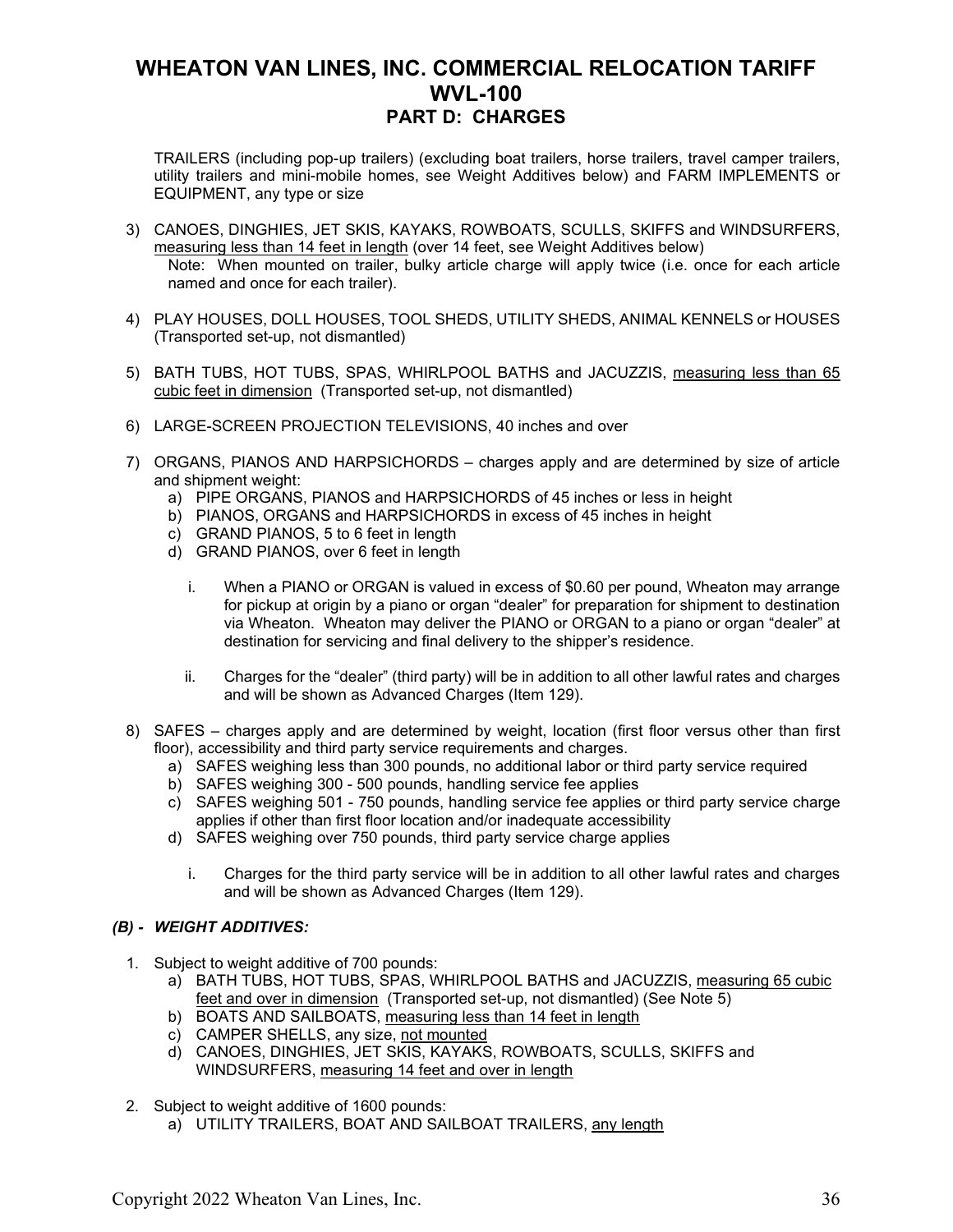TRAILERS (including pop-up trailers) (excluding boat trailers, horse trailers, travel camper trailers, utility trailers and mini-mobile homes, see Weight Additives below) and FARM IMPLEMENTS or EQUIPMENT, any type or size

3) CANOES, DINGHIES, JET SKIS, KAYAKS, ROWBOATS, SCULLS, SKIFFS and WINDSURFERS, <u>measuring less than 14 feet in length</u> (over 14 feet, see Weight Additives below)
   Note: When mounted on trailer, bulky article charge will apply twice (i.e. once for each article named and once for each trailer).

4) PLAY HOUSES, DOLL HOUSES, TOOL SHEDS, UTILITY SHEDS, ANIMAL KENNELS or HOUSES (Transported set-up, not dismantled)

5) BATH TUBS, HOT TUBS, SPAS, WHIRLPOOL BATHS and JACUZZIS, <u>measuring less than 65 cubic feet in dimension</u> (Transported set-up, not dismantled)

6) LARGE-SCREEN PROJECTION TELEVISIONS, 40 inches and over

7) ORGANS, PIANOS AND HARPSICHORDS – charges apply and are determined by size of article and shipment weight:
   a) PIPE ORGANS, PIANOS and HARPSICHORDS of 45 inches or less in height
   b) PIANOS, ORGANS and HARPSICHORDS in excess of 45 inches in height
   c) GRAND PIANOS, 5 to 6 feet in length
   d) GRAND PIANOS, over 6 feet in length

      i. When a PIANO or ORGAN is valued in excess of $0.60 per pound, Wheaton may arrange for pickup at origin by a piano or organ "dealer" for preparation for shipment to destination via Wheaton. Wheaton may deliver the PIANO or ORGAN to a piano or organ "dealer" at destination for servicing and final delivery to the shipper's residence.

      ii. Charges for the "dealer" (third party) will be in addition to all other lawful rates and charges and will be shown as Advanced Charges (Item 129).

8) SAFES – charges apply and are determined by weight, location (first floor versus other than first floor), accessibility and third party service requirements and charges.
   a) SAFES weighing less than 300 pounds, no additional labor or third party service required
   b) SAFES weighing 300 - 500 pounds, handling service fee applies
   c) SAFES weighing 501 - 750 pounds, handling service fee applies or third party service charge applies if other than first floor location and/or inadequate accessibility
   d) SAFES weighing over 750 pounds, third party service charge applies

      i. Charges for the third party service will be in addition to all other lawful rates and charges and will be shown as Advanced Charges (Item 129).

### *(B) - WEIGHT ADDITIVES:*

1. Subject to weight additive of 700 pounds:
   a) BATH TUBS, HOT TUBS, SPAS, WHIRLPOOL BATHS and JACUZZIS, <u>measuring 65 cubic feet and over in dimension</u> (Transported set-up, not dismantled) (See Note 5)
   b) BOATS AND SAILBOATS, <u>measuring less than 14 feet in length</u>
   c) CAMPER SHELLS, any size, <u>not mounted</u>
   d) CANOES, DINGHIES, JET SKIS, KAYAKS, ROWBOATS, SCULLS, SKIFFS and WINDSURFERS, <u>measuring 14 feet and over in length</u>

2. Subject to weight additive of 1600 pounds:
   a) UTILITY TRAILERS, BOAT AND SAILBOAT TRAILERS, <u>any length</u>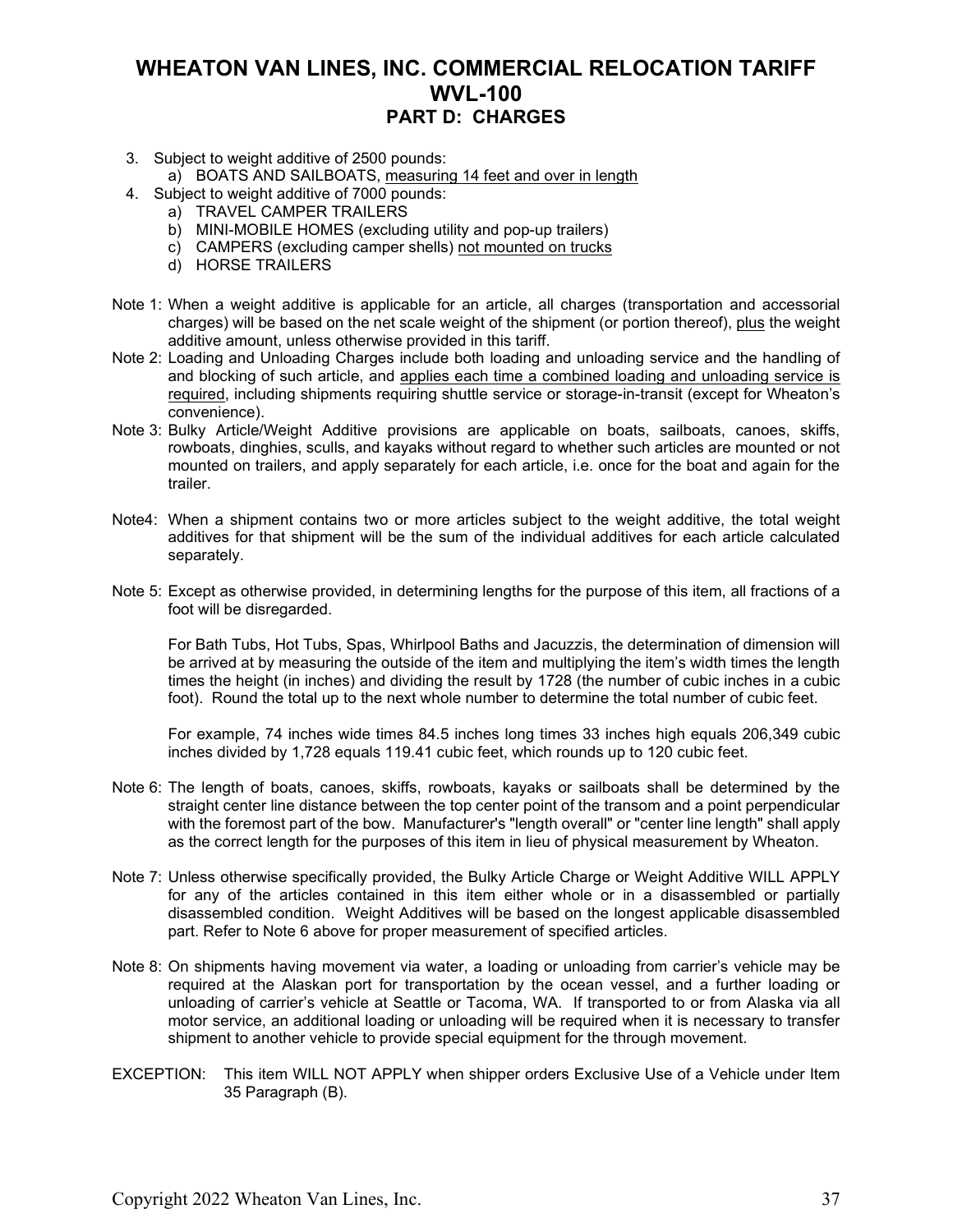# WHEATON VAN LINES, INC. COMMERCIAL RELOCATION TARIFF WVL-100

## PART D: CHARGES

3. Subject to weight additive of 2500 pounds:
    a) BOATS AND SAILBOATS, <u>measuring 14 feet and over in length</u>
4. Subject to weight additive of 7000 pounds:
    a) TRAVEL CAMPER TRAILERS
    b) MINI-MOBILE HOMES (excluding utility and pop-up trailers)
    c) CAMPERS (excluding camper shells) <u>not mounted on trucks</u>
    d) HORSE TRAILERS

Note 1: When a weight additive is applicable for an article, all charges (transportation and accessorial charges) will be based on the net scale weight of the shipment (or portion thereof), <u>plus</u> the weight additive amount, unless otherwise provided in this tariff.

Note 2: Loading and Unloading Charges include both loading and unloading service and the handling of and blocking of such article, and <u>applies each time a combined loading and unloading service is required</u>, including shipments requiring shuttle service or storage-in-transit (except for Wheaton's convenience).

Note 3: Bulky Article/Weight Additive provisions are applicable on boats, sailboats, canoes, skiffs, rowboats, dinghies, sculls, and kayaks without regard to whether such articles are mounted or not mounted on trailers, and apply separately for each article, i.e. once for the boat and again for the trailer.

Note4: When a shipment contains two or more articles subject to the weight additive, the total weight additives for that shipment will be the sum of the individual additives for each article calculated separately.

Note 5: Except as otherwise provided, in determining lengths for the purpose of this item, all fractions of a foot will be disregarded.

For Bath Tubs, Hot Tubs, Spas, Whirlpool Baths and Jacuzzis, the determination of dimension will be arrived at by measuring the outside of the item and multiplying the item's width times the length times the height (in inches) and dividing the result by 1728 (the number of cubic inches in a cubic foot). Round the total up to the next whole number to determine the total number of cubic feet.

For example, 74 inches wide times 84.5 inches long times 33 inches high equals 206,349 cubic inches divided by 1,728 equals 119.41 cubic feet, which rounds up to 120 cubic feet.

Note 6: The length of boats, canoes, skiffs, rowboats, kayaks or sailboats shall be determined by the straight center line distance between the top center point of the transom and a point perpendicular with the foremost part of the bow. Manufacturer's "length overall" or "center line length" shall apply as the correct length for the purposes of this item in lieu of physical measurement by Wheaton.

Note 7: Unless otherwise specifically provided, the Bulky Article Charge or Weight Additive WILL APPLY for any of the articles contained in this item either whole or in a disassembled or partially disassembled condition. Weight Additives will be based on the longest applicable disassembled part. Refer to Note 6 above for proper measurement of specified articles.

Note 8: On shipments having movement via water, a loading or unloading from carrier's vehicle may be required at the Alaskan port for transportation by the ocean vessel, and a further loading or unloading of carrier's vehicle at Seattle or Tacoma, WA. If transported to or from Alaska via all motor service, an additional loading or unloading will be required when it is necessary to transfer shipment to another vehicle to provide special equipment for the through movement.

EXCEPTION: This item WILL NOT APPLY when shipper orders Exclusive Use of a Vehicle under Item 35 Paragraph (B).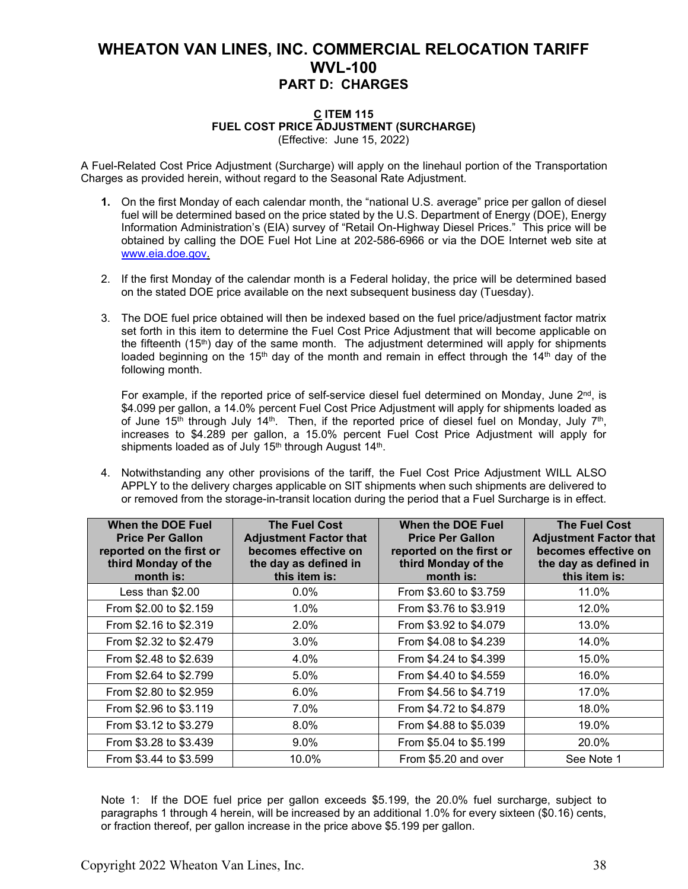# WHEATON VAN LINES, INC. COMMERCIAL RELOCATION TARIFF WVL-100

## PART D: CHARGES

### C ITEM 115

### FUEL COST PRICE ADJUSTMENT (SURCHARGE)

(Effective: June 15, 2022)

A Fuel-Related Cost Price Adjustment (Surcharge) will apply on the linehaul portion of the Transportation Charges as provided herein, without regard to the Seasonal Rate Adjustment.

1. On the first Monday of each calendar month, the "national U.S. average" price per gallon of diesel fuel will be determined based on the price stated by the U.S. Department of Energy (DOE), Energy Information Administration's (EIA) survey of "Retail On-Highway Diesel Prices." This price will be obtained by calling the DOE Fuel Hot Line at 202-586-6966 or via the DOE Internet web site at www.eia.doe.gov.

2. If the first Monday of the calendar month is a Federal holiday, the price will be determined based on the stated DOE price available on the next subsequent business day (Tuesday).

3. The DOE fuel price obtained will then be indexed based on the fuel price/adjustment factor matrix set forth in this item to determine the Fuel Cost Price Adjustment that will become applicable on the fifteenth (15th) day of the same month. The adjustment determined will apply for shipments loaded beginning on the 15th day of the month and remain in effect through the 14th day of the following month.

   For example, if the reported price of self-service diesel fuel determined on Monday, June 2nd, is $4.099 per gallon, a 14.0% percent Fuel Cost Price Adjustment will apply for shipments loaded as of June 15th through July 14th. Then, if the reported price of diesel fuel on Monday, July 7th, increases to $4.289 per gallon, a 15.0% percent Fuel Cost Price Adjustment will apply for shipments loaded as of July 15th through August 14th.

4. Notwithstanding any other provisions of the tariff, the Fuel Cost Price Adjustment WILL ALSO APPLY to the delivery charges applicable on SIT shipments when such shipments are delivered to or removed from the storage-in-transit location during the period that a Fuel Surcharge is in effect.

| When the DOE Fuel Price Per Gallon reported on the first or third Monday of the month is: | The Fuel Cost Adjustment Factor that becomes effective on the day as defined in this item is: | When the DOE Fuel Price Per Gallon reported on the first or third Monday of the month is: | The Fuel Cost Adjustment Factor that becomes effective on the day as defined in this item is: |
|---|---|---|---|
| Less than $2.00 | 0.0% | From $3.60 to $3.759 | 11.0% |
| From $2.00 to $2.159 | 1.0% | From $3.76 to $3.919 | 12.0% |
| From $2.16 to $2.319 | 2.0% | From $3.92 to $4.079 | 13.0% |
| From $2.32 to $2.479 | 3.0% | From $4.08 to $4.239 | 14.0% |
| From $2.48 to $2.639 | 4.0% | From $4.24 to $4.399 | 15.0% |
| From $2.64 to $2.799 | 5.0% | From $4.40 to $4.559 | 16.0% |
| From $2.80 to $2.959 | 6.0% | From $4.56 to $4.719 | 17.0% |
| From $2.96 to $3.119 | 7.0% | From $4.72 to $4.879 | 18.0% |
| From $3.12 to $3.279 | 8.0% | From $4.88 to $5.039 | 19.0% |
| From $3.28 to $3.439 | 9.0% | From $5.04 to $5.199 | 20.0% |
| From $3.44 to $3.599 | 10.0% | From $5.20 and over | See Note 1 |

Note 1: If the DOE fuel price per gallon exceeds $5.199, the 20.0% fuel surcharge, subject to paragraphs 1 through 4 herein, will be increased by an additional 1.0% for every sixteen ($0.16) cents, or fraction thereof, per gallon increase in the price above $5.199 per gallon.

Copyright 2022 Wheaton Van Lines, Inc.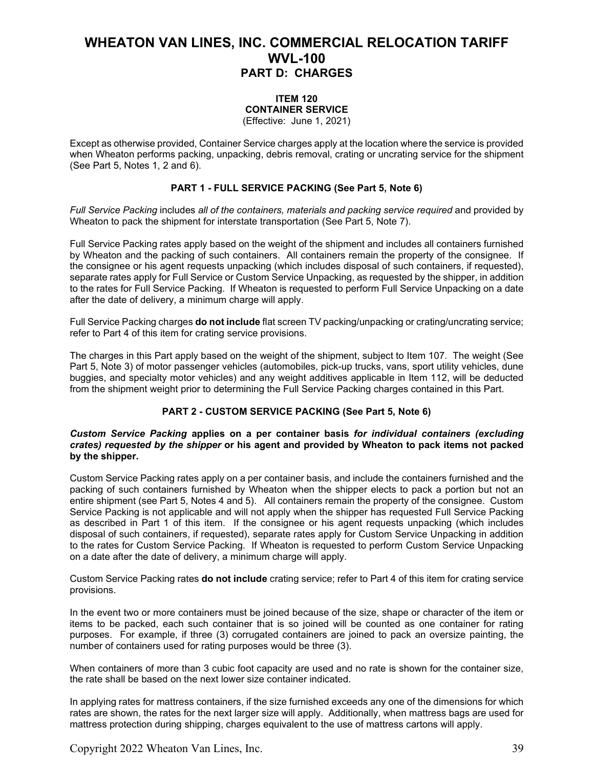# WHEATON VAN LINES, INC. COMMERCIAL RELOCATION TARIFF WVL-100

## PART D: CHARGES

### ITEM 120
### CONTAINER SERVICE
(Effective: June 1, 2021)

Except as otherwise provided, Container Service charges apply at the location where the service is provided when Wheaton performs packing, unpacking, debris removal, crating or uncrating service for the shipment (See Part 5, Notes 1, 2 and 6).

#### PART 1 - FULL SERVICE PACKING (See Part 5, Note 6)

*Full Service Packing* includes *all of the containers, materials and packing service required* and provided by Wheaton to pack the shipment for interstate transportation (See Part 5, Note 7).

Full Service Packing rates apply based on the weight of the shipment and includes all containers furnished by Wheaton and the packing of such containers. All containers remain the property of the consignee. If the consignee or his agent requests unpacking (which includes disposal of such containers, if requested), separate rates apply for Full Service or Custom Service Unpacking, as requested by the shipper, in addition to the rates for Full Service Packing. If Wheaton is requested to perform Full Service Unpacking on a date after the date of delivery, a minimum charge will apply.

Full Service Packing charges **do not include** flat screen TV packing/unpacking or crating/uncrating service; refer to Part 4 of this item for crating service provisions.

The charges in this Part apply based on the weight of the shipment, subject to Item 107. The weight (See Part 5, Note 3) of motor passenger vehicles (automobiles, pick-up trucks, vans, sport utility vehicles, dune buggies, and specialty motor vehicles) and any weight additives applicable in Item 112, will be deducted from the shipment weight prior to determining the Full Service Packing charges contained in this Part.

#### PART 2 - CUSTOM SERVICE PACKING (See Part 5, Note 6)

***Custom Service Packing* applies on a per container basis *for individual containers (excluding crates) requested by the shipper* or his agent and provided by Wheaton to pack items not packed by the shipper.**

Custom Service Packing rates apply on a per container basis, and include the containers furnished and the packing of such containers furnished by Wheaton when the shipper elects to pack a portion but not an entire shipment (see Part 5, Notes 4 and 5). All containers remain the property of the consignee. Custom Service Packing is not applicable and will not apply when the shipper has requested Full Service Packing as described in Part 1 of this item. If the consignee or his agent requests unpacking (which includes disposal of such containers, if requested), separate rates apply for Custom Service Unpacking in addition to the rates for Custom Service Packing. If Wheaton is requested to perform Custom Service Unpacking on a date after the date of delivery, a minimum charge will apply.

Custom Service Packing rates **do not include** crating service; refer to Part 4 of this item for crating service provisions.

In the event two or more containers must be joined because of the size, shape or character of the item or items to be packed, each such container that is so joined will be counted as one container for rating purposes. For example, if three (3) corrugated containers are joined to pack an oversize painting, the number of containers used for rating purposes would be three (3).

When containers of more than 3 cubic foot capacity are used and no rate is shown for the container size, the rate shall be based on the next lower size container indicated.

In applying rates for mattress containers, if the size furnished exceeds any one of the dimensions for which rates are shown, the rates for the next larger size will apply. Additionally, when mattress bags are used for mattress protection during shipping, charges equivalent to the use of mattress cartons will apply.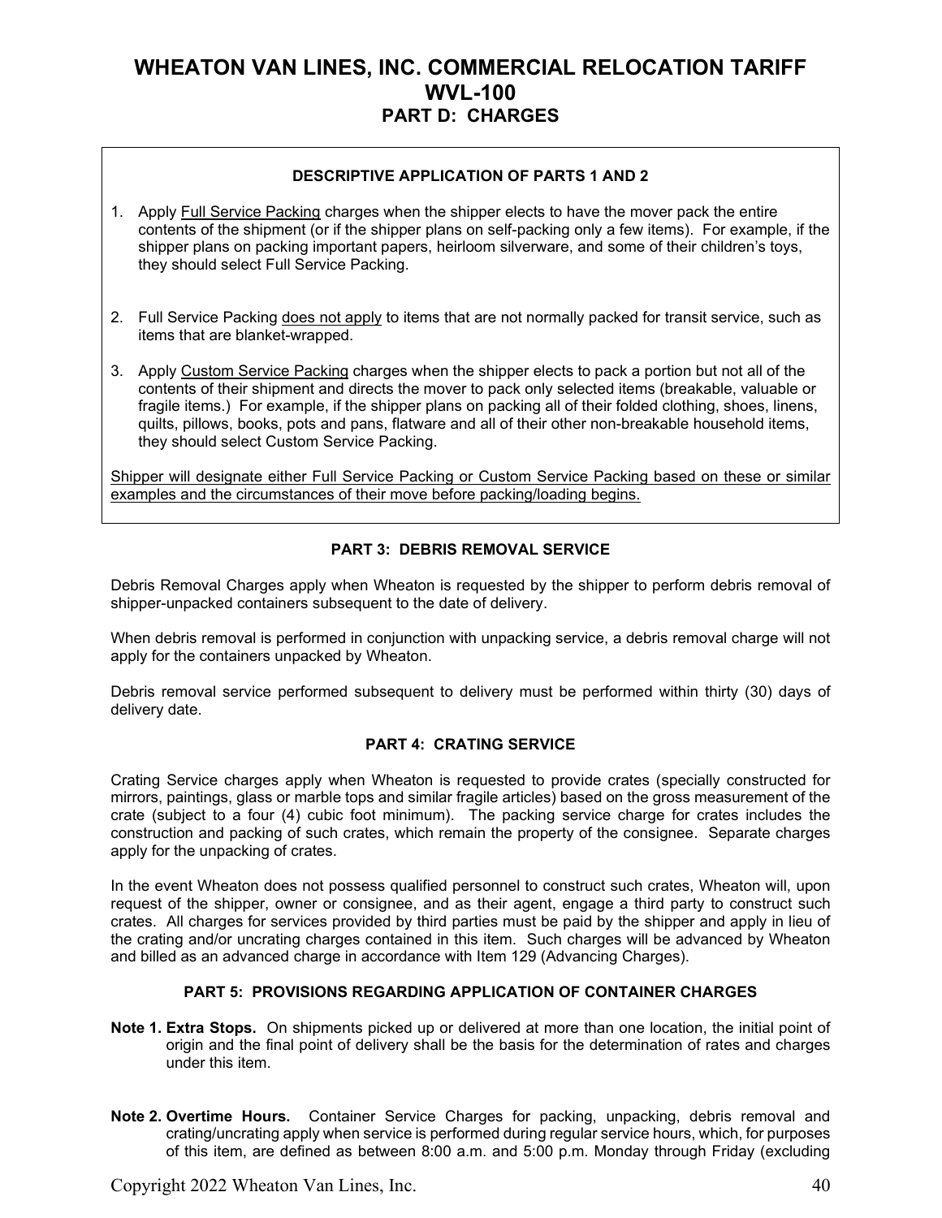# WHEATON VAN LINES, INC. COMMERCIAL RELOCATION TARIFF WVL-100

## PART D: CHARGES

### DESCRIPTIVE APPLICATION OF PARTS 1 AND 2

1. Apply Full Service Packing charges when the shipper elects to have the mover pack the entire contents of the shipment (or if the shipper plans on self-packing only a few items). For example, if the shipper plans on packing important papers, heirloom silverware, and some of their children's toys, they should select Full Service Packing.

2. Full Service Packing does not apply to items that are not normally packed for transit service, such as items that are blanket-wrapped.

3. Apply Custom Service Packing charges when the shipper elects to pack a portion but not all of the contents of their shipment and directs the mover to pack only selected items (breakable, valuable or fragile items.) For example, if the shipper plans on packing all of their folded clothing, shoes, linens, quilts, pillows, books, pots and pans, flatware and all of their other non-breakable household items, they should select Custom Service Packing.

Shipper will designate either Full Service Packing or Custom Service Packing based on these or similar examples and the circumstances of their move before packing/loading begins.

### PART 3: DEBRIS REMOVAL SERVICE

Debris Removal Charges apply when Wheaton is requested by the shipper to perform debris removal of shipper-unpacked containers subsequent to the date of delivery.

When debris removal is performed in conjunction with unpacking service, a debris removal charge will not apply for the containers unpacked by Wheaton.

Debris removal service performed subsequent to delivery must be performed within thirty (30) days of delivery date.

### PART 4: CRATING SERVICE

Crating Service charges apply when Wheaton is requested to provide crates (specially constructed for mirrors, paintings, glass or marble tops and similar fragile articles) based on the gross measurement of the crate (subject to a four (4) cubic foot minimum). The packing service charge for crates includes the construction and packing of such crates, which remain the property of the consignee. Separate charges apply for the unpacking of crates.

In the event Wheaton does not possess qualified personnel to construct such crates, Wheaton will, upon request of the shipper, owner or consignee, and as their agent, engage a third party to construct such crates. All charges for services provided by third parties must be paid by the shipper and apply in lieu of the crating and/or uncrating charges contained in this item. Such charges will be advanced by Wheaton and billed as an advanced charge in accordance with Item 129 (Advancing Charges).

### PART 5: PROVISIONS REGARDING APPLICATION OF CONTAINER CHARGES

**Note 1. Extra Stops.** On shipments picked up or delivered at more than one location, the initial point of origin and the final point of delivery shall be the basis for the determination of rates and charges under this item.

**Note 2. Overtime Hours.** Container Service Charges for packing, unpacking, debris removal and crating/uncrating apply when service is performed during regular service hours, which, for purposes of this item, are defined as between 8:00 a.m. and 5:00 p.m. Monday through Friday (excluding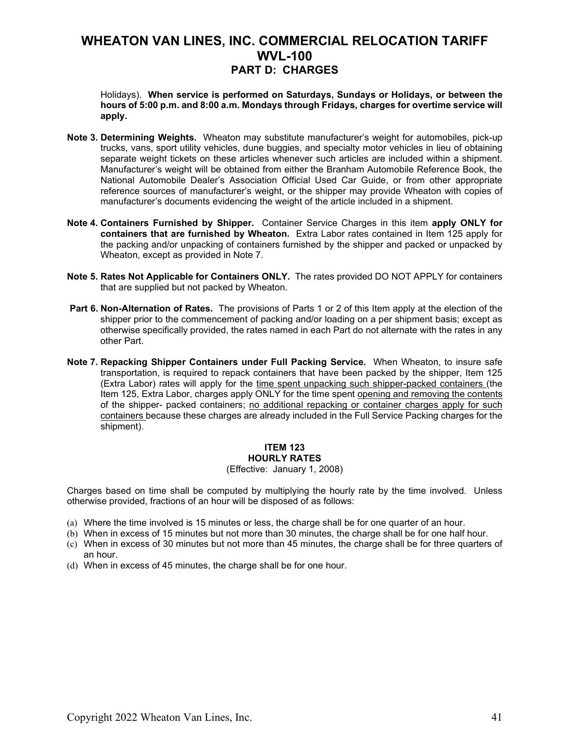Holidays). **When service is performed on Saturdays, Sundays or Holidays, or between the hours of 5:00 p.m. and 8:00 a.m. Mondays through Fridays, charges for overtime service will apply.**

**Note 3. Determining Weights.** Wheaton may substitute manufacturer's weight for automobiles, pick-up trucks, vans, sport utility vehicles, dune buggies, and specialty motor vehicles in lieu of obtaining separate weight tickets on these articles whenever such articles are included within a shipment. Manufacturer's weight will be obtained from either the Branham Automobile Reference Book, the National Automobile Dealer's Association Official Used Car Guide, or from other appropriate reference sources of manufacturer's weight, or the shipper may provide Wheaton with copies of manufacturer's documents evidencing the weight of the article included in a shipment.

**Note 4. Containers Furnished by Shipper.** Container Service Charges in this item **apply ONLY for containers that are furnished by Wheaton.** Extra Labor rates contained in Item 125 apply for the packing and/or unpacking of containers furnished by the shipper and packed or unpacked by Wheaton, except as provided in Note 7.

**Note 5. Rates Not Applicable for Containers ONLY.** The rates provided DO NOT APPLY for containers that are supplied but not packed by Wheaton.

**Part 6. Non-Alternation of Rates.** The provisions of Parts 1 or 2 of this Item apply at the election of the shipper prior to the commencement of packing and/or loading on a per shipment basis; except as otherwise specifically provided, the rates named in each Part do not alternate with the rates in any other Part.

**Note 7. Repacking Shipper Containers under Full Packing Service.** When Wheaton, to insure safe transportation, is required to repack containers that have been packed by the shipper, Item 125 (Extra Labor) rates will apply for the <u>time spent unpacking such shipper-packed containers</u> (the Item 125, Extra Labor, charges apply ONLY for the time spent <u>opening and removing the contents</u> of the shipper- packed containers; <u>no additional repacking or container charges apply for such containers</u> because these charges are already included in the Full Service Packing charges for the shipment).

## ITEM 123
## HOURLY RATES
(Effective: January 1, 2008)

Charges based on time shall be computed by multiplying the hourly rate by the time involved. Unless otherwise provided, fractions of an hour will be disposed of as follows:

(a) Where the time involved is 15 minutes or less, the charge shall be for one quarter of an hour.
(b) When in excess of 15 minutes but not more than 30 minutes, the charge shall be for one half hour.
(c) When in excess of 30 minutes but not more than 45 minutes, the charge shall be for three quarters of an hour.
(d) When in excess of 45 minutes, the charge shall be for one hour.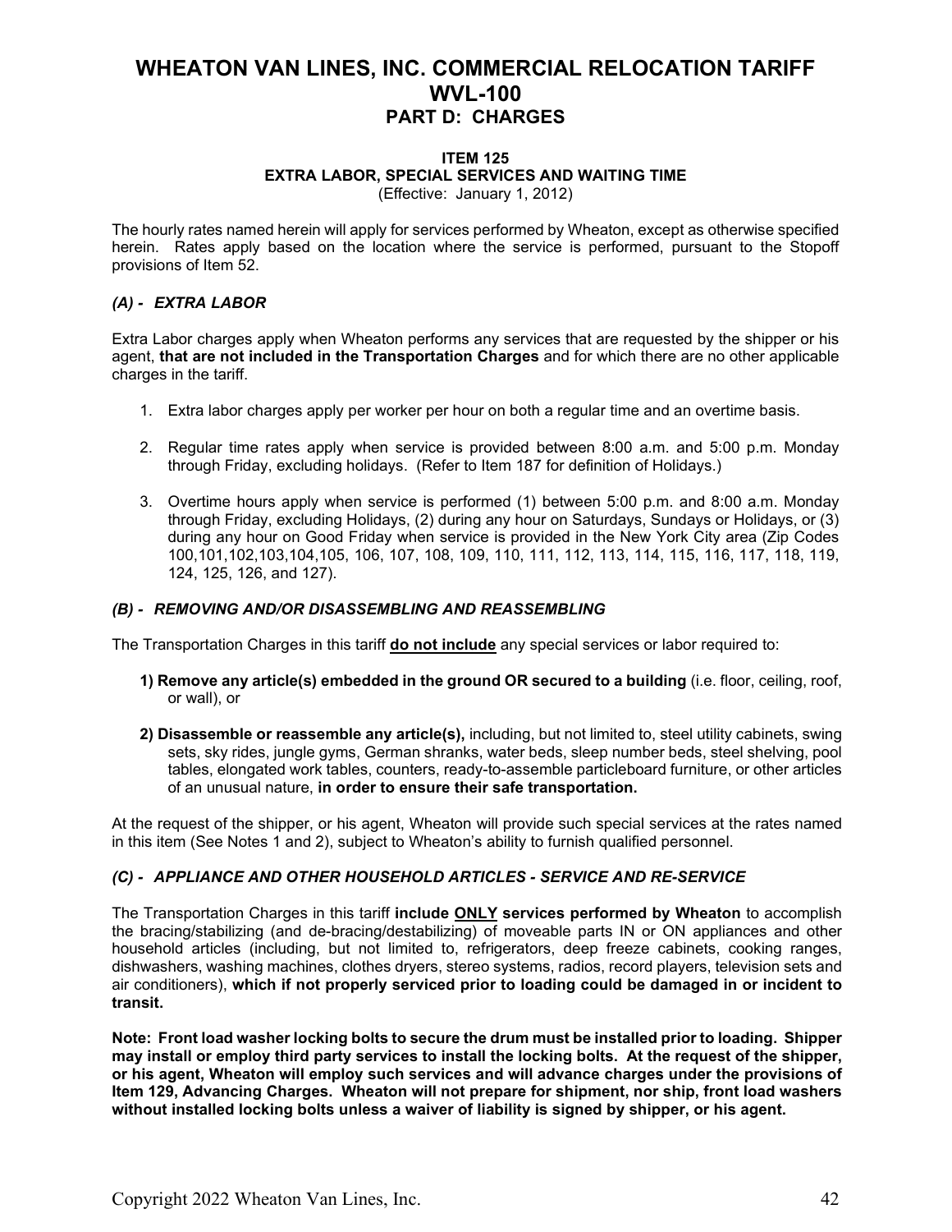# WHEATON VAN LINES, INC. COMMERCIAL RELOCATION TARIFF WVL-100

## PART D: CHARGES

### ITEM 125
### EXTRA LABOR, SPECIAL SERVICES AND WAITING TIME

(Effective: January 1, 2012)

The hourly rates named herein will apply for services performed by Wheaton, except as otherwise specified herein. Rates apply based on the location where the service is performed, pursuant to the Stopoff provisions of Item 52.

#### *(A) - EXTRA LABOR*

Extra Labor charges apply when Wheaton performs any services that are requested by the shipper or his agent, **that are not included in the Transportation Charges** and for which there are no other applicable charges in the tariff.

1. Extra labor charges apply per worker per hour on both a regular time and an overtime basis.
2. Regular time rates apply when service is provided between 8:00 a.m. and 5:00 p.m. Monday through Friday, excluding holidays. (Refer to Item 187 for definition of Holidays.)
3. Overtime hours apply when service is performed (1) between 5:00 p.m. and 8:00 a.m. Monday through Friday, excluding Holidays, (2) during any hour on Saturdays, Sundays or Holidays, or (3) during any hour on Good Friday when service is provided in the New York City area (Zip Codes 100,101,102,103,104,105, 106, 107, 108, 109, 110, 111, 112, 113, 114, 115, 116, 117, 118, 119, 124, 125, 126, and 127).

#### *(B) - REMOVING AND/OR DISASSEMBLING AND REASSEMBLING*

The Transportation Charges in this tariff **do not include** any special services or labor required to:

**1) Remove any article(s) embedded in the ground OR secured to a building** (i.e. floor, ceiling, roof, or wall), or

**2) Disassemble or reassemble any article(s),** including, but not limited to, steel utility cabinets, swing sets, sky rides, jungle gyms, German shranks, water beds, sleep number beds, steel shelving, pool tables, elongated work tables, counters, ready-to-assemble particleboard furniture, or other articles of an unusual nature, **in order to ensure their safe transportation.**

At the request of the shipper, or his agent, Wheaton will provide such special services at the rates named in this item (See Notes 1 and 2), subject to Wheaton's ability to furnish qualified personnel.

#### *(C) - APPLIANCE AND OTHER HOUSEHOLD ARTICLES - SERVICE AND RE-SERVICE*

The Transportation Charges in this tariff **include ONLY services performed by Wheaton** to accomplish the bracing/stabilizing (and de-bracing/destabilizing) of moveable parts IN or ON appliances and other household articles (including, but not limited to, refrigerators, deep freeze cabinets, cooking ranges, dishwashers, washing machines, clothes dryers, stereo systems, radios, record players, television sets and air conditioners), **which if not properly serviced prior to loading could be damaged in or incident to transit.**

**Note: Front load washer locking bolts to secure the drum must be installed prior to loading. Shipper may install or employ third party services to install the locking bolts. At the request of the shipper, or his agent, Wheaton will employ such services and will advance charges under the provisions of Item 129, Advancing Charges. Wheaton will not prepare for shipment, nor ship, front load washers without installed locking bolts unless a waiver of liability is signed by shipper, or his agent.**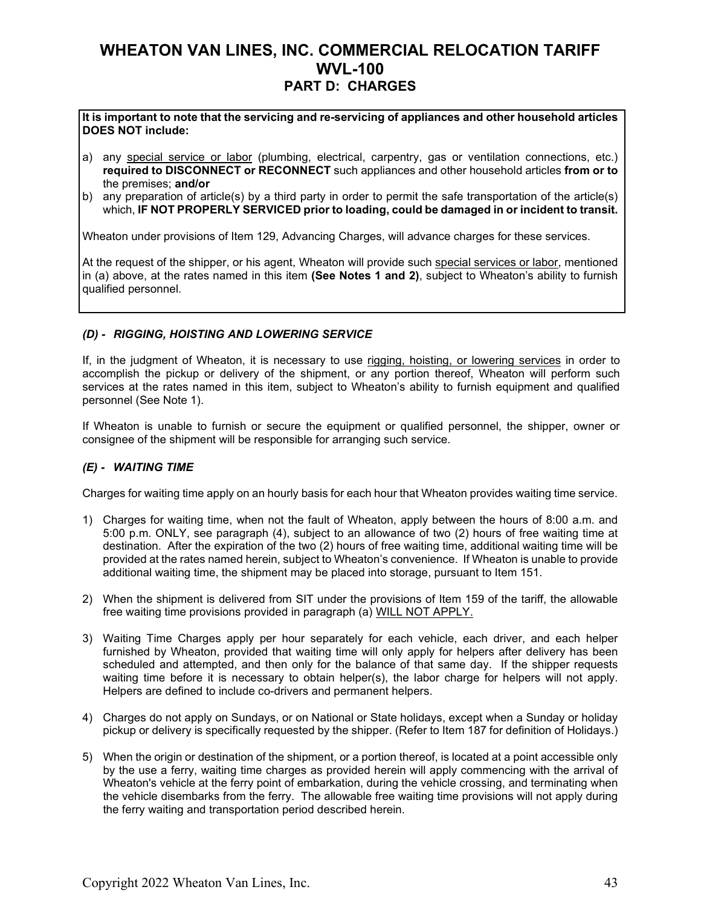# WHEATON VAN LINES, INC. COMMERCIAL RELOCATION TARIFF WVL-100

## PART D: CHARGES

**It is important to note that the servicing and re-servicing of appliances and other household articles DOES NOT include:**

a) any special service or labor (plumbing, electrical, carpentry, gas or ventilation connections, etc.) **required to DISCONNECT or RECONNECT** such appliances and other household articles **from or to** the premises; **and/or**
b) any preparation of article(s) by a third party in order to permit the safe transportation of the article(s) which, **IF NOT PROPERLY SERVICED prior to loading, could be damaged in or incident to transit.**

Wheaton under provisions of Item 129, Advancing Charges, will advance charges for these services.

At the request of the shipper, or his agent, Wheaton will provide such special services or labor, mentioned in (a) above, at the rates named in this item **(See Notes 1 and 2)**, subject to Wheaton's ability to furnish qualified personnel.

### *(D) - RIGGING, HOISTING AND LOWERING SERVICE*

If, in the judgment of Wheaton, it is necessary to use rigging, hoisting, or lowering services in order to accomplish the pickup or delivery of the shipment, or any portion thereof, Wheaton will perform such services at the rates named in this item, subject to Wheaton's ability to furnish equipment and qualified personnel (See Note 1).

If Wheaton is unable to furnish or secure the equipment or qualified personnel, the shipper, owner or consignee of the shipment will be responsible for arranging such service.

### *(E) - WAITING TIME*

Charges for waiting time apply on an hourly basis for each hour that Wheaton provides waiting time service.

1) Charges for waiting time, when not the fault of Wheaton, apply between the hours of 8:00 a.m. and 5:00 p.m. ONLY, see paragraph (4), subject to an allowance of two (2) hours of free waiting time at destination. After the expiration of the two (2) hours of free waiting time, additional waiting time will be provided at the rates named herein, subject to Wheaton's convenience. If Wheaton is unable to provide additional waiting time, the shipment may be placed into storage, pursuant to Item 151.
2) When the shipment is delivered from SIT under the provisions of Item 159 of the tariff, the allowable free waiting time provisions provided in paragraph (a) WILL NOT APPLY.
3) Waiting Time Charges apply per hour separately for each vehicle, each driver, and each helper furnished by Wheaton, provided that waiting time will only apply for helpers after delivery has been scheduled and attempted, and then only for the balance of that same day. If the shipper requests waiting time before it is necessary to obtain helper(s), the labor charge for helpers will not apply. Helpers are defined to include co-drivers and permanent helpers.
4) Charges do not apply on Sundays, or on National or State holidays, except when a Sunday or holiday pickup or delivery is specifically requested by the shipper. (Refer to Item 187 for definition of Holidays.)
5) When the origin or destination of the shipment, or a portion thereof, is located at a point accessible only by the use a ferry, waiting time charges as provided herein will apply commencing with the arrival of Wheaton's vehicle at the ferry point of embarkation, during the vehicle crossing, and terminating when the vehicle disembarks from the ferry. The allowable free waiting time provisions will not apply during the ferry waiting and transportation period described herein.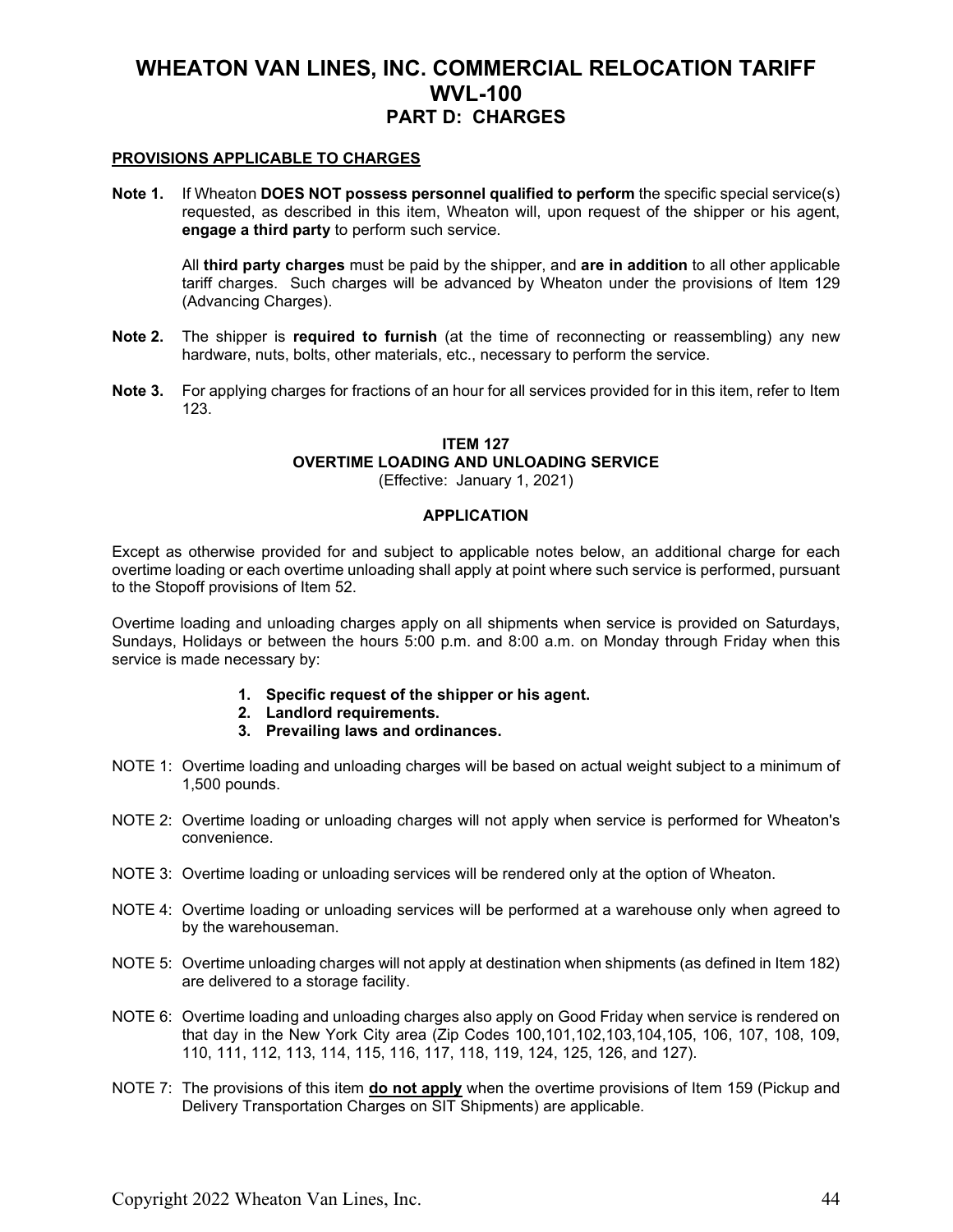# WHEATON VAN LINES, INC. COMMERCIAL RELOCATION TARIFF WVL-100
## PART D: CHARGES

**PROVISIONS APPLICABLE TO CHARGES**

**Note 1.** If Wheaton **DOES NOT possess personnel qualified to perform** the specific special service(s) requested, as described in this item, Wheaton will, upon request of the shipper or his agent, **engage a third party** to perform such service.

All **third party charges** must be paid by the shipper, and **are in addition** to all other applicable tariff charges. Such charges will be advanced by Wheaton under the provisions of Item 129 (Advancing Charges).

**Note 2.** The shipper is **required to furnish** (at the time of reconnecting or reassembling) any new hardware, nuts, bolts, other materials, etc., necessary to perform the service.

**Note 3.** For applying charges for fractions of an hour for all services provided for in this item, refer to Item 123.

### ITEM 127
### OVERTIME LOADING AND UNLOADING SERVICE
(Effective: January 1, 2021)

**APPLICATION**

Except as otherwise provided for and subject to applicable notes below, an additional charge for each overtime loading or each overtime unloading shall apply at point where such service is performed, pursuant to the Stopoff provisions of Item 52.

Overtime loading and unloading charges apply on all shipments when service is provided on Saturdays, Sundays, Holidays or between the hours 5:00 p.m. and 8:00 a.m. on Monday through Friday when this service is made necessary by:

1. **Specific request of the shipper or his agent.**
2. **Landlord requirements.**
3. **Prevailing laws and ordinances.**

NOTE 1: Overtime loading and unloading charges will be based on actual weight subject to a minimum of 1,500 pounds.

NOTE 2: Overtime loading or unloading charges will not apply when service is performed for Wheaton's convenience.

NOTE 3: Overtime loading or unloading services will be rendered only at the option of Wheaton.

NOTE 4: Overtime loading or unloading services will be performed at a warehouse only when agreed to by the warehouseman.

NOTE 5: Overtime unloading charges will not apply at destination when shipments (as defined in Item 182) are delivered to a storage facility.

NOTE 6: Overtime loading and unloading charges also apply on Good Friday when service is rendered on that day in the New York City area (Zip Codes 100,101,102,103,104,105, 106, 107, 108, 109, 110, 111, 112, 113, 114, 115, 116, 117, 118, 119, 124, 125, 126, and 127).

NOTE 7: The provisions of this item **do not apply** when the overtime provisions of Item 159 (Pickup and Delivery Transportation Charges on SIT Shipments) are applicable.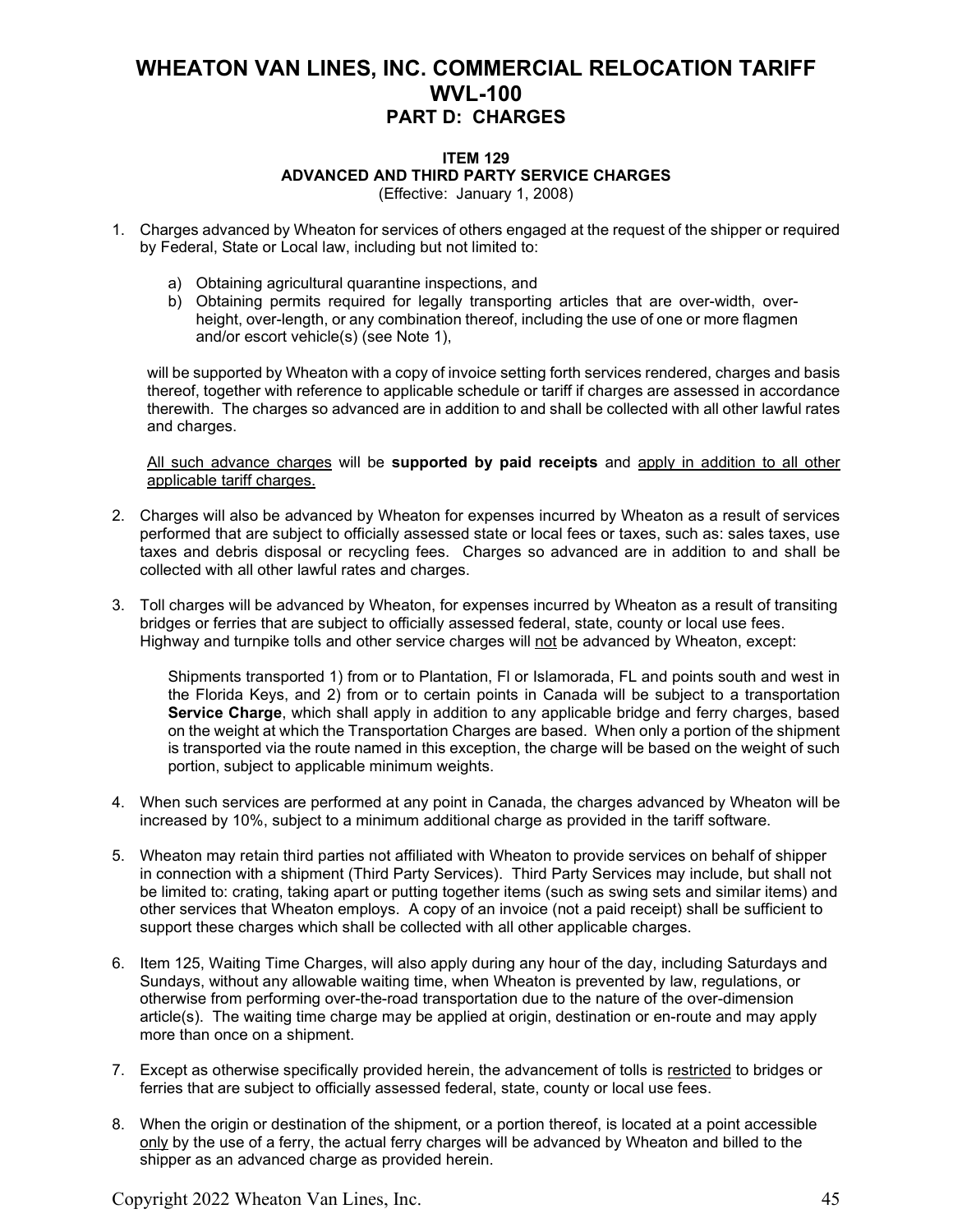# WHEATON VAN LINES, INC. COMMERCIAL RELOCATION TARIFF WVL-100

## PART D: CHARGES

### ITEM 129
### ADVANCED AND THIRD PARTY SERVICE CHARGES
(Effective: January 1, 2008)

1. Charges advanced by Wheaton for services of others engaged at the request of the shipper or required by Federal, State or Local law, including but not limited to:

   a) Obtaining agricultural quarantine inspections, and
   b) Obtaining permits required for legally transporting articles that are over-width, over-height, over-length, or any combination thereof, including the use of one or more flagmen and/or escort vehicle(s) (see Note 1),

   will be supported by Wheaton with a copy of invoice setting forth services rendered, charges and basis thereof, together with reference to applicable schedule or tariff if charges are assessed in accordance therewith. The charges so advanced are in addition to and shall be collected with all other lawful rates and charges.

   All such advance charges will be **supported by paid receipts** and apply in addition to all other applicable tariff charges.

2. Charges will also be advanced by Wheaton for expenses incurred by Wheaton as a result of services performed that are subject to officially assessed state or local fees or taxes, such as: sales taxes, use taxes and debris disposal or recycling fees. Charges so advanced are in addition to and shall be collected with all other lawful rates and charges.

3. Toll charges will be advanced by Wheaton, for expenses incurred by Wheaton as a result of transiting bridges or ferries that are subject to officially assessed federal, state, county or local use fees. Highway and turnpike tolls and other service charges will not be advanced by Wheaton, except:

   Shipments transported 1) from or to Plantation, Fl or Islamorada, FL and points south and west in the Florida Keys, and 2) from or to certain points in Canada will be subject to a transportation **Service Charge**, which shall apply in addition to any applicable bridge and ferry charges, based on the weight at which the Transportation Charges are based. When only a portion of the shipment is transported via the route named in this exception, the charge will be based on the weight of such portion, subject to applicable minimum weights.

4. When such services are performed at any point in Canada, the charges advanced by Wheaton will be increased by 10%, subject to a minimum additional charge as provided in the tariff software.

5. Wheaton may retain third parties not affiliated with Wheaton to provide services on behalf of shipper in connection with a shipment (Third Party Services). Third Party Services may include, but shall not be limited to: crating, taking apart or putting together items (such as swing sets and similar items) and other services that Wheaton employs. A copy of an invoice (not a paid receipt) shall be sufficient to support these charges which shall be collected with all other applicable charges.

6. Item 125, Waiting Time Charges, will also apply during any hour of the day, including Saturdays and Sundays, without any allowable waiting time, when Wheaton is prevented by law, regulations, or otherwise from performing over-the-road transportation due to the nature of the over-dimension article(s). The waiting time charge may be applied at origin, destination or en-route and may apply more than once on a shipment.

7. Except as otherwise specifically provided herein, the advancement of tolls is restricted to bridges or ferries that are subject to officially assessed federal, state, county or local use fees.

8. When the origin or destination of the shipment, or a portion thereof, is located at a point accessible only by the use of a ferry, the actual ferry charges will be advanced by Wheaton and billed to the shipper as an advanced charge as provided herein.

Copyright 2022 Wheaton Van Lines, Inc.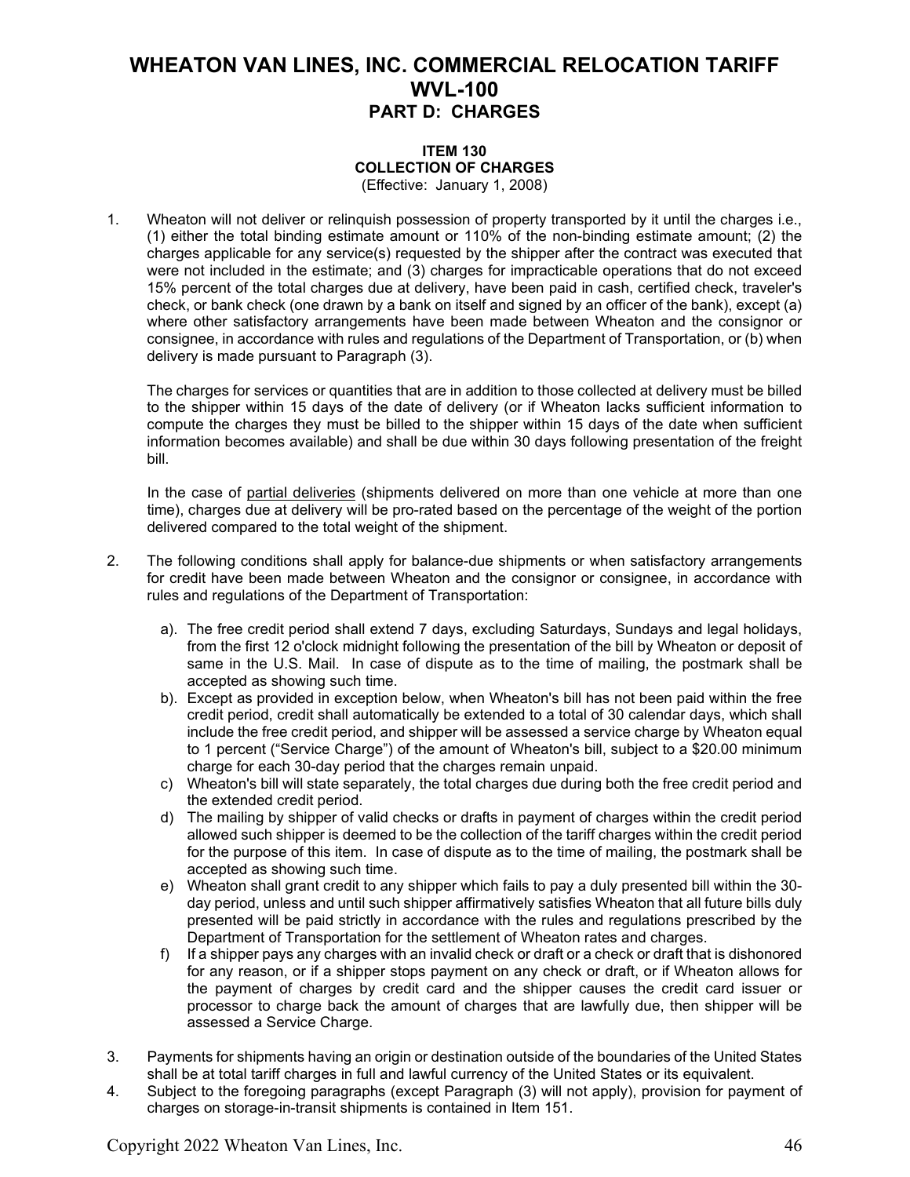# WHEATON VAN LINES, INC. COMMERCIAL RELOCATION TARIFF WVL-100

## PART D: CHARGES

### ITEM 130
### COLLECTION OF CHARGES
(Effective: January 1, 2008)

1. Wheaton will not deliver or relinquish possession of property transported by it until the charges i.e., (1) either the total binding estimate amount or 110% of the non-binding estimate amount; (2) the charges applicable for any service(s) requested by the shipper after the contract was executed that were not included in the estimate; and (3) charges for impracticable operations that do not exceed 15% percent of the total charges due at delivery, have been paid in cash, certified check, traveler's check, or bank check (one drawn by a bank on itself and signed by an officer of the bank), except (a) where other satisfactory arrangements have been made between Wheaton and the consignor or consignee, in accordance with rules and regulations of the Department of Transportation, or (b) when delivery is made pursuant to Paragraph (3).

   The charges for services or quantities that are in addition to those collected at delivery must be billed to the shipper within 15 days of the date of delivery (or if Wheaton lacks sufficient information to compute the charges they must be billed to the shipper within 15 days of the date when sufficient information becomes available) and shall be due within 30 days following presentation of the freight bill.

   In the case of partial deliveries (shipments delivered on more than one vehicle at more than one time), charges due at delivery will be pro-rated based on the percentage of the weight of the portion delivered compared to the total weight of the shipment.

2. The following conditions shall apply for balance-due shipments or when satisfactory arrangements for credit have been made between Wheaton and the consignor or consignee, in accordance with rules and regulations of the Department of Transportation:

   a). The free credit period shall extend 7 days, excluding Saturdays, Sundays and legal holidays, from the first 12 o'clock midnight following the presentation of the bill by Wheaton or deposit of same in the U.S. Mail. In case of dispute as to the time of mailing, the postmark shall be accepted as showing such time.
   b). Except as provided in exception below, when Wheaton's bill has not been paid within the free credit period, credit shall automatically be extended to a total of 30 calendar days, which shall include the free credit period, and shipper will be assessed a service charge by Wheaton equal to 1 percent ("Service Charge") of the amount of Wheaton's bill, subject to a $20.00 minimum charge for each 30-day period that the charges remain unpaid.
   c) Wheaton's bill will state separately, the total charges due during both the free credit period and the extended credit period.
   d) The mailing by shipper of valid checks or drafts in payment of charges within the credit period allowed such shipper is deemed to be the collection of the tariff charges within the credit period for the purpose of this item. In case of dispute as to the time of mailing, the postmark shall be accepted as showing such time.
   e) Wheaton shall grant credit to any shipper which fails to pay a duly presented bill within the 30-day period, unless and until such shipper affirmatively satisfies Wheaton that all future bills duly presented will be paid strictly in accordance with the rules and regulations prescribed by the Department of Transportation for the settlement of Wheaton rates and charges.
   f) If a shipper pays any charges with an invalid check or draft or a check or draft that is dishonored for any reason, or if a shipper stops payment on any check or draft, or if Wheaton allows for the payment of charges by credit card and the shipper causes the credit card issuer or processor to charge back the amount of charges that are lawfully due, then shipper will be assessed a Service Charge.

3. Payments for shipments having an origin or destination outside of the boundaries of the United States shall be at total tariff charges in full and lawful currency of the United States or its equivalent.
4. Subject to the foregoing paragraphs (except Paragraph (3) will not apply), provision for payment of charges on storage-in-transit shipments is contained in Item 151.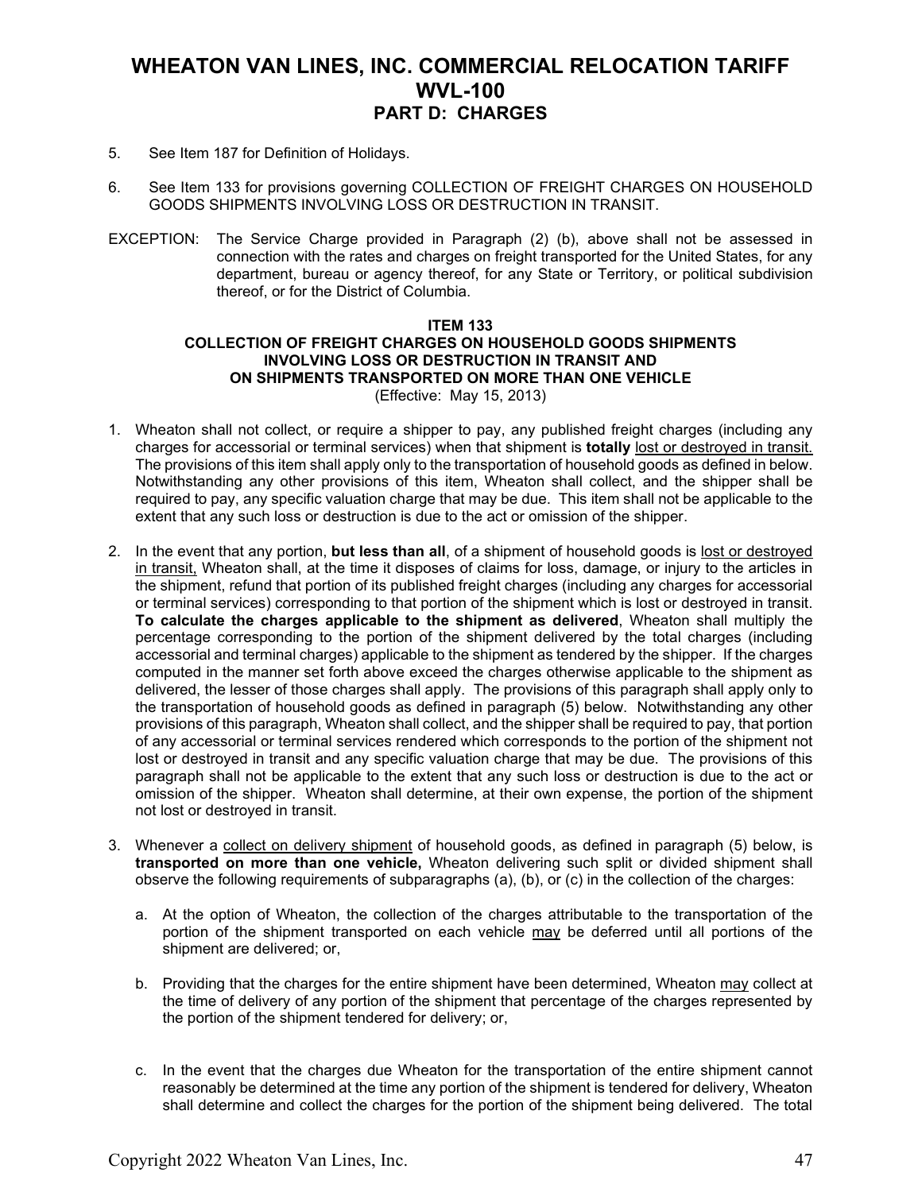5. See Item 187 for Definition of Holidays.

6. See Item 133 for provisions governing COLLECTION OF FREIGHT CHARGES ON HOUSEHOLD GOODS SHIPMENTS INVOLVING LOSS OR DESTRUCTION IN TRANSIT.

EXCEPTION: The Service Charge provided in Paragraph (2) (b), above shall not be assessed in connection with the rates and charges on freight transported for the United States, for any department, bureau or agency thereof, for any State or Territory, or political subdivision thereof, or for the District of Columbia.

**ITEM 133**
**COLLECTION OF FREIGHT CHARGES ON HOUSEHOLD GOODS SHIPMENTS INVOLVING LOSS OR DESTRUCTION IN TRANSIT AND ON SHIPMENTS TRANSPORTED ON MORE THAN ONE VEHICLE**
(Effective: May 15, 2013)

1. Wheaton shall not collect, or require a shipper to pay, any published freight charges (including any charges for accessorial or terminal services) when that shipment is **totally** lost or destroyed in transit. The provisions of this item shall apply only to the transportation of household goods as defined in below. Notwithstanding any other provisions of this item, Wheaton shall collect, and the shipper shall be required to pay, any specific valuation charge that may be due. This item shall not be applicable to the extent that any such loss or destruction is due to the act or omission of the shipper.

2. In the event that any portion, **but less than all**, of a shipment of household goods is lost or destroyed in transit, Wheaton shall, at the time it disposes of claims for loss, damage, or injury to the articles in the shipment, refund that portion of its published freight charges (including any charges for accessorial or terminal services) corresponding to that portion of the shipment which is lost or destroyed in transit. **To calculate the charges applicable to the shipment as delivered**, Wheaton shall multiply the percentage corresponding to the portion of the shipment delivered by the total charges (including accessorial and terminal charges) applicable to the shipment as tendered by the shipper. If the charges computed in the manner set forth above exceed the charges otherwise applicable to the shipment as delivered, the lesser of those charges shall apply. The provisions of this paragraph shall apply only to the transportation of household goods as defined in paragraph (5) below. Notwithstanding any other provisions of this paragraph, Wheaton shall collect, and the shipper shall be required to pay, that portion of any accessorial or terminal services rendered which corresponds to the portion of the shipment not lost or destroyed in transit and any specific valuation charge that may be due. The provisions of this paragraph shall not be applicable to the extent that any such loss or destruction is due to the act or omission of the shipper. Wheaton shall determine, at their own expense, the portion of the shipment not lost or destroyed in transit.

3. Whenever a collect on delivery shipment of household goods, as defined in paragraph (5) below, is **transported on more than one vehicle,** Wheaton delivering such split or divided shipment shall observe the following requirements of subparagraphs (a), (b), or (c) in the collection of the charges:

   a. At the option of Wheaton, the collection of the charges attributable to the transportation of the portion of the shipment transported on each vehicle may be deferred until all portions of the shipment are delivered; or,

   b. Providing that the charges for the entire shipment have been determined, Wheaton may collect at the time of delivery of any portion of the shipment that percentage of the charges represented by the portion of the shipment tendered for delivery; or,

   c. In the event that the charges due Wheaton for the transportation of the entire shipment cannot reasonably be determined at the time any portion of the shipment is tendered for delivery, Wheaton shall determine and collect the charges for the portion of the shipment being delivered. The total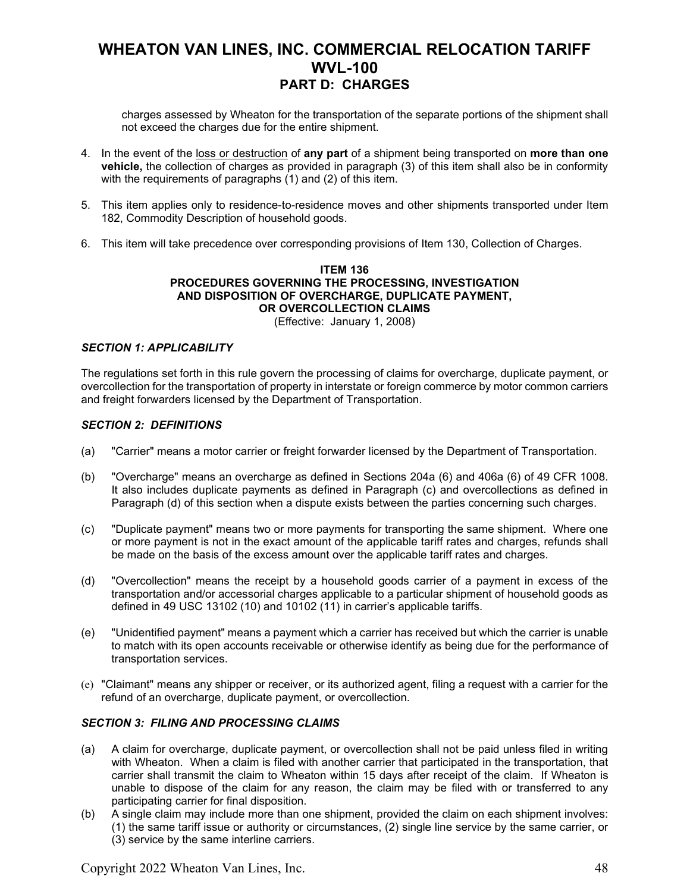charges assessed by Wheaton for the transportation of the separate portions of the shipment shall not exceed the charges due for the entire shipment.

4. In the event of the <u>loss or destruction</u> of **any part** of a shipment being transported on **more than one vehicle,** the collection of charges as provided in paragraph (3) of this item shall also be in conformity with the requirements of paragraphs (1) and (2) of this item.

5. This item applies only to residence-to-residence moves and other shipments transported under Item 182, Commodity Description of household goods.

6. This item will take precedence over corresponding provisions of Item 130, Collection of Charges.

### ITEM 136
### PROCEDURES GOVERNING THE PROCESSING, INVESTIGATION AND DISPOSITION OF OVERCHARGE, DUPLICATE PAYMENT, OR OVERCOLLECTION CLAIMS

(Effective: January 1, 2008)

***SECTION 1: APPLICABILITY***

The regulations set forth in this rule govern the processing of claims for overcharge, duplicate payment, or overcollection for the transportation of property in interstate or foreign commerce by motor common carriers and freight forwarders licensed by the Department of Transportation.

***SECTION 2: DEFINITIONS***

(a) "Carrier" means a motor carrier or freight forwarder licensed by the Department of Transportation.

(b) "Overcharge" means an overcharge as defined in Sections 204a (6) and 406a (6) of 49 CFR 1008. It also includes duplicate payments as defined in Paragraph (c) and overcollections as defined in Paragraph (d) of this section when a dispute exists between the parties concerning such charges.

(c) "Duplicate payment" means two or more payments for transporting the same shipment. Where one or more payment is not in the exact amount of the applicable tariff rates and charges, refunds shall be made on the basis of the excess amount over the applicable tariff rates and charges.

(d) "Overcollection" means the receipt by a household goods carrier of a payment in excess of the transportation and/or accessorial charges applicable to a particular shipment of household goods as defined in 49 USC 13102 (10) and 10102 (11) in carrier's applicable tariffs.

(e) "Unidentified payment" means a payment which a carrier has received but which the carrier is unable to match with its open accounts receivable or otherwise identify as being due for the performance of transportation services.

(e) "Claimant" means any shipper or receiver, or its authorized agent, filing a request with a carrier for the refund of an overcharge, duplicate payment, or overcollection.

***SECTION 3: FILING AND PROCESSING CLAIMS***

(a) A claim for overcharge, duplicate payment, or overcollection shall not be paid unless filed in writing with Wheaton. When a claim is filed with another carrier that participated in the transportation, that carrier shall transmit the claim to Wheaton within 15 days after receipt of the claim. If Wheaton is unable to dispose of the claim for any reason, the claim may be filed with or transferred to any participating carrier for final disposition.

(b) A single claim may include more than one shipment, provided the claim on each shipment involves: (1) the same tariff issue or authority or circumstances, (2) single line service by the same carrier, or (3) service by the same interline carriers.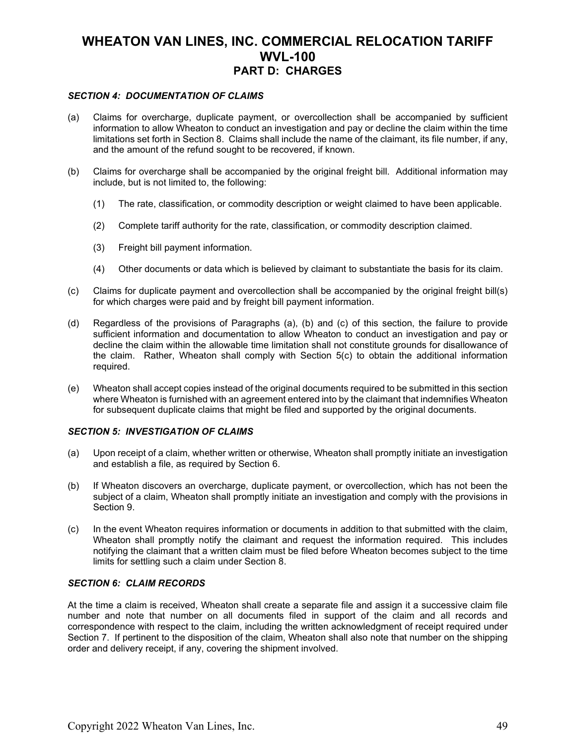# WHEATON VAN LINES, INC. COMMERCIAL RELOCATION TARIFF WVL-100

## PART D: CHARGES

### *SECTION 4: DOCUMENTATION OF CLAIMS*

(a) Claims for overcharge, duplicate payment, or overcollection shall be accompanied by sufficient information to allow Wheaton to conduct an investigation and pay or decline the claim within the time limitations set forth in Section 8. Claims shall include the name of the claimant, its file number, if any, and the amount of the refund sought to be recovered, if known.

(b) Claims for overcharge shall be accompanied by the original freight bill. Additional information may include, but is not limited to, the following:

  (1) The rate, classification, or commodity description or weight claimed to have been applicable.

  (2) Complete tariff authority for the rate, classification, or commodity description claimed.

  (3) Freight bill payment information.

  (4) Other documents or data which is believed by claimant to substantiate the basis for its claim.

(c) Claims for duplicate payment and overcollection shall be accompanied by the original freight bill(s) for which charges were paid and by freight bill payment information.

(d) Regardless of the provisions of Paragraphs (a), (b) and (c) of this section, the failure to provide sufficient information and documentation to allow Wheaton to conduct an investigation and pay or decline the claim within the allowable time limitation shall not constitute grounds for disallowance of the claim. Rather, Wheaton shall comply with Section 5(c) to obtain the additional information required.

(e) Wheaton shall accept copies instead of the original documents required to be submitted in this section where Wheaton is furnished with an agreement entered into by the claimant that indemnifies Wheaton for subsequent duplicate claims that might be filed and supported by the original documents.

### *SECTION 5: INVESTIGATION OF CLAIMS*

(a) Upon receipt of a claim, whether written or otherwise, Wheaton shall promptly initiate an investigation and establish a file, as required by Section 6.

(b) If Wheaton discovers an overcharge, duplicate payment, or overcollection, which has not been the subject of a claim, Wheaton shall promptly initiate an investigation and comply with the provisions in Section 9.

(c) In the event Wheaton requires information or documents in addition to that submitted with the claim, Wheaton shall promptly notify the claimant and request the information required. This includes notifying the claimant that a written claim must be filed before Wheaton becomes subject to the time limits for settling such a claim under Section 8.

### *SECTION 6: CLAIM RECORDS*

At the time a claim is received, Wheaton shall create a separate file and assign it a successive claim file number and note that number on all documents filed in support of the claim and all records and correspondence with respect to the claim, including the written acknowledgment of receipt required under Section 7. If pertinent to the disposition of the claim, Wheaton shall also note that number on the shipping order and delivery receipt, if any, covering the shipment involved.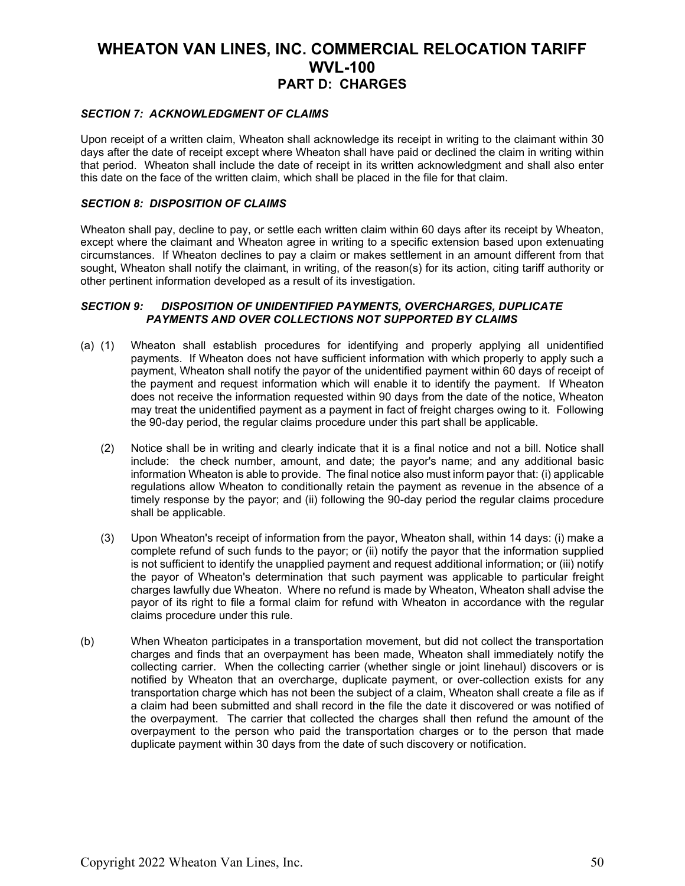# WHEATON VAN LINES, INC. COMMERCIAL RELOCATION TARIFF WVL-100

## PART D: CHARGES

### *SECTION 7: ACKNOWLEDGMENT OF CLAIMS*

Upon receipt of a written claim, Wheaton shall acknowledge its receipt in writing to the claimant within 30 days after the date of receipt except where Wheaton shall have paid or declined the claim in writing within that period. Wheaton shall include the date of receipt in its written acknowledgment and shall also enter this date on the face of the written claim, which shall be placed in the file for that claim.

### *SECTION 8: DISPOSITION OF CLAIMS*

Wheaton shall pay, decline to pay, or settle each written claim within 60 days after its receipt by Wheaton, except where the claimant and Wheaton agree in writing to a specific extension based upon extenuating circumstances. If Wheaton declines to pay a claim or makes settlement in an amount different from that sought, Wheaton shall notify the claimant, in writing, of the reason(s) for its action, citing tariff authority or other pertinent information developed as a result of its investigation.

### *SECTION 9: DISPOSITION OF UNIDENTIFIED PAYMENTS, OVERCHARGES, DUPLICATE PAYMENTS AND OVER COLLECTIONS NOT SUPPORTED BY CLAIMS*

(a) (1) Wheaton shall establish procedures for identifying and properly applying all unidentified payments. If Wheaton does not have sufficient information with which properly to apply such a payment, Wheaton shall notify the payor of the unidentified payment within 60 days of receipt of the payment and request information which will enable it to identify the payment. If Wheaton does not receive the information requested within 90 days from the date of the notice, Wheaton may treat the unidentified payment as a payment in fact of freight charges owing to it. Following the 90-day period, the regular claims procedure under this part shall be applicable.

(2) Notice shall be in writing and clearly indicate that it is a final notice and not a bill. Notice shall include: the check number, amount, and date; the payor's name; and any additional basic information Wheaton is able to provide. The final notice also must inform payor that: (i) applicable regulations allow Wheaton to conditionally retain the payment as revenue in the absence of a timely response by the payor; and (ii) following the 90-day period the regular claims procedure shall be applicable.

(3) Upon Wheaton's receipt of information from the payor, Wheaton shall, within 14 days: (i) make a complete refund of such funds to the payor; or (ii) notify the payor that the information supplied is not sufficient to identify the unapplied payment and request additional information; or (iii) notify the payor of Wheaton's determination that such payment was applicable to particular freight charges lawfully due Wheaton. Where no refund is made by Wheaton, Wheaton shall advise the payor of its right to file a formal claim for refund with Wheaton in accordance with the regular claims procedure under this rule.

(b) When Wheaton participates in a transportation movement, but did not collect the transportation charges and finds that an overpayment has been made, Wheaton shall immediately notify the collecting carrier. When the collecting carrier (whether single or joint linehaul) discovers or is notified by Wheaton that an overcharge, duplicate payment, or over-collection exists for any transportation charge which has not been the subject of a claim, Wheaton shall create a file as if a claim had been submitted and shall record in the file the date it discovered or was notified of the overpayment. The carrier that collected the charges shall then refund the amount of the overpayment to the person who paid the transportation charges or to the person that made duplicate payment within 30 days from the date of such discovery or notification.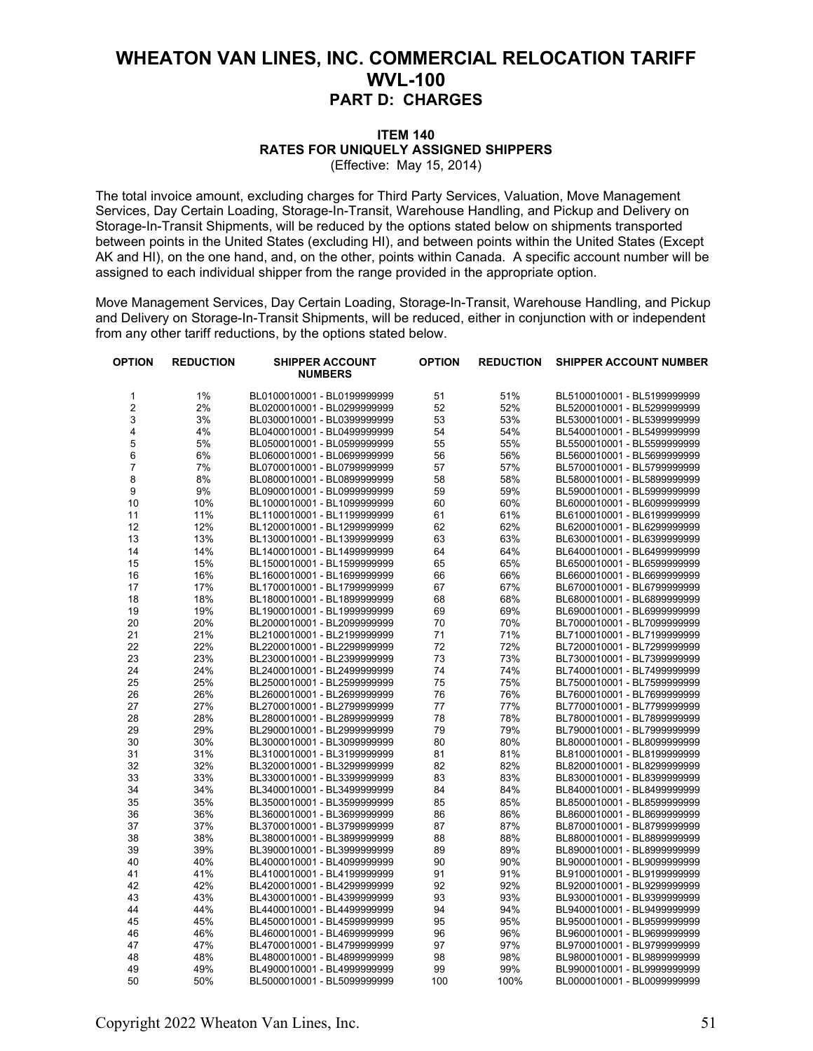# WHEATON VAN LINES, INC. COMMERCIAL RELOCATION TARIFF WVL-100

## PART D: CHARGES

### ITEM 140
### RATES FOR UNIQUELY ASSIGNED SHIPPERS

(Effective: May 15, 2014)

The total invoice amount, excluding charges for Third Party Services, Valuation, Move Management Services, Day Certain Loading, Storage-In-Transit, Warehouse Handling, and Pickup and Delivery on Storage-In-Transit Shipments, will be reduced by the options stated below on shipments transported between points in the United States (excluding HI), and between points within the United States (Except AK and HI), on the one hand, and, on the other, points within Canada. A specific account number will be assigned to each individual shipper from the range provided in the appropriate option.

Move Management Services, Day Certain Loading, Storage-In-Transit, Warehouse Handling, and Pickup and Delivery on Storage-In-Transit Shipments, will be reduced, either in conjunction with or independent from any other tariff reductions, by the options stated below.

| OPTION | REDUCTION | SHIPPER ACCOUNT NUMBERS | OPTION | REDUCTION | SHIPPER ACCOUNT NUMBER |
|---|---|---|---|---|---|
| 1 | 1% | BL0100010001 - BL0199999999 | 51 | 51% | BL5100010001 - BL5199999999 |
| 2 | 2% | BL0200010001 - BL0299999999 | 52 | 52% | BL5200010001 - BL5299999999 |
| 3 | 3% | BL0300010001 - BL0399999999 | 53 | 53% | BL5300010001 - BL5399999999 |
| 4 | 4% | BL0400010001 - BL0499999999 | 54 | 54% | BL5400010001 - BL5499999999 |
| 5 | 5% | BL0500010001 - BL0599999999 | 55 | 55% | BL5500010001 - BL5599999999 |
| 6 | 6% | BL0600010001 - BL0699999999 | 56 | 56% | BL5600010001 - BL5699999999 |
| 7 | 7% | BL0700010001 - BL0799999999 | 57 | 57% | BL5700010001 - BL5799999999 |
| 8 | 8% | BL0800010001 - BL0899999999 | 58 | 58% | BL5800010001 - BL5899999999 |
| 9 | 9% | BL0900010001 - BL0999999999 | 59 | 59% | BL5900010001 - BL5999999999 |
| 10 | 10% | BL1000010001 - BL1099999999 | 60 | 60% | BL6000010001 - BL6099999999 |
| 11 | 11% | BL1100010001 - BL1199999999 | 61 | 61% | BL6100010001 - BL6199999999 |
| 12 | 12% | BL1200010001 - BL1299999999 | 62 | 62% | BL6200010001 - BL6299999999 |
| 13 | 13% | BL1300010001 - BL1399999999 | 63 | 63% | BL6300010001 - BL6399999999 |
| 14 | 14% | BL1400010001 - BL1499999999 | 64 | 64% | BL6400010001 - BL6499999999 |
| 15 | 15% | BL1500010001 - BL1599999999 | 65 | 65% | BL6500010001 - BL6599999999 |
| 16 | 16% | BL1600010001 - BL1699999999 | 66 | 66% | BL6600010001 - BL6699999999 |
| 17 | 17% | BL1700010001 - BL1799999999 | 67 | 67% | BL6700010001 - BL6799999999 |
| 18 | 18% | BL1800010001 - BL1899999999 | 68 | 68% | BL6800010001 - BL6899999999 |
| 19 | 19% | BL1900010001 - BL1999999999 | 69 | 69% | BL6900010001 - BL6999999999 |
| 20 | 20% | BL2000010001 - BL2099999999 | 70 | 70% | BL7000010001 - BL7099999999 |
| 21 | 21% | BL2100010001 - BL2199999999 | 71 | 71% | BL7100010001 - BL7199999999 |
| 22 | 22% | BL2200010001 - BL2299999999 | 72 | 72% | BL7200010001 - BL7299999999 |
| 23 | 23% | BL2300010001 - BL2399999999 | 73 | 73% | BL7300010001 - BL7399999999 |
| 24 | 24% | BL2400010001 - BL2499999999 | 74 | 74% | BL7400010001 - BL7499999999 |
| 25 | 25% | BL2500010001 - BL2599999999 | 75 | 75% | BL7500010001 - BL7599999999 |
| 26 | 26% | BL2600010001 - BL2699999999 | 76 | 76% | BL7600010001 - BL7699999999 |
| 27 | 27% | BL2700010001 - BL2799999999 | 77 | 77% | BL7700010001 - BL7799999999 |
| 28 | 28% | BL2800010001 - BL2899999999 | 78 | 78% | BL7800010001 - BL7899999999 |
| 29 | 29% | BL2900010001 - BL2999999999 | 79 | 79% | BL7900010001 - BL7999999999 |
| 30 | 30% | BL3000010001 - BL3099999999 | 80 | 80% | BL8000010001 - BL8099999999 |
| 31 | 31% | BL3100010001 - BL3199999999 | 81 | 81% | BL8100010001 - BL8199999999 |
| 32 | 32% | BL3200010001 - BL3299999999 | 82 | 82% | BL8200010001 - BL8299999999 |
| 33 | 33% | BL3300010001 - BL3399999999 | 83 | 83% | BL8300010001 - BL8399999999 |
| 34 | 34% | BL3400010001 - BL3499999999 | 84 | 84% | BL8400010001 - BL8499999999 |
| 35 | 35% | BL3500010001 - BL3599999999 | 85 | 85% | BL8500010001 - BL8599999999 |
| 36 | 36% | BL3600010001 - BL3699999999 | 86 | 86% | BL8600010001 - BL8699999999 |
| 37 | 37% | BL3700010001 - BL3799999999 | 87 | 87% | BL8700010001 - BL8799999999 |
| 38 | 38% | BL3800010001 - BL3899999999 | 88 | 88% | BL8800010001 - BL8899999999 |
| 39 | 39% | BL3900010001 - BL3999999999 | 89 | 89% | BL8900010001 - BL8999999999 |
| 40 | 40% | BL4000010001 - BL4099999999 | 90 | 90% | BL9000010001 - BL9099999999 |
| 41 | 41% | BL4100010001 - BL4199999999 | 91 | 91% | BL9100010001 - BL9199999999 |
| 42 | 42% | BL4200010001 - BL4299999999 | 92 | 92% | BL9200010001 - BL9299999999 |
| 43 | 43% | BL4300010001 - BL4399999999 | 93 | 93% | BL9300010001 - BL9399999999 |
| 44 | 44% | BL4400010001 - BL4499999999 | 94 | 94% | BL9400010001 - BL9499999999 |
| 45 | 45% | BL4500010001 - BL4599999999 | 95 | 95% | BL9500010001 - BL9599999999 |
| 46 | 46% | BL4600010001 - BL4699999999 | 96 | 96% | BL9600010001 - BL9699999999 |
| 47 | 47% | BL4700010001 - BL4799999999 | 97 | 97% | BL9700010001 - BL9799999999 |
| 48 | 48% | BL4800010001 - BL4899999999 | 98 | 98% | BL9800010001 - BL9899999999 |
| 49 | 49% | BL4900010001 - BL4999999999 | 99 | 99% | BL9900010001 - BL9999999999 |
| 50 | 50% | BL5000010001 - BL5099999999 | 100 | 100% | BL0000010001 - BL0099999999 |

Copyright 2022 Wheaton Van Lines, Inc.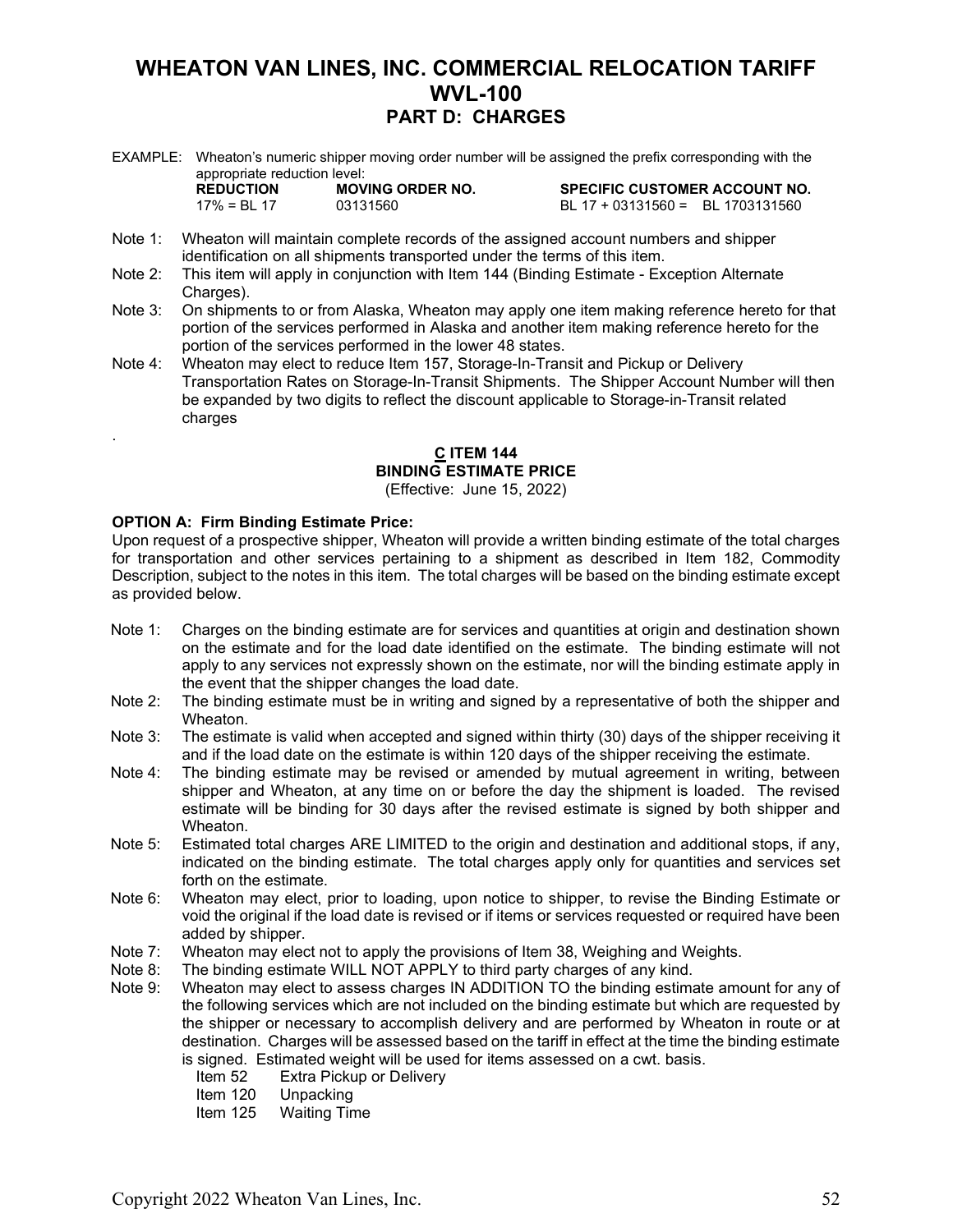# WHEATON VAN LINES, INC. COMMERCIAL RELOCATION TARIFF WVL-100

## PART D: CHARGES

EXAMPLE: Wheaton's numeric shipper moving order number will be assigned the prefix corresponding with the appropriate reduction level:

| REDUCTION | MOVING ORDER NO. | SPECIFIC CUSTOMER ACCOUNT NO. |
|---|---|---|
| 17% = BL 17 | 03131560 | BL 17 + 03131560 = BL 1703131560 |

Note 1: Wheaton will maintain complete records of the assigned account numbers and shipper identification on all shipments transported under the terms of this item.

Note 2: This item will apply in conjunction with Item 144 (Binding Estimate - Exception Alternate Charges).

Note 3: On shipments to or from Alaska, Wheaton may apply one item making reference hereto for that portion of the services performed in Alaska and another item making reference hereto for the portion of the services performed in the lower 48 states.

Note 4: Wheaton may elect to reduce Item 157, Storage-In-Transit and Pickup or Delivery Transportation Rates on Storage-In-Transit Shipments. The Shipper Account Number will then be expanded by two digits to reflect the discount applicable to Storage-in-Transit related charges

.

### C ITEM 144
### BINDING ESTIMATE PRICE

(Effective: June 15, 2022)

**OPTION A: Firm Binding Estimate Price:**

Upon request of a prospective shipper, Wheaton will provide a written binding estimate of the total charges for transportation and other services pertaining to a shipment as described in Item 182, Commodity Description, subject to the notes in this item. The total charges will be based on the binding estimate except as provided below.

Note 1: Charges on the binding estimate are for services and quantities at origin and destination shown on the estimate and for the load date identified on the estimate. The binding estimate will not apply to any services not expressly shown on the estimate, nor will the binding estimate apply in the event that the shipper changes the load date.

Note 2: The binding estimate must be in writing and signed by a representative of both the shipper and Wheaton.

Note 3: The estimate is valid when accepted and signed within thirty (30) days of the shipper receiving it and if the load date on the estimate is within 120 days of the shipper receiving the estimate.

Note 4: The binding estimate may be revised or amended by mutual agreement in writing, between shipper and Wheaton, at any time on or before the day the shipment is loaded. The revised estimate will be binding for 30 days after the revised estimate is signed by both shipper and Wheaton.

Note 5: Estimated total charges ARE LIMITED to the origin and destination and additional stops, if any, indicated on the binding estimate. The total charges apply only for quantities and services set forth on the estimate.

Note 6: Wheaton may elect, prior to loading, upon notice to shipper, to revise the Binding Estimate or void the original if the load date is revised or if items or services requested or required have been added by shipper.

Note 7: Wheaton may elect not to apply the provisions of Item 38, Weighing and Weights.

Note 8: The binding estimate WILL NOT APPLY to third party charges of any kind.

Note 9: Wheaton may elect to assess charges IN ADDITION TO the binding estimate amount for any of the following services which are not included on the binding estimate but which are requested by the shipper or necessary to accomplish delivery and are performed by Wheaton in route or at destination. Charges will be assessed based on the tariff in effect at the time the binding estimate is signed. Estimated weight will be used for items assessed on a cwt. basis.

- Item 52 Extra Pickup or Delivery
- Item 120 Unpacking
- Item 125 Waiting Time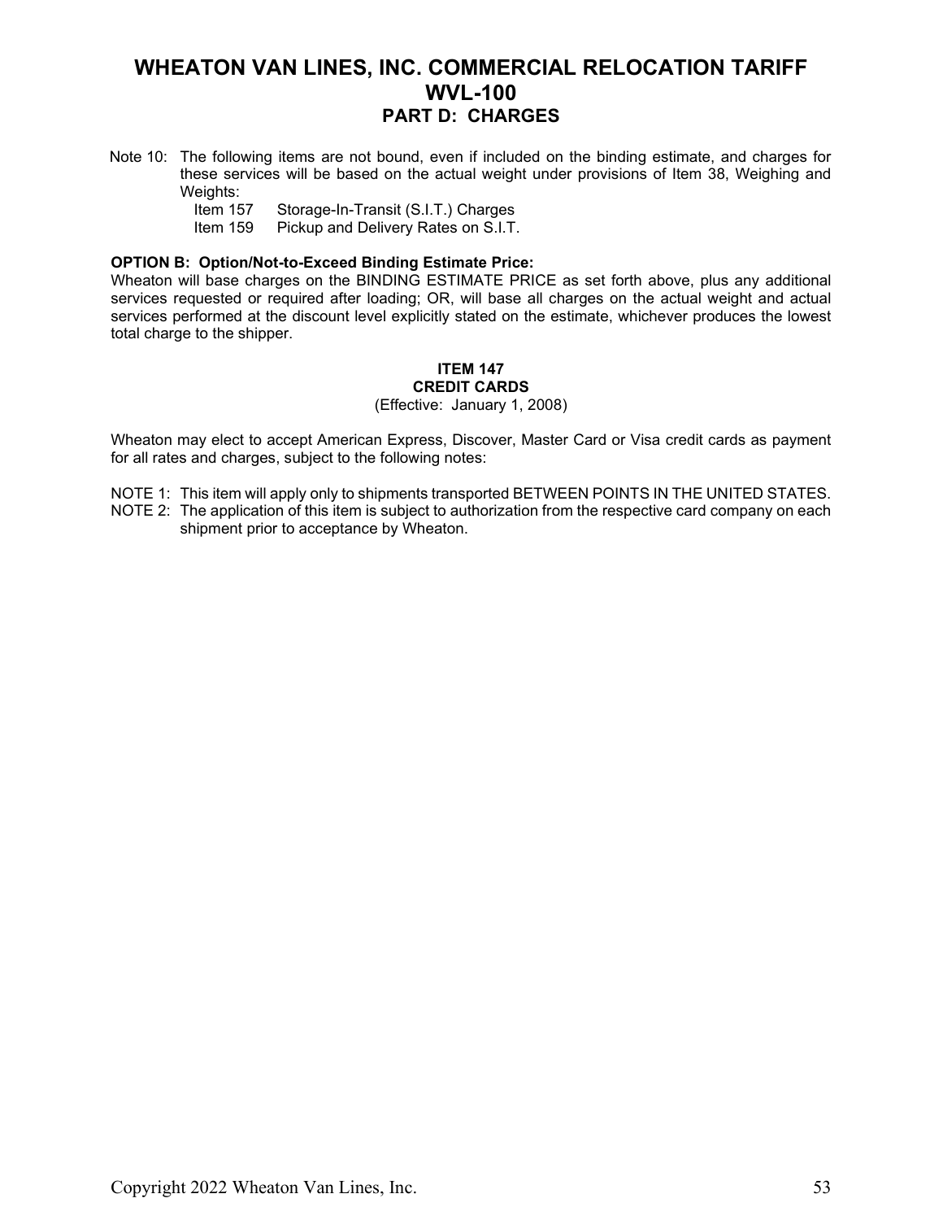# WHEATON VAN LINES, INC. COMMERCIAL RELOCATION TARIFF WVL-100

## PART D: CHARGES

Note 10: The following items are not bound, even if included on the binding estimate, and charges for these services will be based on the actual weight under provisions of Item 38, Weighing and Weights:

Item 157 Storage-In-Transit (S.I.T.) Charges
Item 159 Pickup and Delivery Rates on S.I.T.

**OPTION B: Option/Not-to-Exceed Binding Estimate Price:**
Wheaton will base charges on the BINDING ESTIMATE PRICE as set forth above, plus any additional services requested or required after loading; OR, will base all charges on the actual weight and actual services performed at the discount level explicitly stated on the estimate, whichever produces the lowest total charge to the shipper.

### ITEM 147
### CREDIT CARDS
(Effective: January 1, 2008)

Wheaton may elect to accept American Express, Discover, Master Card or Visa credit cards as payment for all rates and charges, subject to the following notes:

NOTE 1: This item will apply only to shipments transported BETWEEN POINTS IN THE UNITED STATES.
NOTE 2: The application of this item is subject to authorization from the respective card company on each shipment prior to acceptance by Wheaton.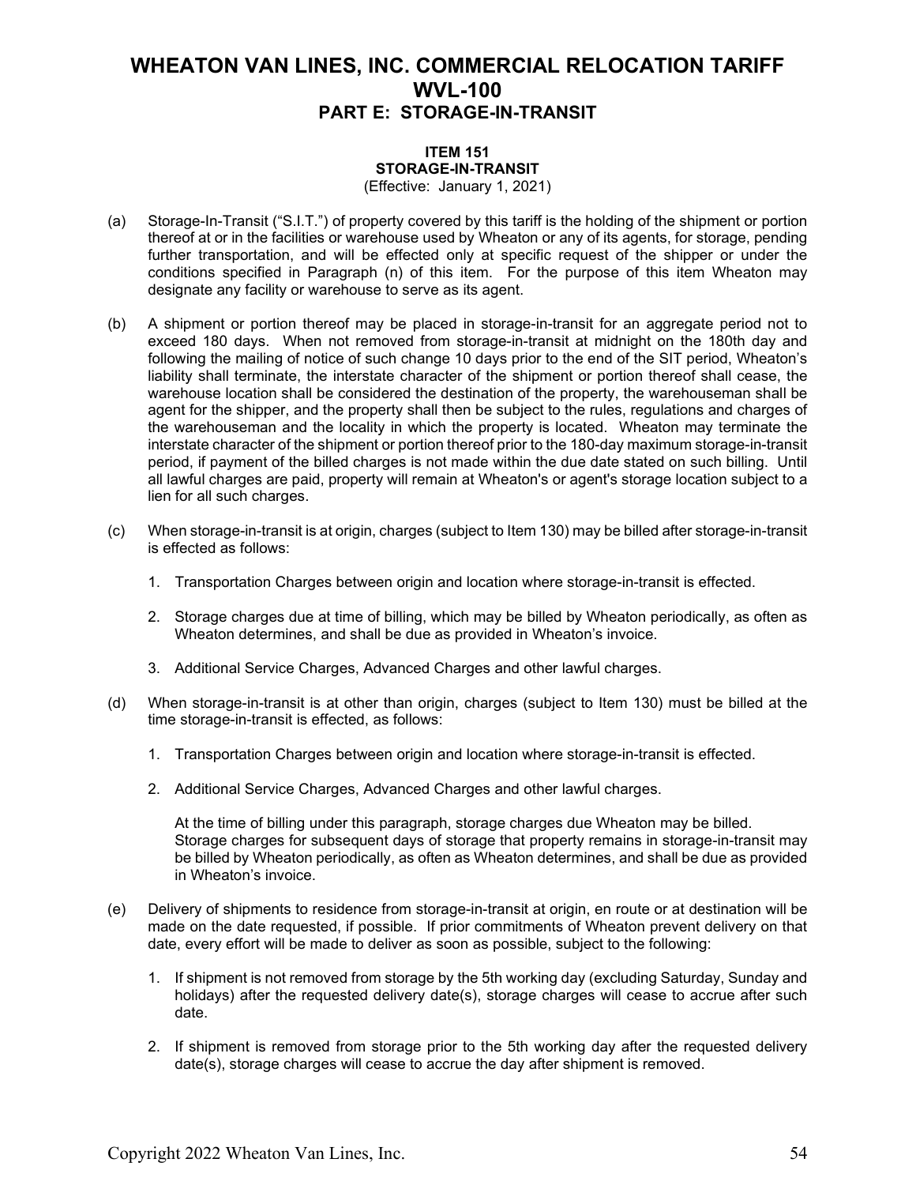# WHEATON VAN LINES, INC. COMMERCIAL RELOCATION TARIFF WVL-100

## PART E: STORAGE-IN-TRANSIT

### ITEM 151
### STORAGE-IN-TRANSIT

(Effective: January 1, 2021)

(a) Storage-In-Transit ("S.I.T.") of property covered by this tariff is the holding of the shipment or portion thereof at or in the facilities or warehouse used by Wheaton or any of its agents, for storage, pending further transportation, and will be effected only at specific request of the shipper or under the conditions specified in Paragraph (n) of this item. For the purpose of this item Wheaton may designate any facility or warehouse to serve as its agent.

(b) A shipment or portion thereof may be placed in storage-in-transit for an aggregate period not to exceed 180 days. When not removed from storage-in-transit at midnight on the 180th day and following the mailing of notice of such change 10 days prior to the end of the SIT period, Wheaton's liability shall terminate, the interstate character of the shipment or portion thereof shall cease, the warehouse location shall be considered the destination of the property, the warehouseman shall be agent for the shipper, and the property shall then be subject to the rules, regulations and charges of the warehouseman and the locality in which the property is located. Wheaton may terminate the interstate character of the shipment or portion thereof prior to the 180-day maximum storage-in-transit period, if payment of the billed charges is not made within the due date stated on such billing. Until all lawful charges are paid, property will remain at Wheaton's or agent's storage location subject to a lien for all such charges.

(c) When storage-in-transit is at origin, charges (subject to Item 130) may be billed after storage-in-transit is effected as follows:

1. Transportation Charges between origin and location where storage-in-transit is effected.
2. Storage charges due at time of billing, which may be billed by Wheaton periodically, as often as Wheaton determines, and shall be due as provided in Wheaton's invoice.
3. Additional Service Charges, Advanced Charges and other lawful charges.

(d) When storage-in-transit is at other than origin, charges (subject to Item 130) must be billed at the time storage-in-transit is effected, as follows:

1. Transportation Charges between origin and location where storage-in-transit is effected.
2. Additional Service Charges, Advanced Charges and other lawful charges.

   At the time of billing under this paragraph, storage charges due Wheaton may be billed. Storage charges for subsequent days of storage that property remains in storage-in-transit may be billed by Wheaton periodically, as often as Wheaton determines, and shall be due as provided in Wheaton's invoice.

(e) Delivery of shipments to residence from storage-in-transit at origin, en route or at destination will be made on the date requested, if possible. If prior commitments of Wheaton prevent delivery on that date, every effort will be made to deliver as soon as possible, subject to the following:

1. If shipment is not removed from storage by the 5th working day (excluding Saturday, Sunday and holidays) after the requested delivery date(s), storage charges will cease to accrue after such date.
2. If shipment is removed from storage prior to the 5th working day after the requested delivery date(s), storage charges will cease to accrue the day after shipment is removed.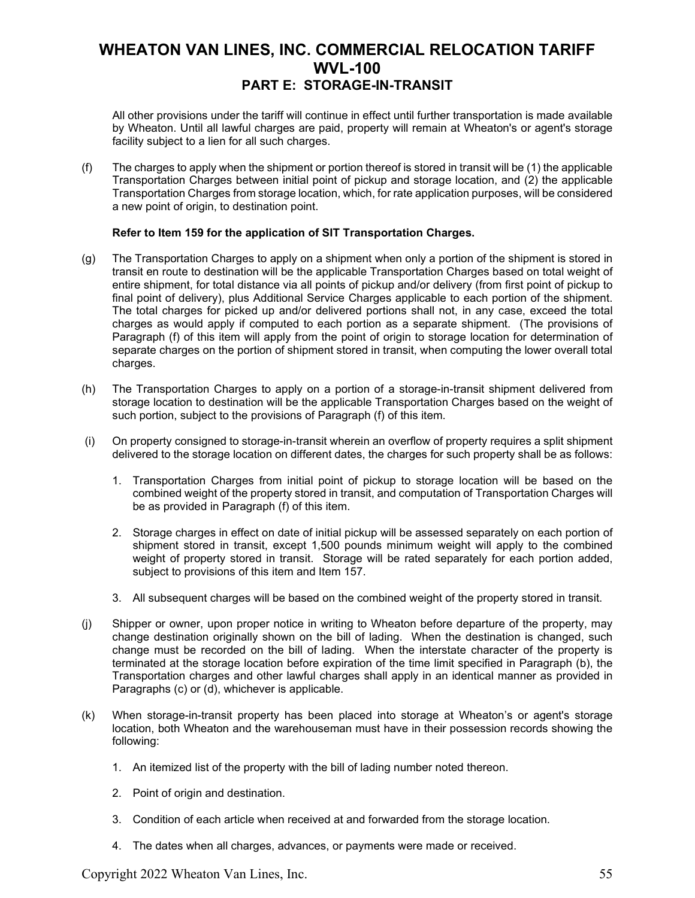All other provisions under the tariff will continue in effect until further transportation is made available by Wheaton. Until all lawful charges are paid, property will remain at Wheaton's or agent's storage facility subject to a lien for all such charges.

(f) The charges to apply when the shipment or portion thereof is stored in transit will be (1) the applicable Transportation Charges between initial point of pickup and storage location, and (2) the applicable Transportation Charges from storage location, which, for rate application purposes, will be considered a new point of origin, to destination point.

**Refer to Item 159 for the application of SIT Transportation Charges.**

(g) The Transportation Charges to apply on a shipment when only a portion of the shipment is stored in transit en route to destination will be the applicable Transportation Charges based on total weight of entire shipment, for total distance via all points of pickup and/or delivery (from first point of pickup to final point of delivery), plus Additional Service Charges applicable to each portion of the shipment. The total charges for picked up and/or delivered portions shall not, in any case, exceed the total charges as would apply if computed to each portion as a separate shipment. (The provisions of Paragraph (f) of this item will apply from the point of origin to storage location for determination of separate charges on the portion of shipment stored in transit, when computing the lower overall total charges.

(h) The Transportation Charges to apply on a portion of a storage-in-transit shipment delivered from storage location to destination will be the applicable Transportation Charges based on the weight of such portion, subject to the provisions of Paragraph (f) of this item.

(i) On property consigned to storage-in-transit wherein an overflow of property requires a split shipment delivered to the storage location on different dates, the charges for such property shall be as follows:

1. Transportation Charges from initial point of pickup to storage location will be based on the combined weight of the property stored in transit, and computation of Transportation Charges will be as provided in Paragraph (f) of this item.
2. Storage charges in effect on date of initial pickup will be assessed separately on each portion of shipment stored in transit, except 1,500 pounds minimum weight will apply to the combined weight of property stored in transit. Storage will be rated separately for each portion added, subject to provisions of this item and Item 157.
3. All subsequent charges will be based on the combined weight of the property stored in transit.

(j) Shipper or owner, upon proper notice in writing to Wheaton before departure of the property, may change destination originally shown on the bill of lading. When the destination is changed, such change must be recorded on the bill of lading. When the interstate character of the property is terminated at the storage location before expiration of the time limit specified in Paragraph (b), the Transportation charges and other lawful charges shall apply in an identical manner as provided in Paragraphs (c) or (d), whichever is applicable.

(k) When storage-in-transit property has been placed into storage at Wheaton's or agent's storage location, both Wheaton and the warehouseman must have in their possession records showing the following:

1. An itemized list of the property with the bill of lading number noted thereon.
2. Point of origin and destination.
3. Condition of each article when received at and forwarded from the storage location.
4. The dates when all charges, advances, or payments were made or received.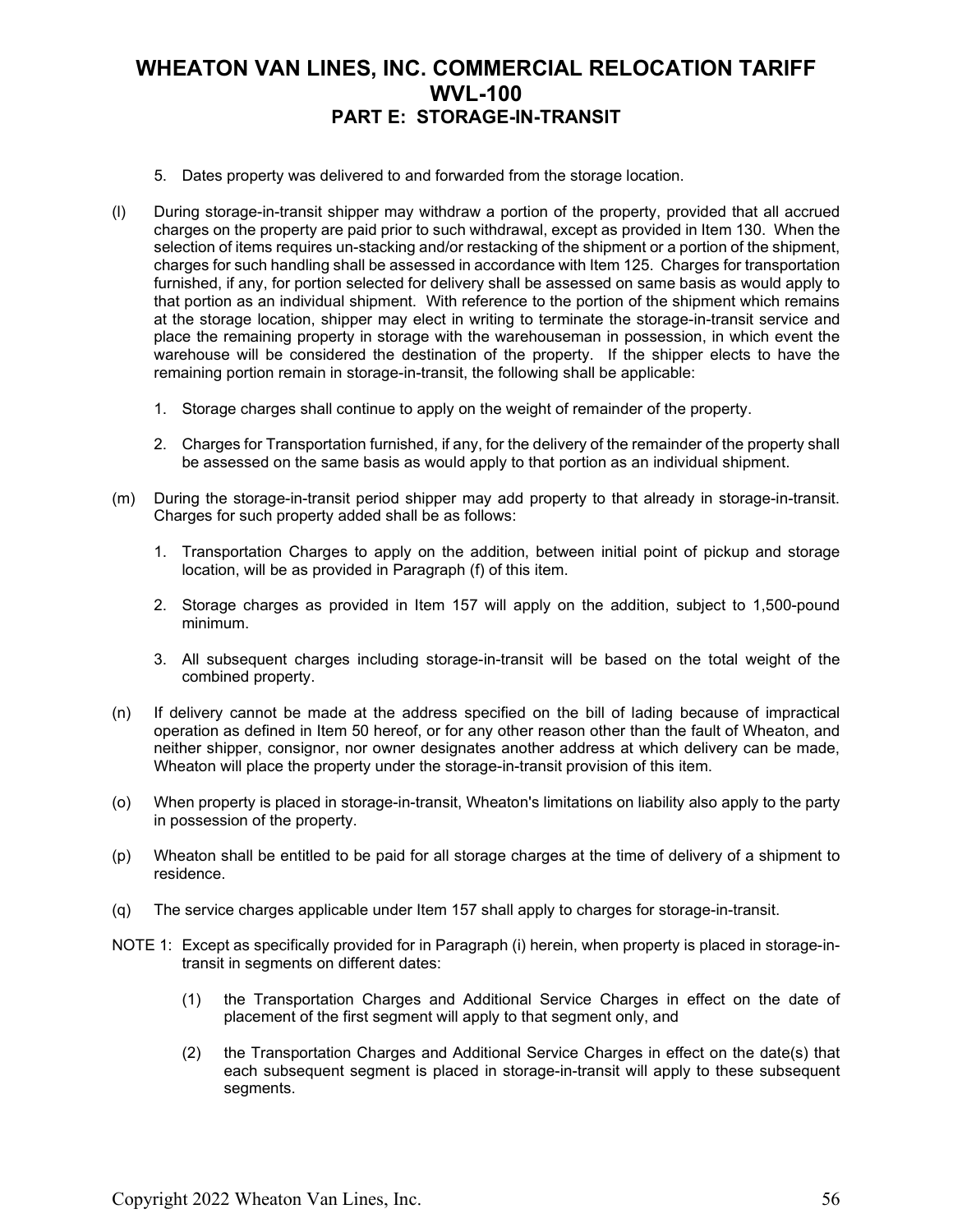5. Dates property was delivered to and forwarded from the storage location.

(l) During storage-in-transit shipper may withdraw a portion of the property, provided that all accrued charges on the property are paid prior to such withdrawal, except as provided in Item 130. When the selection of items requires un-stacking and/or restacking of the shipment or a portion of the shipment, charges for such handling shall be assessed in accordance with Item 125. Charges for transportation furnished, if any, for portion selected for delivery shall be assessed on same basis as would apply to that portion as an individual shipment. With reference to the portion of the shipment which remains at the storage location, shipper may elect in writing to terminate the storage-in-transit service and place the remaining property in storage with the warehouseman in possession, in which event the warehouse will be considered the destination of the property. If the shipper elects to have the remaining portion remain in storage-in-transit, the following shall be applicable:

1. Storage charges shall continue to apply on the weight of remainder of the property.
2. Charges for Transportation furnished, if any, for the delivery of the remainder of the property shall be assessed on the same basis as would apply to that portion as an individual shipment.

(m) During the storage-in-transit period shipper may add property to that already in storage-in-transit. Charges for such property added shall be as follows:

1. Transportation Charges to apply on the addition, between initial point of pickup and storage location, will be as provided in Paragraph (f) of this item.
2. Storage charges as provided in Item 157 will apply on the addition, subject to 1,500-pound minimum.
3. All subsequent charges including storage-in-transit will be based on the total weight of the combined property.

(n) If delivery cannot be made at the address specified on the bill of lading because of impractical operation as defined in Item 50 hereof, or for any other reason other than the fault of Wheaton, and neither shipper, consignor, nor owner designates another address at which delivery can be made, Wheaton will place the property under the storage-in-transit provision of this item.

(o) When property is placed in storage-in-transit, Wheaton's limitations on liability also apply to the party in possession of the property.

(p) Wheaton shall be entitled to be paid for all storage charges at the time of delivery of a shipment to residence.

(q) The service charges applicable under Item 157 shall apply to charges for storage-in-transit.

NOTE 1: Except as specifically provided for in Paragraph (i) herein, when property is placed in storage-in-transit in segments on different dates:

(1) the Transportation Charges and Additional Service Charges in effect on the date of placement of the first segment will apply to that segment only, and

(2) the Transportation Charges and Additional Service Charges in effect on the date(s) that each subsequent segment is placed in storage-in-transit will apply to these subsequent segments.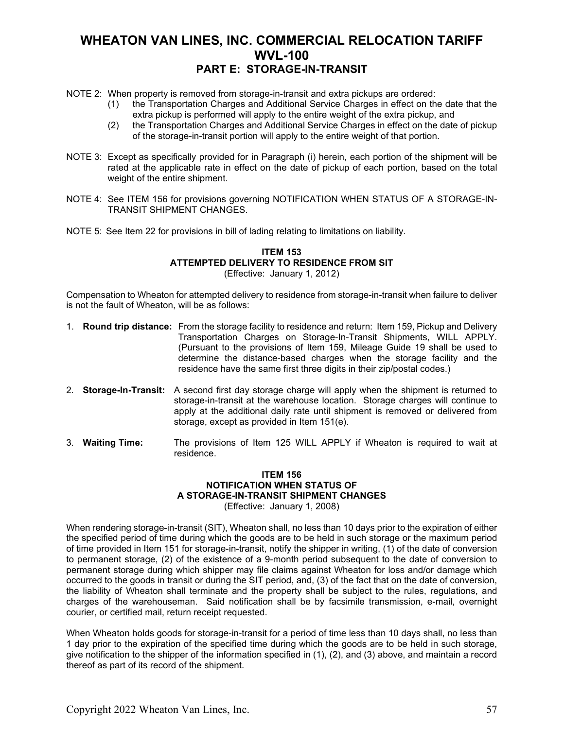# WHEATON VAN LINES, INC. COMMERCIAL RELOCATION TARIFF WVL-100

## PART E: STORAGE-IN-TRANSIT

NOTE 2: When property is removed from storage-in-transit and extra pickups are ordered:

(1) the Transportation Charges and Additional Service Charges in effect on the date that the extra pickup is performed will apply to the entire weight of the extra pickup, and

(2) the Transportation Charges and Additional Service Charges in effect on the date of pickup of the storage-in-transit portion will apply to the entire weight of that portion.

NOTE 3: Except as specifically provided for in Paragraph (i) herein, each portion of the shipment will be rated at the applicable rate in effect on the date of pickup of each portion, based on the total weight of the entire shipment.

NOTE 4: See ITEM 156 for provisions governing NOTIFICATION WHEN STATUS OF A STORAGE-IN-TRANSIT SHIPMENT CHANGES.

NOTE 5: See Item 22 for provisions in bill of lading relating to limitations on liability.

### ITEM 153
### ATTEMPTED DELIVERY TO RESIDENCE FROM SIT

(Effective: January 1, 2012)

Compensation to Wheaton for attempted delivery to residence from storage-in-transit when failure to deliver is not the fault of Wheaton, will be as follows:

1. **Round trip distance:** From the storage facility to residence and return: Item 159, Pickup and Delivery Transportation Charges on Storage-In-Transit Shipments, WILL APPLY. (Pursuant to the provisions of Item 159, Mileage Guide 19 shall be used to determine the distance-based charges when the storage facility and the residence have the same first three digits in their zip/postal codes.)

2. **Storage-In-Transit:** A second first day storage charge will apply when the shipment is returned to storage-in-transit at the warehouse location. Storage charges will continue to apply at the additional daily rate until shipment is removed or delivered from storage, except as provided in Item 151(e).

3. **Waiting Time:** The provisions of Item 125 WILL APPLY if Wheaton is required to wait at residence.

### ITEM 156
### NOTIFICATION WHEN STATUS OF A STORAGE-IN-TRANSIT SHIPMENT CHANGES

(Effective: January 1, 2008)

When rendering storage-in-transit (SIT), Wheaton shall, no less than 10 days prior to the expiration of either the specified period of time during which the goods are to be held in such storage or the maximum period of time provided in Item 151 for storage-in-transit, notify the shipper in writing, (1) of the date of conversion to permanent storage, (2) of the existence of a 9-month period subsequent to the date of conversion to permanent storage during which shipper may file claims against Wheaton for loss and/or damage which occurred to the goods in transit or during the SIT period, and, (3) of the fact that on the date of conversion, the liability of Wheaton shall terminate and the property shall be subject to the rules, regulations, and charges of the warehouseman. Said notification shall be by facsimile transmission, e-mail, overnight courier, or certified mail, return receipt requested.

When Wheaton holds goods for storage-in-transit for a period of time less than 10 days shall, no less than 1 day prior to the expiration of the specified time during which the goods are to be held in such storage, give notification to the shipper of the information specified in (1), (2), and (3) above, and maintain a record thereof as part of its record of the shipment.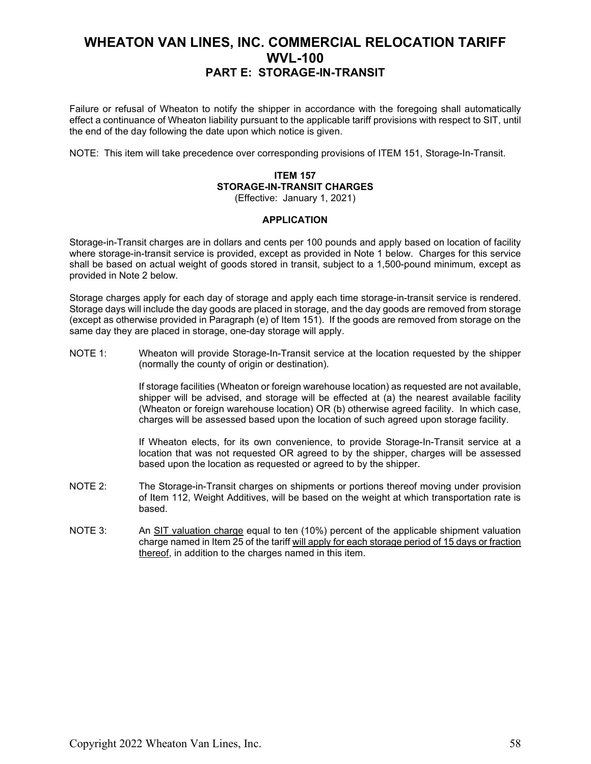# WHEATON VAN LINES, INC. COMMERCIAL RELOCATION TARIFF WVL-100

## PART E: STORAGE-IN-TRANSIT

Failure or refusal of Wheaton to notify the shipper in accordance with the foregoing shall automatically effect a continuance of Wheaton liability pursuant to the applicable tariff provisions with respect to SIT, until the end of the day following the date upon which notice is given.

NOTE: This item will take precedence over corresponding provisions of ITEM 151, Storage-In-Transit.

### ITEM 157
### STORAGE-IN-TRANSIT CHARGES

(Effective: January 1, 2021)

#### APPLICATION

Storage-in-Transit charges are in dollars and cents per 100 pounds and apply based on location of facility where storage-in-transit service is provided, except as provided in Note 1 below. Charges for this service shall be based on actual weight of goods stored in transit, subject to a 1,500-pound minimum, except as provided in Note 2 below.

Storage charges apply for each day of storage and apply each time storage-in-transit service is rendered. Storage days will include the day goods are placed in storage, and the day goods are removed from storage (except as otherwise provided in Paragraph (e) of Item 151). If the goods are removed from storage on the same day they are placed in storage, one-day storage will apply.

NOTE 1: Wheaton will provide Storage-In-Transit service at the location requested by the shipper (normally the county of origin or destination).

If storage facilities (Wheaton or foreign warehouse location) as requested are not available, shipper will be advised, and storage will be effected at (a) the nearest available facility (Wheaton or foreign warehouse location) OR (b) otherwise agreed facility. In which case, charges will be assessed based upon the location of such agreed upon storage facility.

If Wheaton elects, for its own convenience, to provide Storage-In-Transit service at a location that was not requested OR agreed to by the shipper, charges will be assessed based upon the location as requested or agreed to by the shipper.

NOTE 2: The Storage-in-Transit charges on shipments or portions thereof moving under provision of Item 112, Weight Additives, will be based on the weight at which transportation rate is based.

NOTE 3: An SIT valuation charge equal to ten (10%) percent of the applicable shipment valuation charge named in Item 25 of the tariff will apply for each storage period of 15 days or fraction thereof, in addition to the charges named in this item.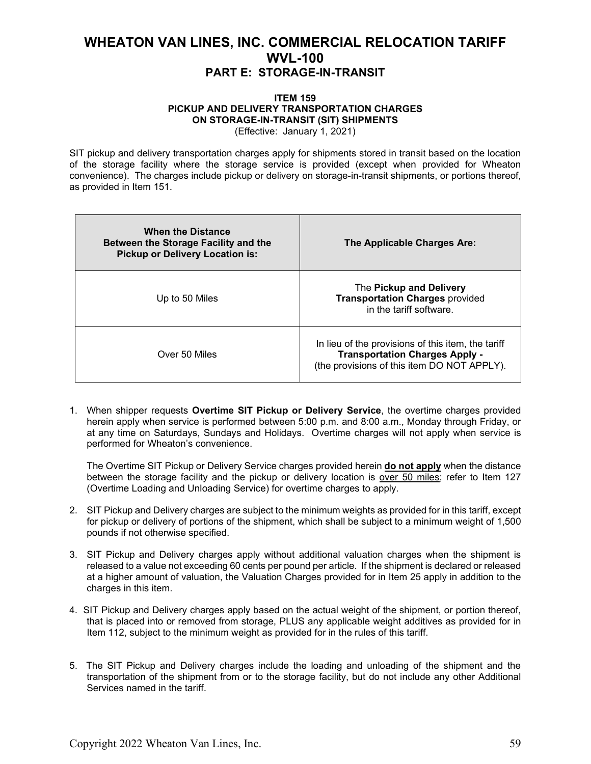# WHEATON VAN LINES, INC. COMMERCIAL RELOCATION TARIFF WVL-100

## PART E: STORAGE-IN-TRANSIT

### ITEM 159
### PICKUP AND DELIVERY TRANSPORTATION CHARGES ON STORAGE-IN-TRANSIT (SIT) SHIPMENTS

(Effective: January 1, 2021)

SIT pickup and delivery transportation charges apply for shipments stored in transit based on the location of the storage facility where the storage service is provided (except when provided for Wheaton convenience). The charges include pickup or delivery on storage-in-transit shipments, or portions thereof, as provided in Item 151.

| When the Distance Between the Storage Facility and the Pickup or Delivery Location is: | The Applicable Charges Are: |
|---|---|
| Up to 50 Miles | The **Pickup and Delivery Transportation Charges** provided in the tariff software. |
| Over 50 Miles | In lieu of the provisions of this item, the tariff **Transportation Charges Apply -** (the provisions of this item DO NOT APPLY). |

1. When shipper requests **Overtime SIT Pickup or Delivery Service**, the overtime charges provided herein apply when service is performed between 5:00 p.m. and 8:00 a.m., Monday through Friday, or at any time on Saturdays, Sundays and Holidays. Overtime charges will not apply when service is performed for Wheaton's convenience.

   The Overtime SIT Pickup or Delivery Service charges provided herein **do not apply** when the distance between the storage facility and the pickup or delivery location is over 50 miles; refer to Item 127 (Overtime Loading and Unloading Service) for overtime charges to apply.

2. SIT Pickup and Delivery charges are subject to the minimum weights as provided for in this tariff, except for pickup or delivery of portions of the shipment, which shall be subject to a minimum weight of 1,500 pounds if not otherwise specified.

3. SIT Pickup and Delivery charges apply without additional valuation charges when the shipment is released to a value not exceeding 60 cents per pound per article. If the shipment is declared or released at a higher amount of valuation, the Valuation Charges provided for in Item 25 apply in addition to the charges in this item.

4. SIT Pickup and Delivery charges apply based on the actual weight of the shipment, or portion thereof, that is placed into or removed from storage, PLUS any applicable weight additives as provided for in Item 112, subject to the minimum weight as provided for in the rules of this tariff.

5. The SIT Pickup and Delivery charges include the loading and unloading of the shipment and the transportation of the shipment from or to the storage facility, but do not include any other Additional Services named in the tariff.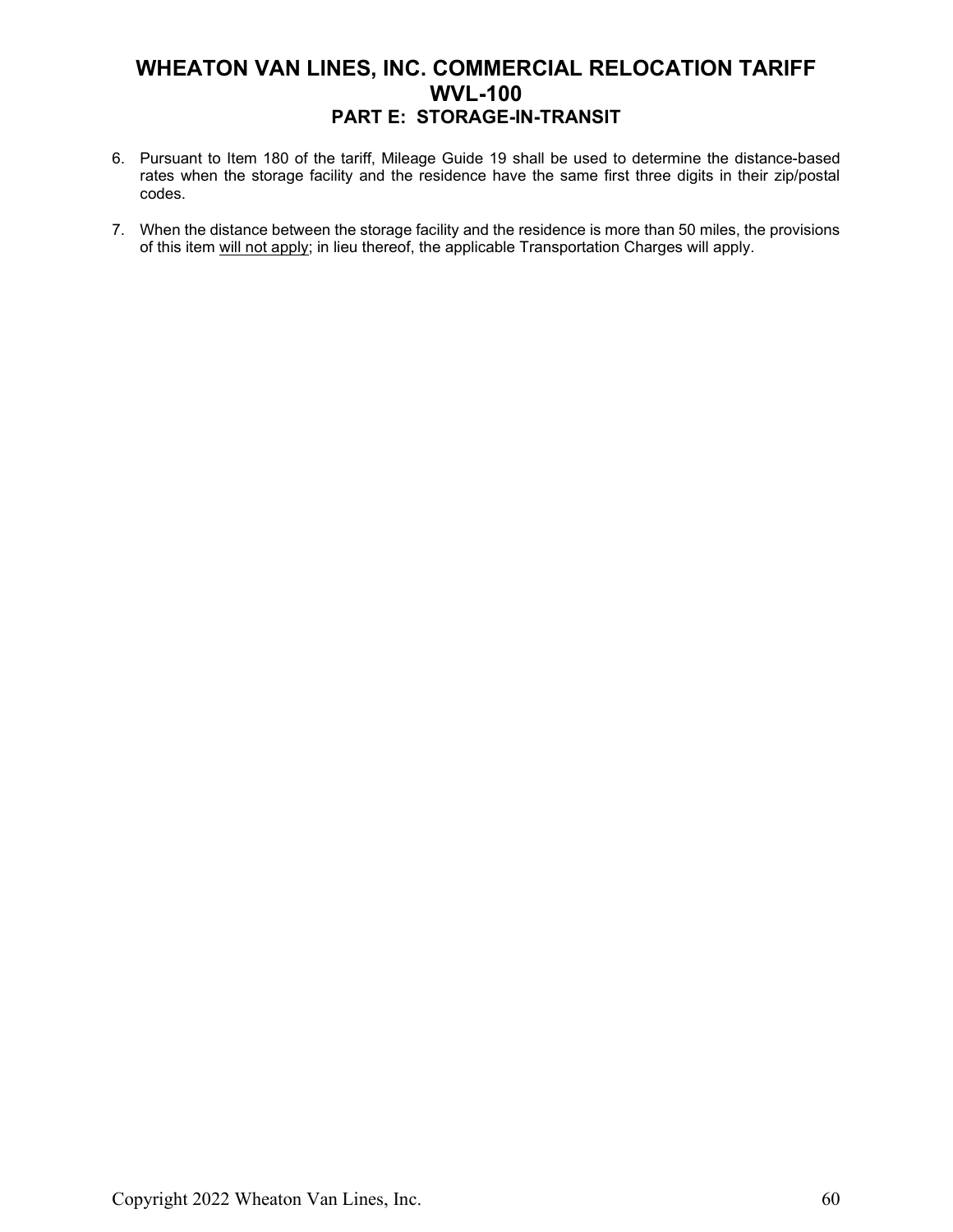6. Pursuant to Item 180 of the tariff, Mileage Guide 19 shall be used to determine the distance-based rates when the storage facility and the residence have the same first three digits in their zip/postal codes.

7. When the distance between the storage facility and the residence is more than 50 miles, the provisions of this item <u>will not apply</u>; in lieu thereof, the applicable Transportation Charges will apply.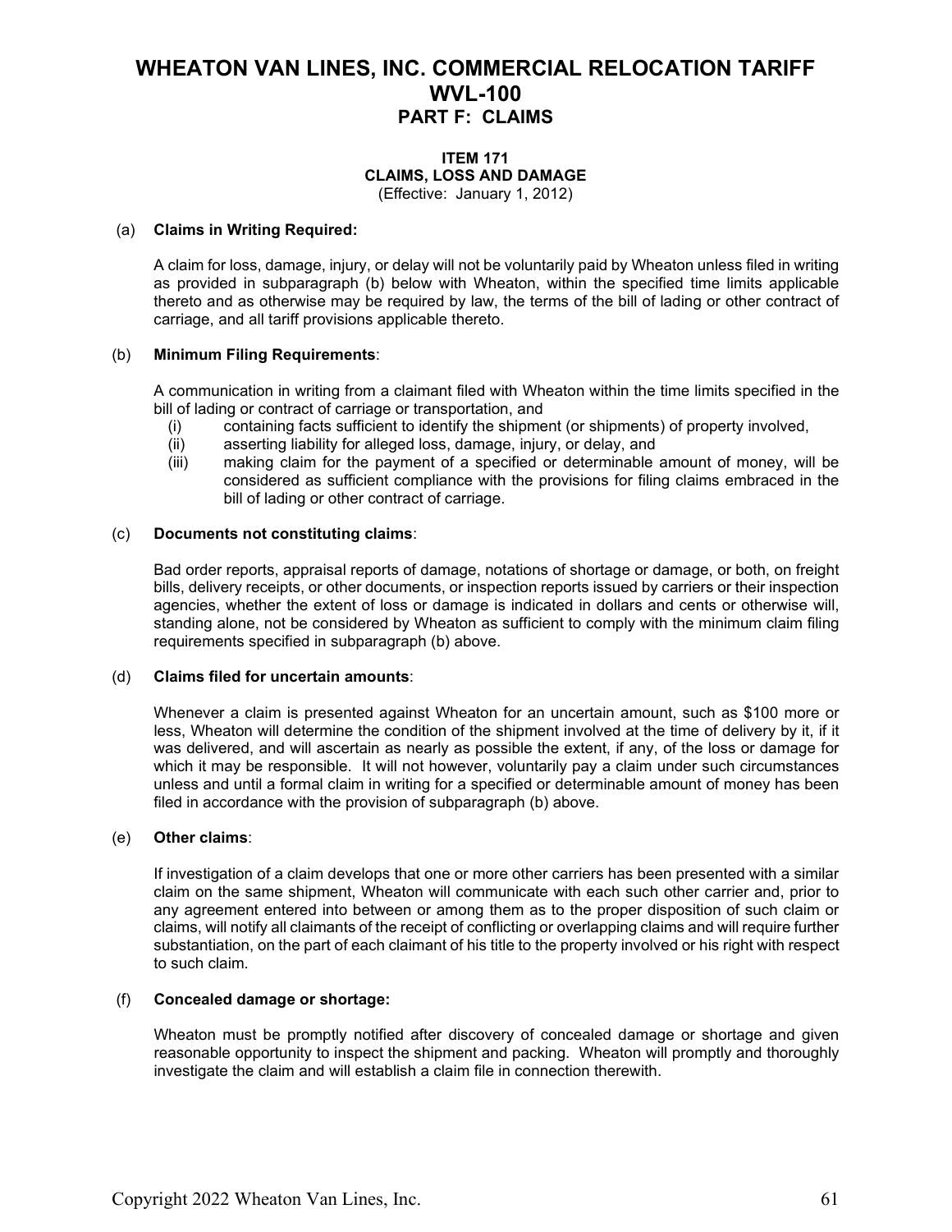# WHEATON VAN LINES, INC. COMMERCIAL RELOCATION TARIFF WVL-100

## PART F: CLAIMS

### ITEM 171
### CLAIMS, LOSS AND DAMAGE
(Effective: January 1, 2012)

(a) **Claims in Writing Required:**

A claim for loss, damage, injury, or delay will not be voluntarily paid by Wheaton unless filed in writing as provided in subparagraph (b) below with Wheaton, within the specified time limits applicable thereto and as otherwise may be required by law, the terms of the bill of lading or other contract of carriage, and all tariff provisions applicable thereto.

(b) **Minimum Filing Requirements**:

A communication in writing from a claimant filed with Wheaton within the time limits specified in the bill of lading or contract of carriage or transportation, and

- (i) containing facts sufficient to identify the shipment (or shipments) of property involved,
- (ii) asserting liability for alleged loss, damage, injury, or delay, and
- (iii) making claim for the payment of a specified or determinable amount of money, will be considered as sufficient compliance with the provisions for filing claims embraced in the bill of lading or other contract of carriage.

(c) **Documents not constituting claims**:

Bad order reports, appraisal reports of damage, notations of shortage or damage, or both, on freight bills, delivery receipts, or other documents, or inspection reports issued by carriers or their inspection agencies, whether the extent of loss or damage is indicated in dollars and cents or otherwise will, standing alone, not be considered by Wheaton as sufficient to comply with the minimum claim filing requirements specified in subparagraph (b) above.

(d) **Claims filed for uncertain amounts**:

Whenever a claim is presented against Wheaton for an uncertain amount, such as $100 more or less, Wheaton will determine the condition of the shipment involved at the time of delivery by it, if it was delivered, and will ascertain as nearly as possible the extent, if any, of the loss or damage for which it may be responsible. It will not however, voluntarily pay a claim under such circumstances unless and until a formal claim in writing for a specified or determinable amount of money has been filed in accordance with the provision of subparagraph (b) above.

(e) **Other claims**:

If investigation of a claim develops that one or more other carriers has been presented with a similar claim on the same shipment, Wheaton will communicate with each such other carrier and, prior to any agreement entered into between or among them as to the proper disposition of such claim or claims, will notify all claimants of the receipt of conflicting or overlapping claims and will require further substantiation, on the part of each claimant of his title to the property involved or his right with respect to such claim.

(f) **Concealed damage or shortage:**

Wheaton must be promptly notified after discovery of concealed damage or shortage and given reasonable opportunity to inspect the shipment and packing. Wheaton will promptly and thoroughly investigate the claim and will establish a claim file in connection therewith.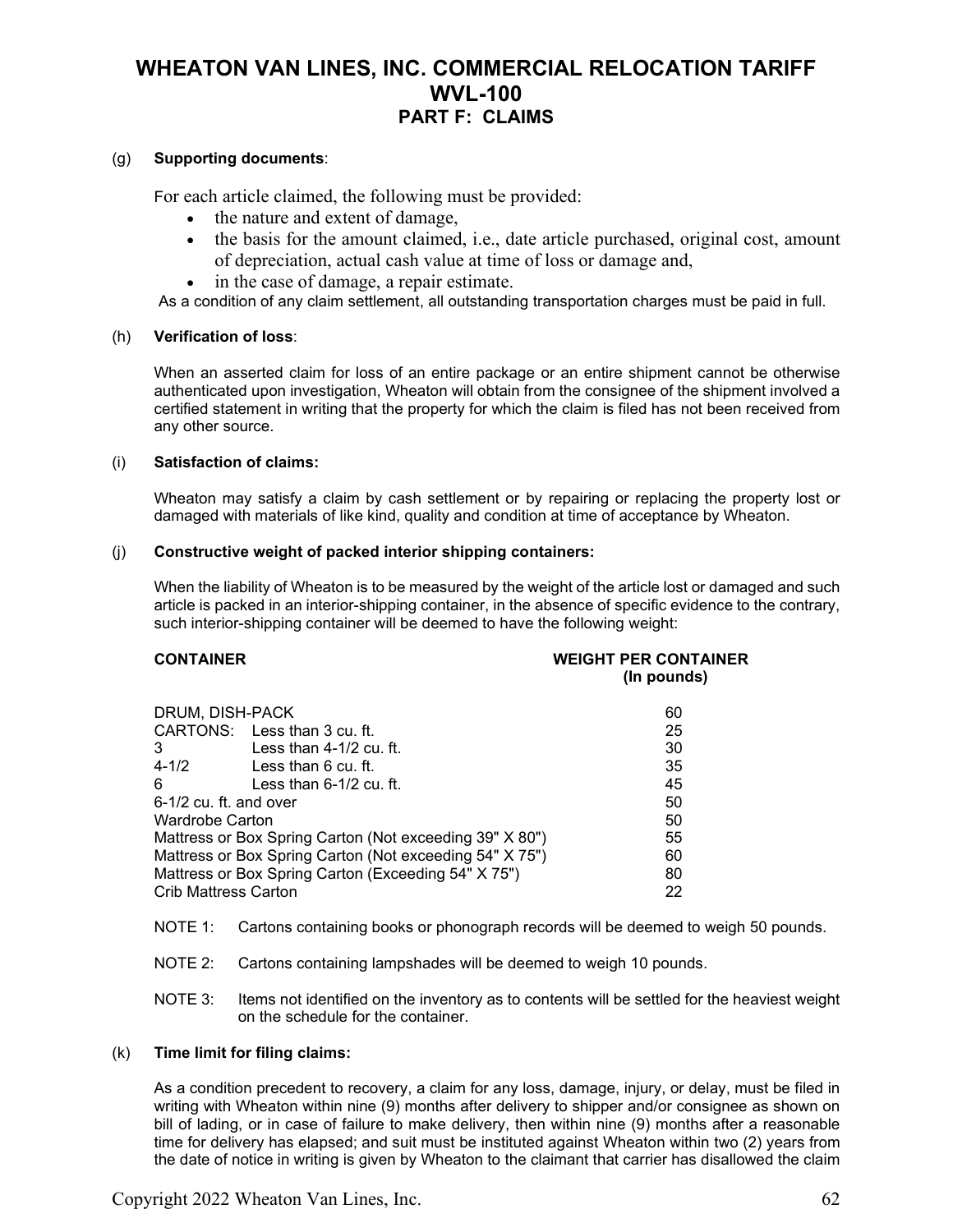# WHEATON VAN LINES, INC. COMMERCIAL RELOCATION TARIFF WVL-100

## PART F: CLAIMS

(g) **Supporting documents**:

For each article claimed, the following must be provided:

- the nature and extent of damage,
- the basis for the amount claimed, i.e., date article purchased, original cost, amount of depreciation, actual cash value at time of loss or damage and,
- in the case of damage, a repair estimate.

As a condition of any claim settlement, all outstanding transportation charges must be paid in full.

(h) **Verification of loss**:

When an asserted claim for loss of an entire package or an entire shipment cannot be otherwise authenticated upon investigation, Wheaton will obtain from the consignee of the shipment involved a certified statement in writing that the property for which the claim is filed has not been received from any other source.

(i) **Satisfaction of claims:**

Wheaton may satisfy a claim by cash settlement or by repairing or replacing the property lost or damaged with materials of like kind, quality and condition at time of acceptance by Wheaton.

(j) **Constructive weight of packed interior shipping containers:**

When the liability of Wheaton is to be measured by the weight of the article lost or damaged and such article is packed in an interior-shipping container, in the absence of specific evidence to the contrary, such interior-shipping container will be deemed to have the following weight:

| CONTAINER | | WEIGHT PER CONTAINER (In pounds) |
|---|---|---|
| DRUM, DISH-PACK | | 60 |
| CARTONS: | Less than 3 cu. ft. | 25 |
| 3 | Less than 4-1/2 cu. ft. | 30 |
| 4-1/2 | Less than 6 cu. ft. | 35 |
| 6 | Less than 6-1/2 cu. ft. | 45 |
| 6-1/2 cu. ft. and over | | 50 |
| Wardrobe Carton | | 50 |
| Mattress or Box Spring Carton (Not exceeding 39" X 80") | | 55 |
| Mattress or Box Spring Carton (Not exceeding 54" X 75") | | 60 |
| Mattress or Box Spring Carton (Exceeding 54" X 75") | | 80 |
| Crib Mattress Carton | | 22 |

NOTE 1: Cartons containing books or phonograph records will be deemed to weigh 50 pounds.

NOTE 2: Cartons containing lampshades will be deemed to weigh 10 pounds.

NOTE 3: Items not identified on the inventory as to contents will be settled for the heaviest weight on the schedule for the container.

(k) **Time limit for filing claims:**

As a condition precedent to recovery, a claim for any loss, damage, injury, or delay, must be filed in writing with Wheaton within nine (9) months after delivery to shipper and/or consignee as shown on bill of lading, or in case of failure to make delivery, then within nine (9) months after a reasonable time for delivery has elapsed; and suit must be instituted against Wheaton within two (2) years from the date of notice in writing is given by Wheaton to the claimant that carrier has disallowed the claim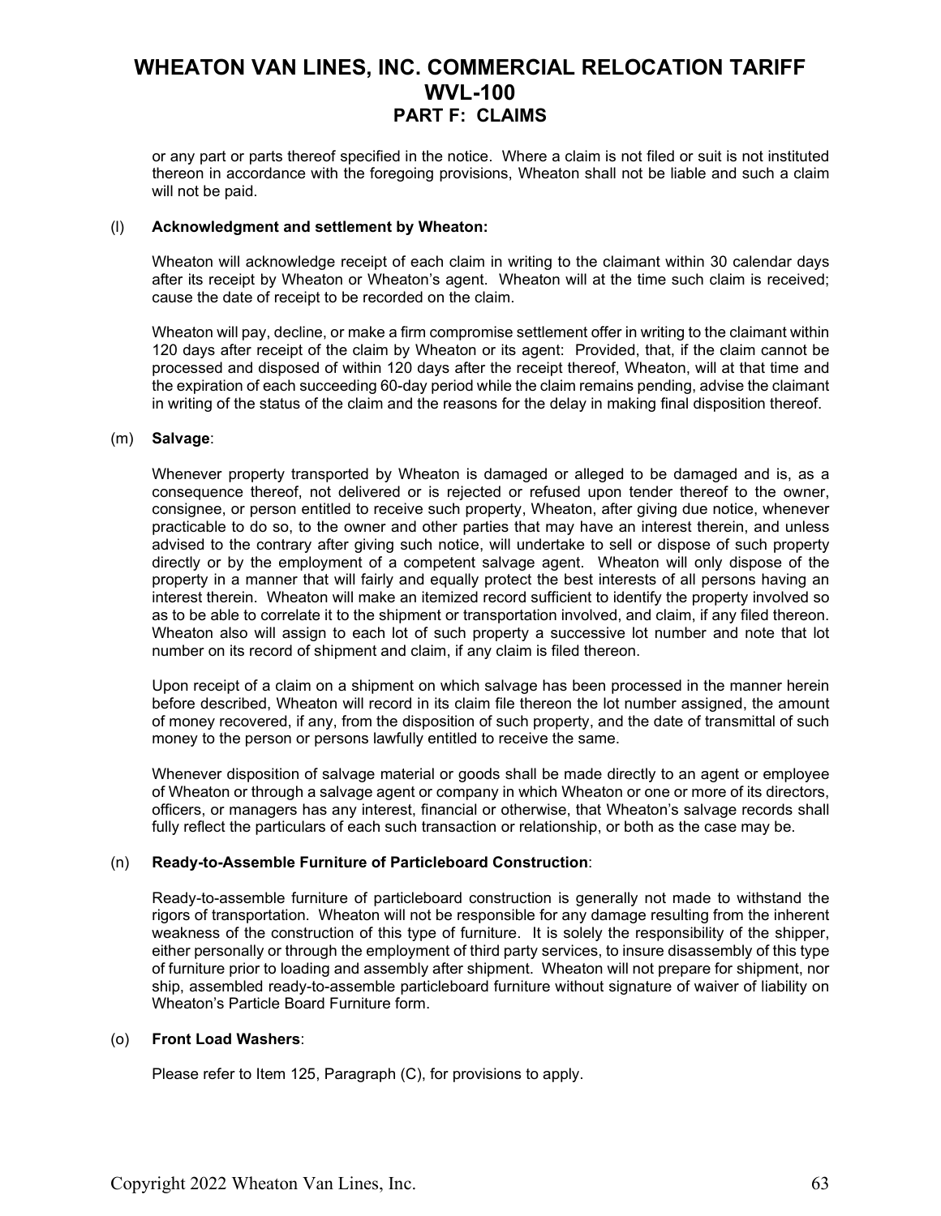or any part or parts thereof specified in the notice. Where a claim is not filed or suit is not instituted thereon in accordance with the foregoing provisions, Wheaton shall not be liable and such a claim will not be paid.

(l) **Acknowledgment and settlement by Wheaton:**

Wheaton will acknowledge receipt of each claim in writing to the claimant within 30 calendar days after its receipt by Wheaton or Wheaton's agent. Wheaton will at the time such claim is received; cause the date of receipt to be recorded on the claim.

Wheaton will pay, decline, or make a firm compromise settlement offer in writing to the claimant within 120 days after receipt of the claim by Wheaton or its agent: Provided, that, if the claim cannot be processed and disposed of within 120 days after the receipt thereof, Wheaton, will at that time and the expiration of each succeeding 60-day period while the claim remains pending, advise the claimant in writing of the status of the claim and the reasons for the delay in making final disposition thereof.

(m) **Salvage**:

Whenever property transported by Wheaton is damaged or alleged to be damaged and is, as a consequence thereof, not delivered or is rejected or refused upon tender thereof to the owner, consignee, or person entitled to receive such property, Wheaton, after giving due notice, whenever practicable to do so, to the owner and other parties that may have an interest therein, and unless advised to the contrary after giving such notice, will undertake to sell or dispose of such property directly or by the employment of a competent salvage agent. Wheaton will only dispose of the property in a manner that will fairly and equally protect the best interests of all persons having an interest therein. Wheaton will make an itemized record sufficient to identify the property involved so as to be able to correlate it to the shipment or transportation involved, and claim, if any filed thereon. Wheaton also will assign to each lot of such property a successive lot number and note that lot number on its record of shipment and claim, if any claim is filed thereon.

Upon receipt of a claim on a shipment on which salvage has been processed in the manner herein before described, Wheaton will record in its claim file thereon the lot number assigned, the amount of money recovered, if any, from the disposition of such property, and the date of transmittal of such money to the person or persons lawfully entitled to receive the same.

Whenever disposition of salvage material or goods shall be made directly to an agent or employee of Wheaton or through a salvage agent or company in which Wheaton or one or more of its directors, officers, or managers has any interest, financial or otherwise, that Wheaton's salvage records shall fully reflect the particulars of each such transaction or relationship, or both as the case may be.

(n) **Ready-to-Assemble Furniture of Particleboard Construction**:

Ready-to-assemble furniture of particleboard construction is generally not made to withstand the rigors of transportation. Wheaton will not be responsible for any damage resulting from the inherent weakness of the construction of this type of furniture. It is solely the responsibility of the shipper, either personally or through the employment of third party services, to insure disassembly of this type of furniture prior to loading and assembly after shipment. Wheaton will not prepare for shipment, nor ship, assembled ready-to-assemble particleboard furniture without signature of waiver of liability on Wheaton's Particle Board Furniture form.

(o) **Front Load Washers**:

Please refer to Item 125, Paragraph (C), for provisions to apply.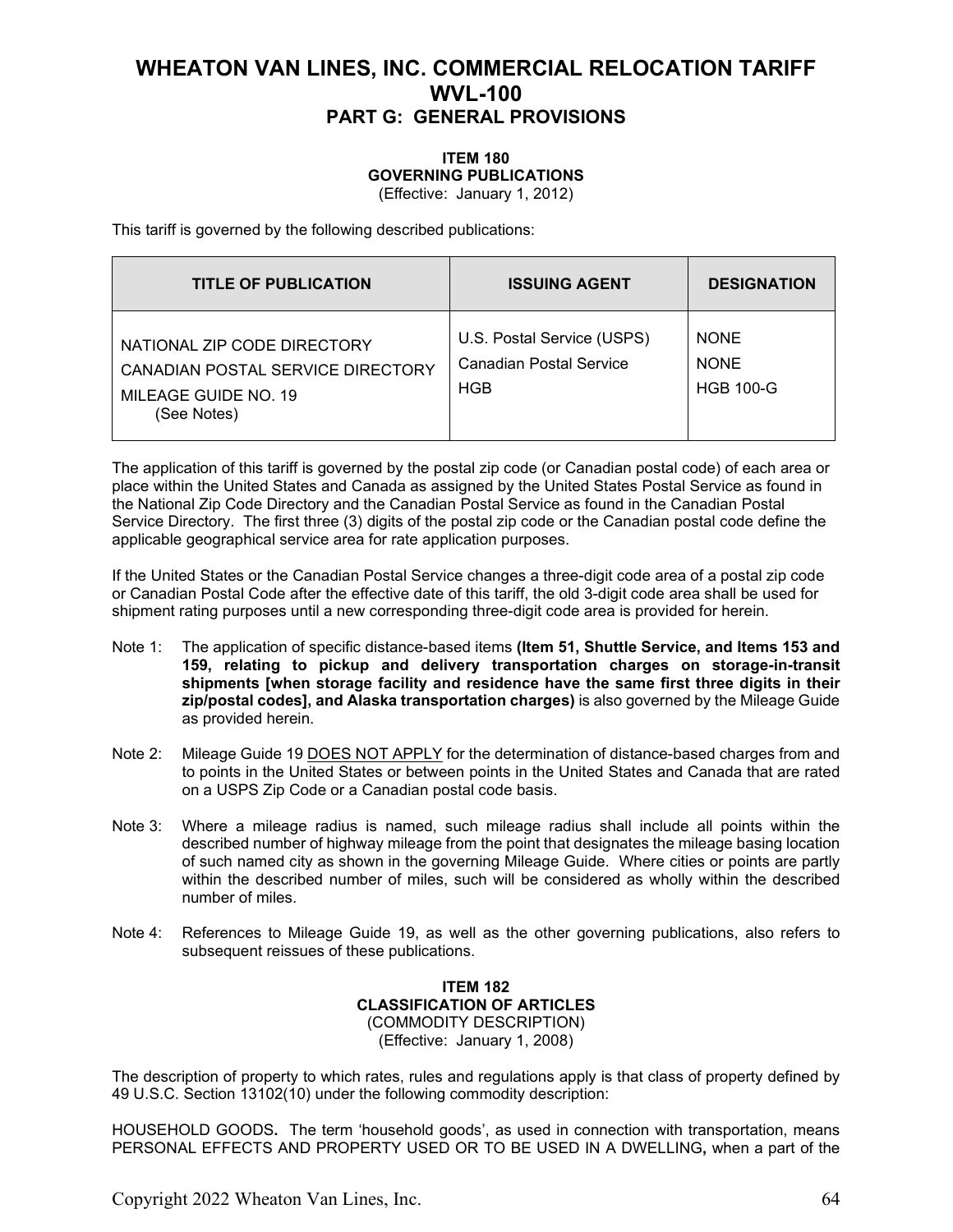# WHEATON VAN LINES, INC. COMMERCIAL RELOCATION TARIFF WVL-100

## PART G: GENERAL PROVISIONS

### ITEM 180
### GOVERNING PUBLICATIONS

(Effective: January 1, 2012)

This tariff is governed by the following described publications:

| TITLE OF PUBLICATION | ISSUING AGENT | DESIGNATION |
|---|---|---|
| NATIONAL ZIP CODE DIRECTORY | U.S. Postal Service (USPS) | NONE |
| CANADIAN POSTAL SERVICE DIRECTORY | Canadian Postal Service | NONE |
| MILEAGE GUIDE NO. 19 (See Notes) | HGB | HGB 100-G |

The application of this tariff is governed by the postal zip code (or Canadian postal code) of each area or place within the United States and Canada as assigned by the United States Postal Service as found in the National Zip Code Directory and the Canadian Postal Service as found in the Canadian Postal Service Directory. The first three (3) digits of the postal zip code or the Canadian postal code define the applicable geographical service area for rate application purposes.

If the United States or the Canadian Postal Service changes a three-digit code area of a postal zip code or Canadian Postal Code after the effective date of this tariff, the old 3-digit code area shall be used for shipment rating purposes until a new corresponding three-digit code area is provided for herein.

Note 1: The application of specific distance-based items **(Item 51, Shuttle Service, and Items 153 and 159, relating to pickup and delivery transportation charges on storage-in-transit shipments [when storage facility and residence have the same first three digits in their zip/postal codes], and Alaska transportation charges)** is also governed by the Mileage Guide as provided herein.

Note 2: Mileage Guide 19 DOES NOT APPLY for the determination of distance-based charges from and to points in the United States or between points in the United States and Canada that are rated on a USPS Zip Code or a Canadian postal code basis.

Note 3: Where a mileage radius is named, such mileage radius shall include all points within the described number of highway mileage from the point that designates the mileage basing location of such named city as shown in the governing Mileage Guide. Where cities or points are partly within the described number of miles, such will be considered as wholly within the described number of miles.

Note 4: References to Mileage Guide 19, as well as the other governing publications, also refers to subsequent reissues of these publications.

### ITEM 182
### CLASSIFICATION OF ARTICLES

(COMMODITY DESCRIPTION)

(Effective: January 1, 2008)

The description of property to which rates, rules and regulations apply is that class of property defined by 49 U.S.C. Section 13102(10) under the following commodity description:

HOUSEHOLD GOODS**.** The term 'household goods', as used in connection with transportation, means PERSONAL EFFECTS AND PROPERTY USED OR TO BE USED IN A DWELLING**,** when a part of the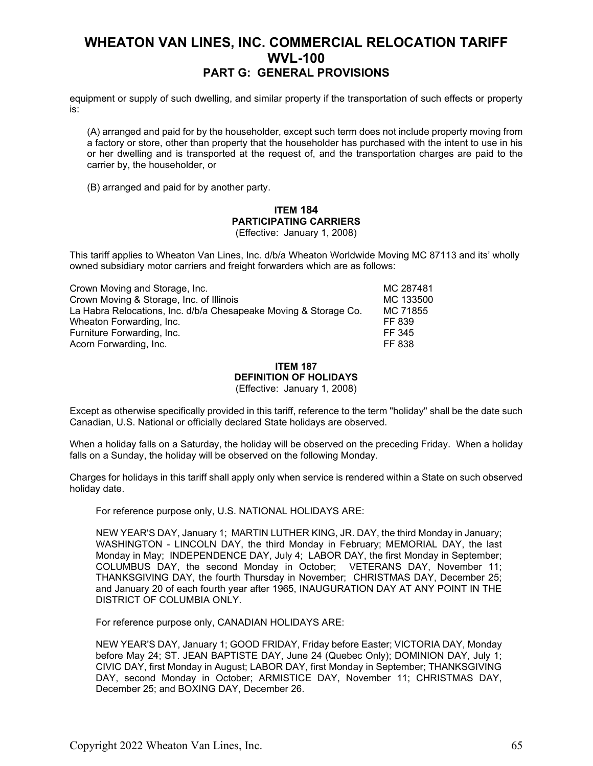equipment or supply of such dwelling, and similar property if the transportation of such effects or property is:

(A) arranged and paid for by the householder, except such term does not include property moving from a factory or store, other than property that the householder has purchased with the intent to use in his or her dwelling and is transported at the request of, and the transportation charges are paid to the carrier by, the householder, or

(B) arranged and paid for by another party.

**ITEM 184**
**PARTICIPATING CARRIERS**
(Effective: January 1, 2008)

This tariff applies to Wheaton Van Lines, Inc. d/b/a Wheaton Worldwide Moving MC 87113 and its' wholly owned subsidiary motor carriers and freight forwarders which are as follows:

| | |
|---|---|
| Crown Moving and Storage, Inc. | MC 287481 |
| Crown Moving & Storage, Inc. of Illinois | MC 133500 |
| La Habra Relocations, Inc. d/b/a Chesapeake Moving & Storage Co. | MC 71855 |
| Wheaton Forwarding, Inc. | FF 839 |
| Furniture Forwarding, Inc. | FF 345 |
| Acorn Forwarding, Inc. | FF 838 |

**ITEM 187**
**DEFINITION OF HOLIDAYS**
(Effective: January 1, 2008)

Except as otherwise specifically provided in this tariff, reference to the term "holiday" shall be the date such Canadian, U.S. National or officially declared State holidays are observed.

When a holiday falls on a Saturday, the holiday will be observed on the preceding Friday. When a holiday falls on a Sunday, the holiday will be observed on the following Monday.

Charges for holidays in this tariff shall apply only when service is rendered within a State on such observed holiday date.

For reference purpose only, U.S. NATIONAL HOLIDAYS ARE:

NEW YEAR'S DAY, January 1; MARTIN LUTHER KING, JR. DAY, the third Monday in January; WASHINGTON - LINCOLN DAY, the third Monday in February; MEMORIAL DAY, the last Monday in May; INDEPENDENCE DAY, July 4; LABOR DAY, the first Monday in September; COLUMBUS DAY, the second Monday in October; VETERANS DAY, November 11; THANKSGIVING DAY, the fourth Thursday in November; CHRISTMAS DAY, December 25; and January 20 of each fourth year after 1965, INAUGURATION DAY AT ANY POINT IN THE DISTRICT OF COLUMBIA ONLY.

For reference purpose only, CANADIAN HOLIDAYS ARE:

NEW YEAR'S DAY, January 1; GOOD FRIDAY, Friday before Easter; VICTORIA DAY, Monday before May 24; ST. JEAN BAPTISTE DAY, June 24 (Quebec Only); DOMINION DAY, July 1; CIVIC DAY, first Monday in August; LABOR DAY, first Monday in September; THANKSGIVING DAY, second Monday in October; ARMISTICE DAY, November 11; CHRISTMAS DAY, December 25; and BOXING DAY, December 26.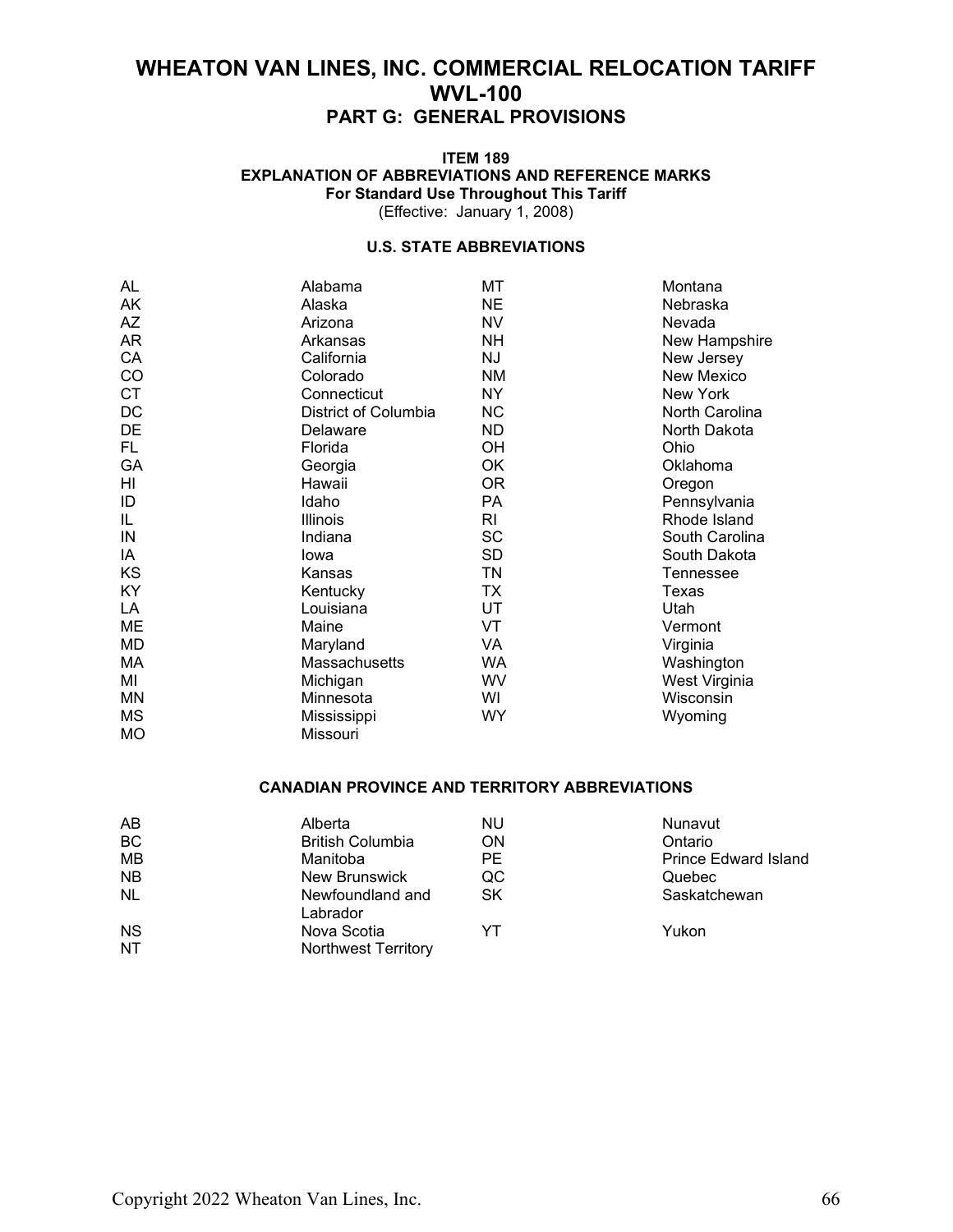# WHEATON VAN LINES, INC. COMMERCIAL RELOCATION TARIFF WVL-100

## PART G: GENERAL PROVISIONS

### ITEM 189
### EXPLANATION OF ABBREVIATIONS AND REFERENCE MARKS
**For Standard Use Throughout This Tariff**
(Effective: January 1, 2008)

#### U.S. STATE ABBREVIATIONS

| | | | |
|---|---|---|---|
| AL | Alabama | MT | Montana |
| AK | Alaska | NE | Nebraska |
| AZ | Arizona | NV | Nevada |
| AR | Arkansas | NH | New Hampshire |
| CA | California | NJ | New Jersey |
| CO | Colorado | NM | New Mexico |
| CT | Connecticut | NY | New York |
| DC | District of Columbia | NC | North Carolina |
| DE | Delaware | ND | North Dakota |
| FL | Florida | OH | Ohio |
| GA | Georgia | OK | Oklahoma |
| HI | Hawaii | OR | Oregon |
| ID | Idaho | PA | Pennsylvania |
| IL | Illinois | RI | Rhode Island |
| IN | Indiana | SC | South Carolina |
| IA | Iowa | SD | South Dakota |
| KS | Kansas | TN | Tennessee |
| KY | Kentucky | TX | Texas |
| LA | Louisiana | UT | Utah |
| ME | Maine | VT | Vermont |
| MD | Maryland | VA | Virginia |
| MA | Massachusetts | WA | Washington |
| MI | Michigan | WV | West Virginia |
| MN | Minnesota | WI | Wisconsin |
| MS | Mississippi | WY | Wyoming |
| MO | Missouri | | |

#### CANADIAN PROVINCE AND TERRITORY ABBREVIATIONS

| | | | |
|---|---|---|---|
| AB | Alberta | NU | Nunavut |
| BC | British Columbia | ON | Ontario |
| MB | Manitoba | PE | Prince Edward Island |
| NB | New Brunswick | QC | Quebec |
| NL | Newfoundland and Labrador | SK | Saskatchewan |
| NS | Nova Scotia | YT | Yukon |
| NT | Northwest Territory | | |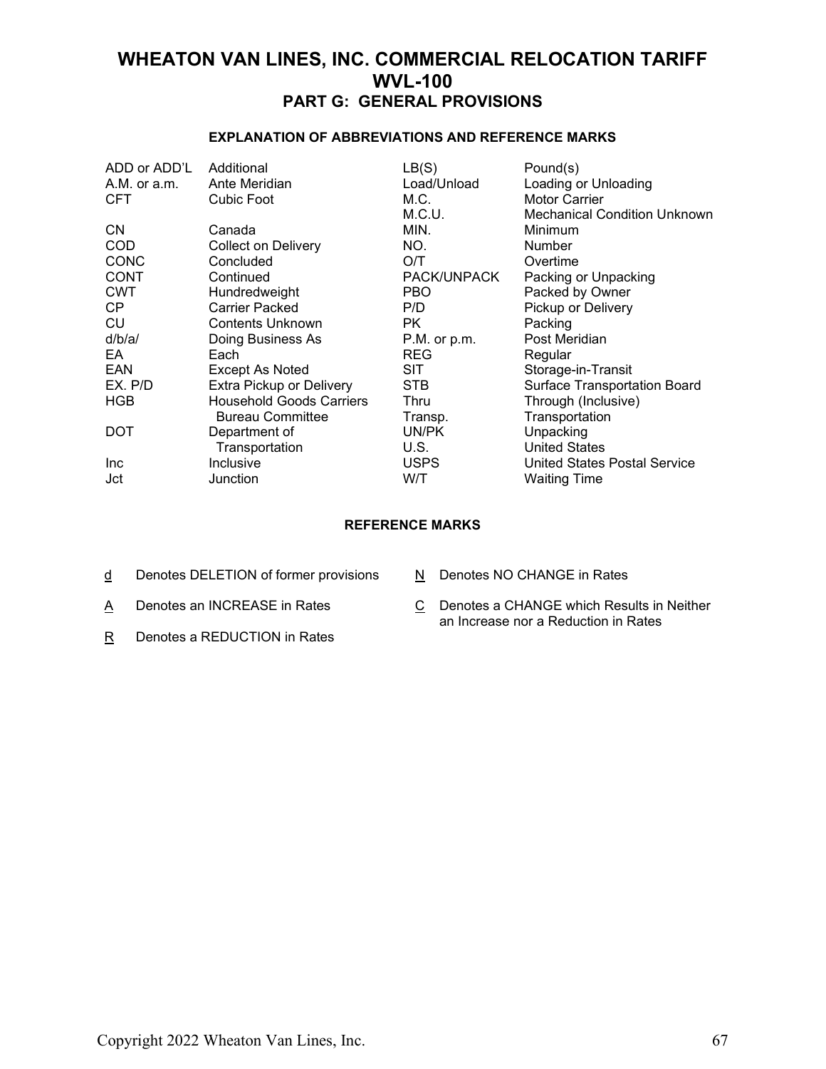# WHEATON VAN LINES, INC. COMMERCIAL RELOCATION TARIFF WVL-100

## PART G: GENERAL PROVISIONS

### EXPLANATION OF ABBREVIATIONS AND REFERENCE MARKS

| | | | |
|---|---|---|---|
| ADD or ADD'L | Additional | LB(S) | Pound(s) |
| A.M. or a.m. | Ante Meridian | Load/Unload | Loading or Unloading |
| CFT | Cubic Foot | M.C. | Motor Carrier |
| | | M.C.U. | Mechanical Condition Unknown |
| CN | Canada | MIN. | Minimum |
| COD | Collect on Delivery | NO. | Number |
| CONC | Concluded | O/T | Overtime |
| CONT | Continued | PACK/UNPACK | Packing or Unpacking |
| CWT | Hundredweight | PBO | Packed by Owner |
| CP | Carrier Packed | P/D | Pickup or Delivery |
| CU | Contents Unknown | PK | Packing |
| d/b/a/ | Doing Business As | P.M. or p.m. | Post Meridian |
| EA | Each | REG | Regular |
| EAN | Except As Noted | SIT | Storage-in-Transit |
| EX. P/D | Extra Pickup or Delivery | STB | Surface Transportation Board |
| HGB | Household Goods Carriers Bureau Committee | Thru | Through (Inclusive) |
| | | Transp. | Transportation |
| DOT | Department of Transportation | UN/PK | Unpacking |
| | | U.S. | United States |
| Inc | Inclusive | USPS | United States Postal Service |
| Jct | Junction | W/T | Waiting Time |

### REFERENCE MARKS

| | | | |
|---|---|---|---|
| d | Denotes DELETION of former provisions | N | Denotes NO CHANGE in Rates |
| A | Denotes an INCREASE in Rates | C | Denotes a CHANGE which Results in Neither an Increase nor a Reduction in Rates |
| R | Denotes a REDUCTION in Rates | | |

Copyright 2022 Wheaton Van Lines, Inc.